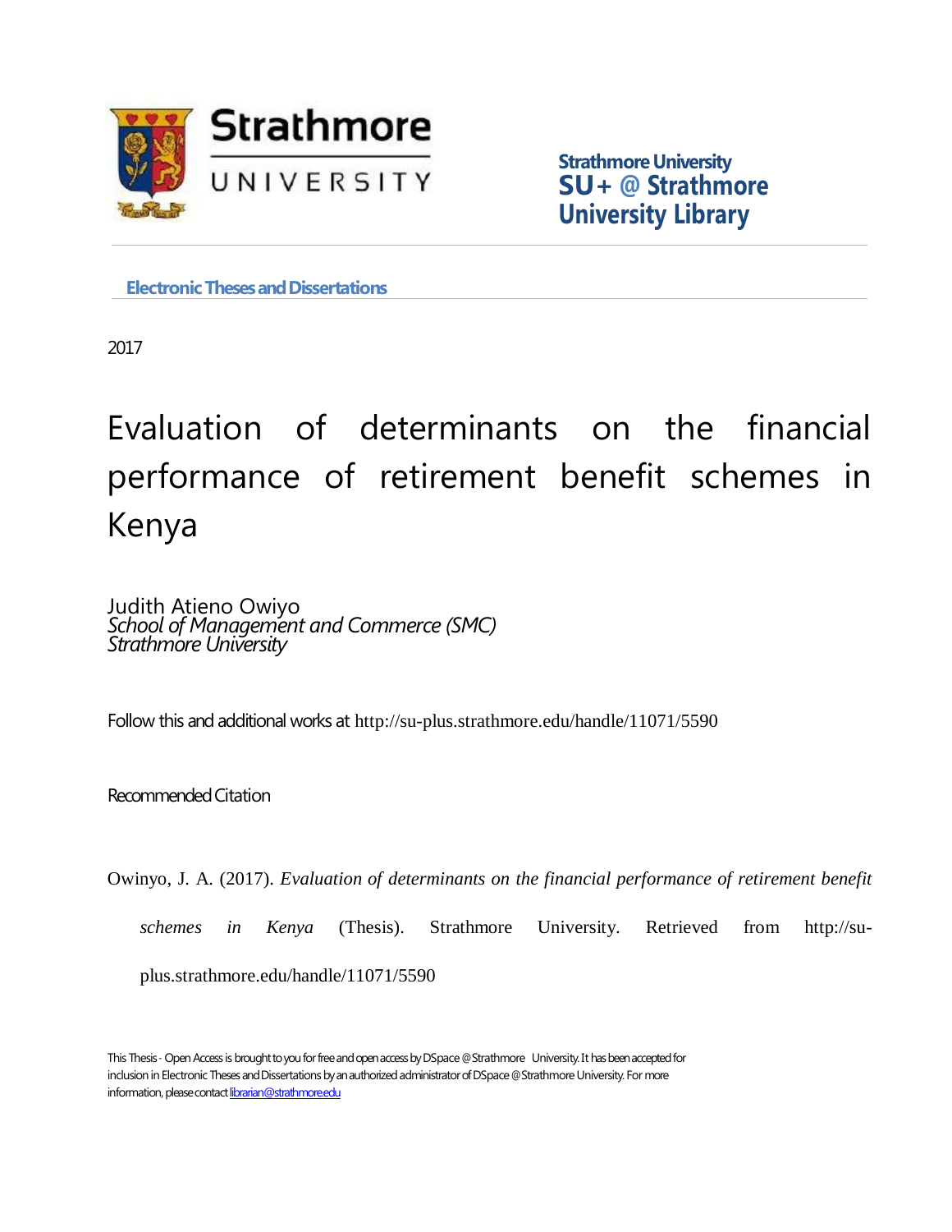Strathmore University

UNIVERSITY

**Strathmore University**
**SU+ @ Strathmore**
**University Library**

**Electronic Theses and Dissertations**

2017

# Evaluation of determinants on the financial performance of retirement benefit schemes in Kenya

Judith Atieno Owiyo
*School of Management and Commerce (SMC)*
*Strathmore University*

Follow this and additional works at http://su-plus.strathmore.edu/handle/11071/5590

Recommended Citation

Owinyo, J. A. (2017). *Evaluation of determinants on the financial performance of retirement benefit schemes in Kenya* (Thesis). Strathmore University. Retrieved from http://su-plus.strathmore.edu/handle/11071/5590

This Thesis - Open Access is brought to you for free and open access by DSpace @Strathmore University. It has been accepted for inclusion in Electronic Theses and Dissertations by an authorized administrator of DSpace @Strathmore University. For more information, please contact librarian@strathmore.edu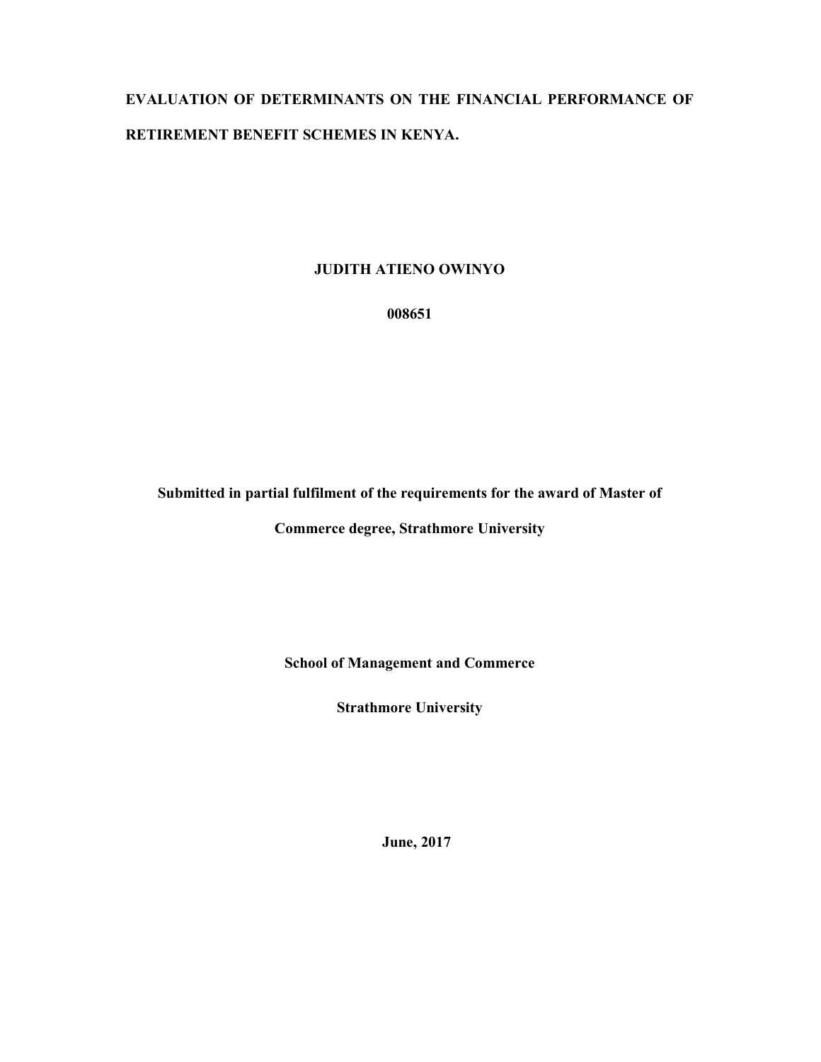**EVALUATION OF DETERMINANTS ON THE FINANCIAL PERFORMANCE OF RETIREMENT BENEFIT SCHEMES IN KENYA.**

**JUDITH ATIENO OWINYO**

**008651**

**Submitted in partial fulfilment of the requirements for the award of Master of Commerce degree, Strathmore University**

**School of Management and Commerce**

**Strathmore University**

**June, 2017**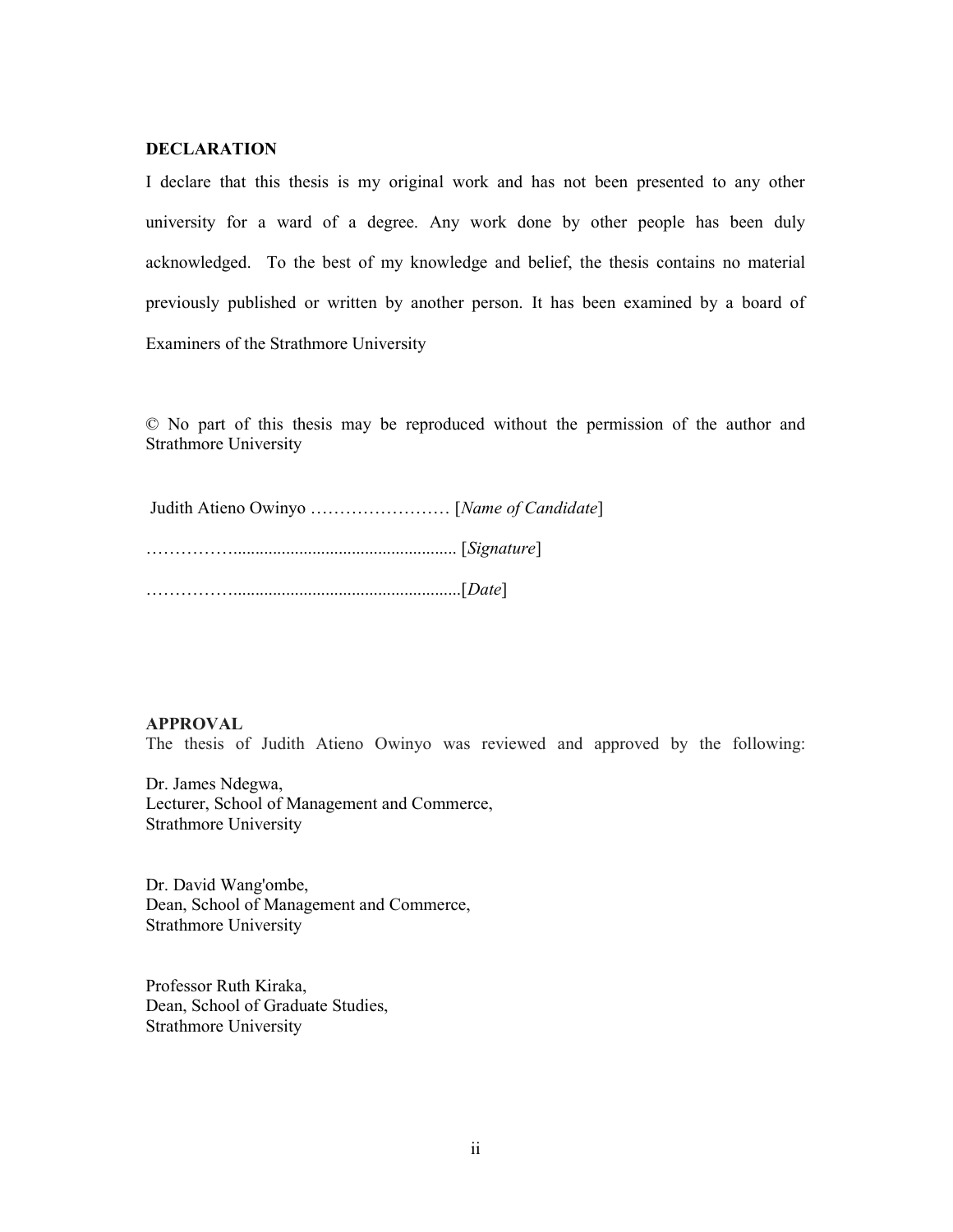## DECLARATION

I declare that this thesis is my original work and has not been presented to any other university for a ward of a degree. Any work done by other people has been duly acknowledged. To the best of my knowledge and belief, the thesis contains no material previously published or written by another person. It has been examined by a board of Examiners of the Strathmore University

© No part of this thesis may be reproduced without the permission of the author and Strathmore University

Judith Atieno Owinyo …………………… [*Name of Candidate*]

……………............................................... [*Signature*]

……………................................................[*Date*]

## APPROVAL

The thesis of Judith Atieno Owinyo was reviewed and approved by the following:

Dr. James Ndegwa,
Lecturer, School of Management and Commerce,
Strathmore University

Dr. David Wang'ombe,
Dean, School of Management and Commerce,
Strathmore University

Professor Ruth Kiraka,
Dean, School of Graduate Studies,
Strathmore University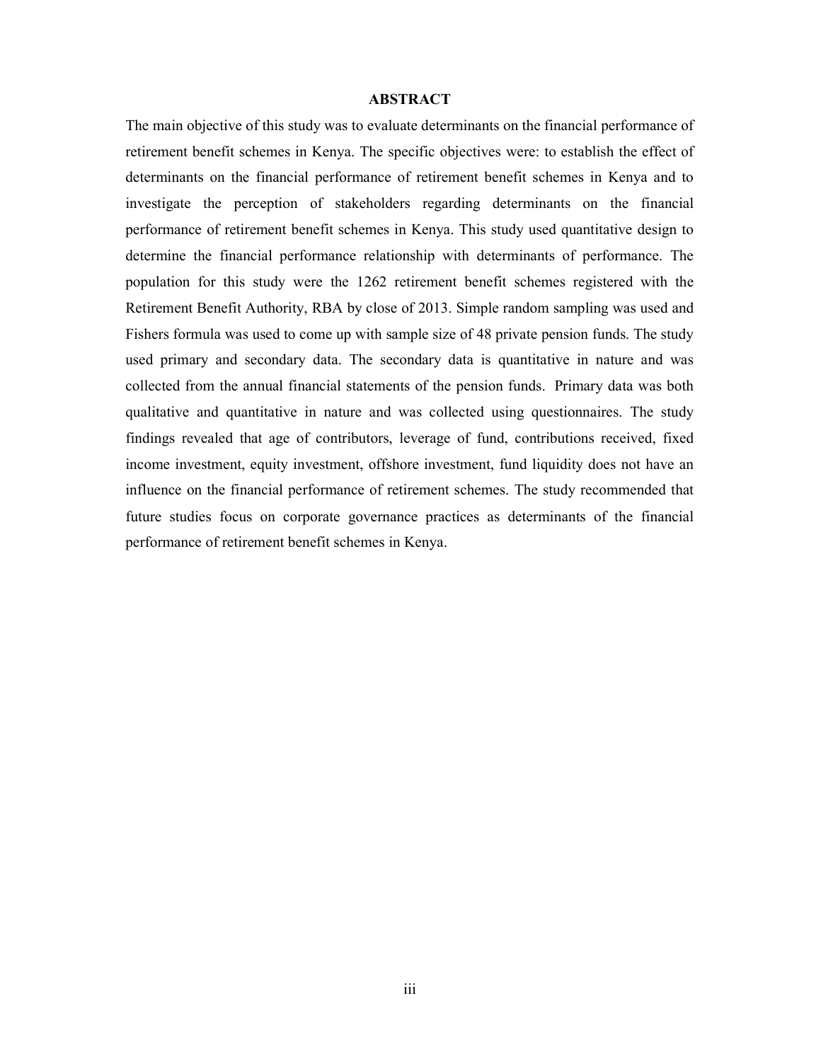## ABSTRACT

The main objective of this study was to evaluate determinants on the financial performance of retirement benefit schemes in Kenya. The specific objectives were: to establish the effect of determinants on the financial performance of retirement benefit schemes in Kenya and to investigate the perception of stakeholders regarding determinants on the financial performance of retirement benefit schemes in Kenya. This study used quantitative design to determine the financial performance relationship with determinants of performance. The population for this study were the 1262 retirement benefit schemes registered with the Retirement Benefit Authority, RBA by close of 2013. Simple random sampling was used and Fishers formula was used to come up with sample size of 48 private pension funds. The study used primary and secondary data. The secondary data is quantitative in nature and was collected from the annual financial statements of the pension funds. Primary data was both qualitative and quantitative in nature and was collected using questionnaires. The study findings revealed that age of contributors, leverage of fund, contributions received, fixed income investment, equity investment, offshore investment, fund liquidity does not have an influence on the financial performance of retirement schemes. The study recommended that future studies focus on corporate governance practices as determinants of the financial performance of retirement benefit schemes in Kenya.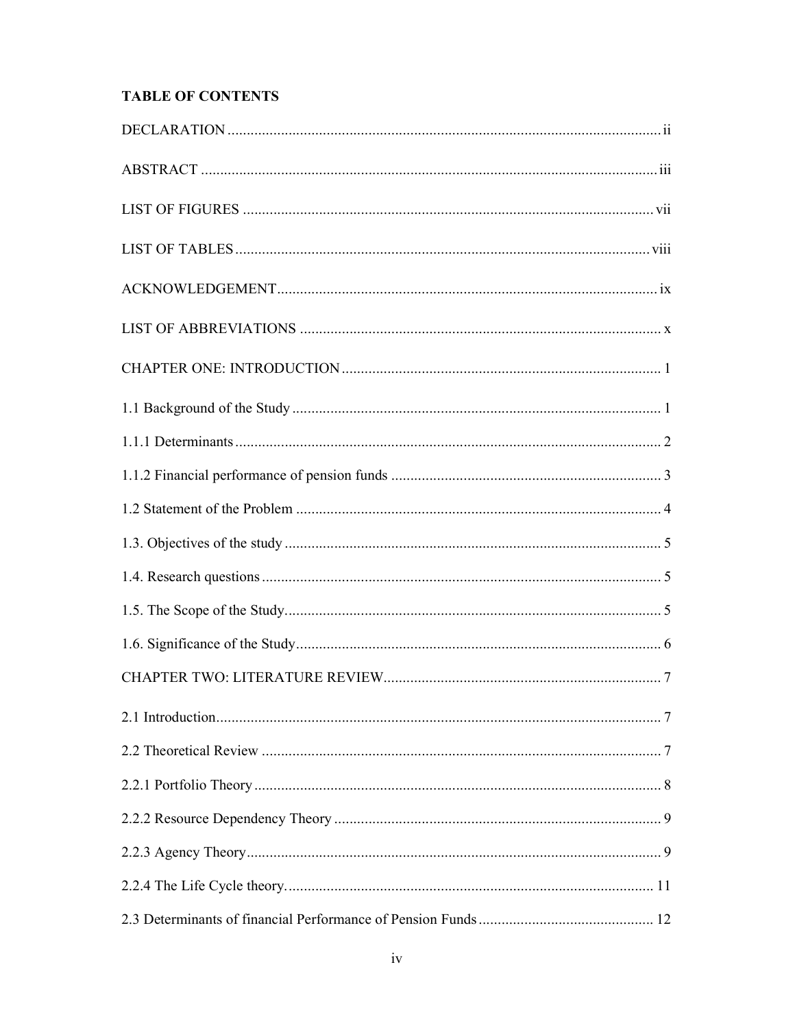**TABLE OF CONTENTS**

DECLARATION ........................................................................................................ ii

ABSTRACT ............................................................................................................ iii

LIST OF FIGURES ................................................................................................. vii

LIST OF TABLES ................................................................................................... viii

ACKNOWLEDGEMENT.......................................................................................... ix

LIST OF ABBREVIATIONS ..................................................................................... x

CHAPTER ONE: INTRODUCTION .......................................................................... 1

1.1 Background of the Study ....................................................................................... 1

1.1.1 Determinants ...................................................................................................... 2

1.1.2 Financial performance of pension funds ............................................................. 3

1.2 Statement of the Problem ...................................................................................... 4

1.3. Objectives of the study .......................................................................................... 5

1.4. Research questions ................................................................................................ 5

1.5. The Scope of the Study.......................................................................................... 5

1.6. Significance of the Study ....................................................................................... 6

CHAPTER TWO: LITERATURE REVIEW................................................................ 7

2.1 Introduction............................................................................................................ 7

2.2 Theoretical Review ................................................................................................ 7

2.2.1 Portfolio Theory .................................................................................................. 8

2.2.2 Resource Dependency Theory ............................................................................ 9

2.2.3 Agency Theory.................................................................................................... 9

2.2.4 The Life Cycle theory......................................................................................... 11

2.3 Determinants of financial Performance of Pension Funds ..................................... 12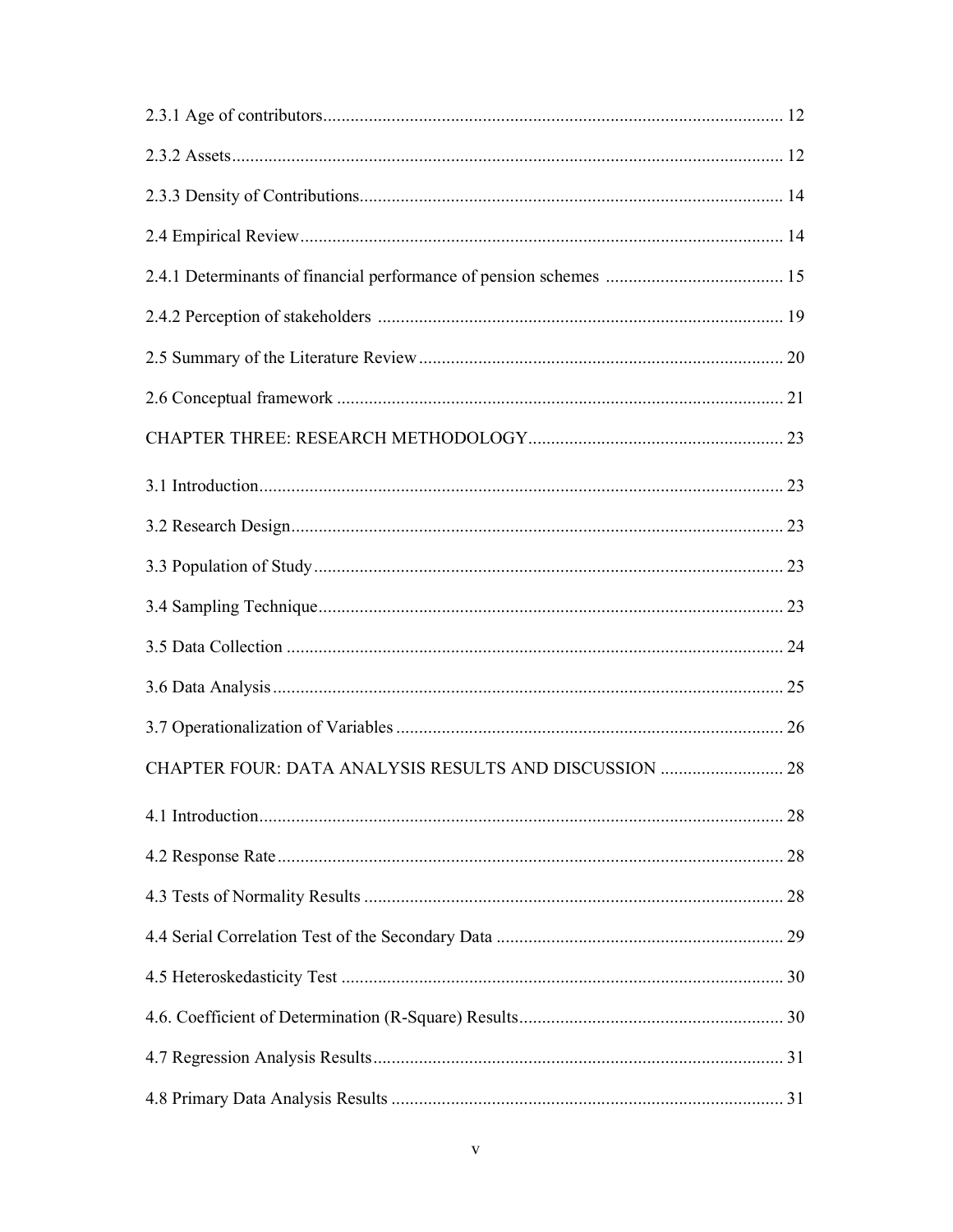2.3.1 Age of contributors .................................................................................................... 12

2.3.2 Assets ........................................................................................................................ 12

2.3.3 Density of Contributions ............................................................................................ 14

2.4 Empirical Review ......................................................................................................... 14

2.4.1 Determinants of financial performance of pension schemes ....................................... 15

2.4.2 Perception of stakeholders ......................................................................................... 19

2.5 Summary of the Literature Review ............................................................................... 20

2.6 Conceptual framework ................................................................................................. 21

CHAPTER THREE: RESEARCH METHODOLOGY ........................................................ 23

3.1 Introduction .................................................................................................................. 23

3.2 Research Design ........................................................................................................... 23

3.3 Population of Study ...................................................................................................... 23

3.4 Sampling Technique ..................................................................................................... 23

3.5 Data Collection ............................................................................................................ 24

3.6 Data Analysis ............................................................................................................... 25

3.7 Operationalization of Variables .................................................................................... 26

CHAPTER FOUR: DATA ANALYSIS RESULTS AND DISCUSSION ........................... 28

4.1 Introduction .................................................................................................................. 28

4.2 Response Rate .............................................................................................................. 28

4.3 Tests of Normality Results ........................................................................................... 28

4.4 Serial Correlation Test of the Secondary Data .............................................................. 29

4.5 Heteroskedasticity Test ................................................................................................ 30

4.6. Coefficient of Determination (R-Square) Results ......................................................... 30

4.7 Regression Analysis Results ......................................................................................... 31

4.8 Primary Data Analysis Results ..................................................................................... 31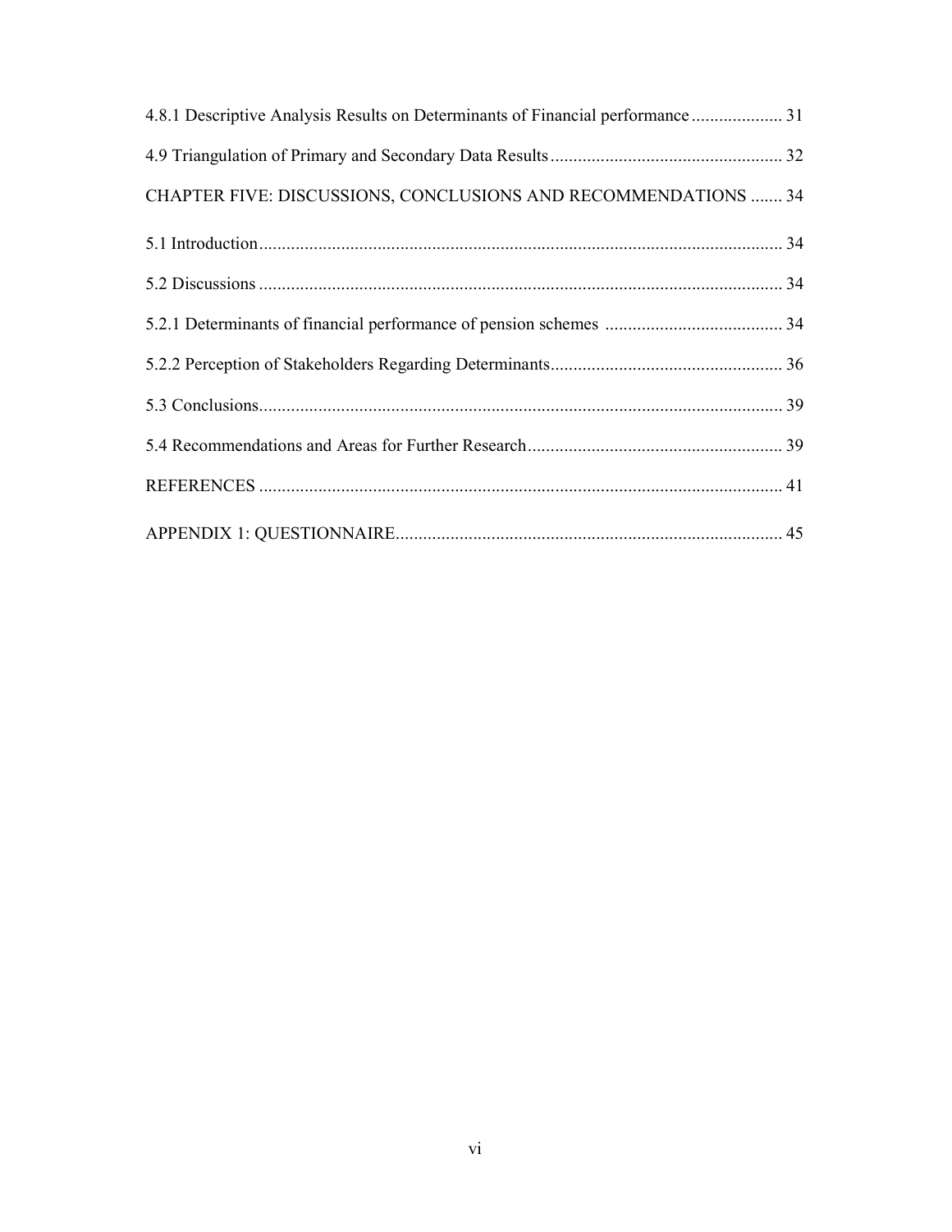4.8.1 Descriptive Analysis Results on Determinants of Financial performance .................... 31

4.9 Triangulation of Primary and Secondary Data Results .................................................. 32

CHAPTER FIVE: DISCUSSIONS, CONCLUSIONS AND RECOMMENDATIONS ....... 34

5.1 Introduction .................................................................................................................. 34

5.2 Discussions .................................................................................................................. 34

5.2.1 Determinants of financial performance of pension schemes ....................................... 34

5.2.2 Perception of Stakeholders Regarding Determinants .................................................. 36

5.3 Conclusions .................................................................................................................. 39

5.4 Recommendations and Areas for Further Research ........................................................ 39

REFERENCES .................................................................................................................. 41

APPENDIX 1: QUESTIONNAIRE .................................................................................... 45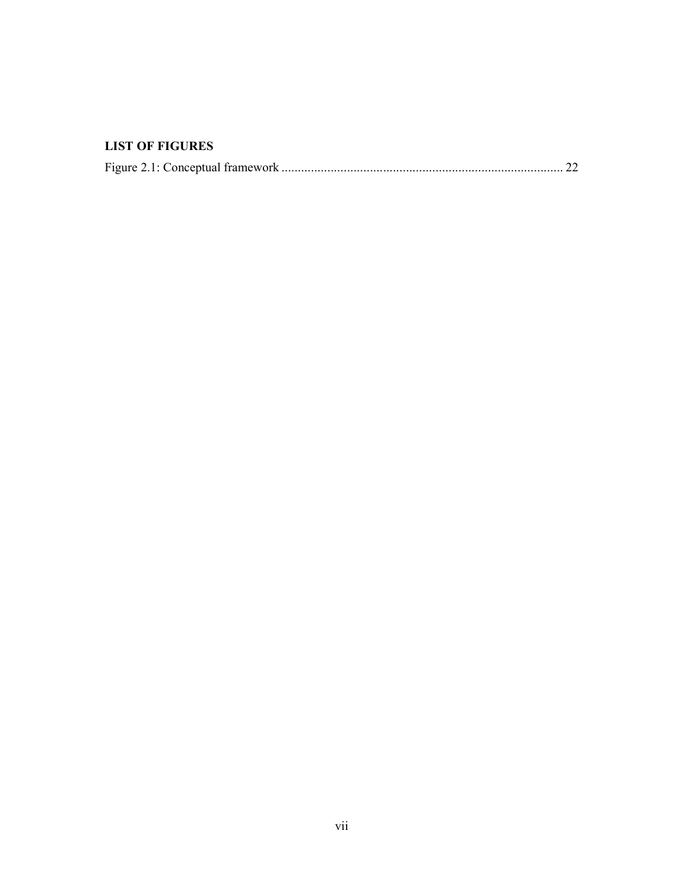## LIST OF FIGURES

Figure 2.1: Conceptual framework ..................................................................................... 22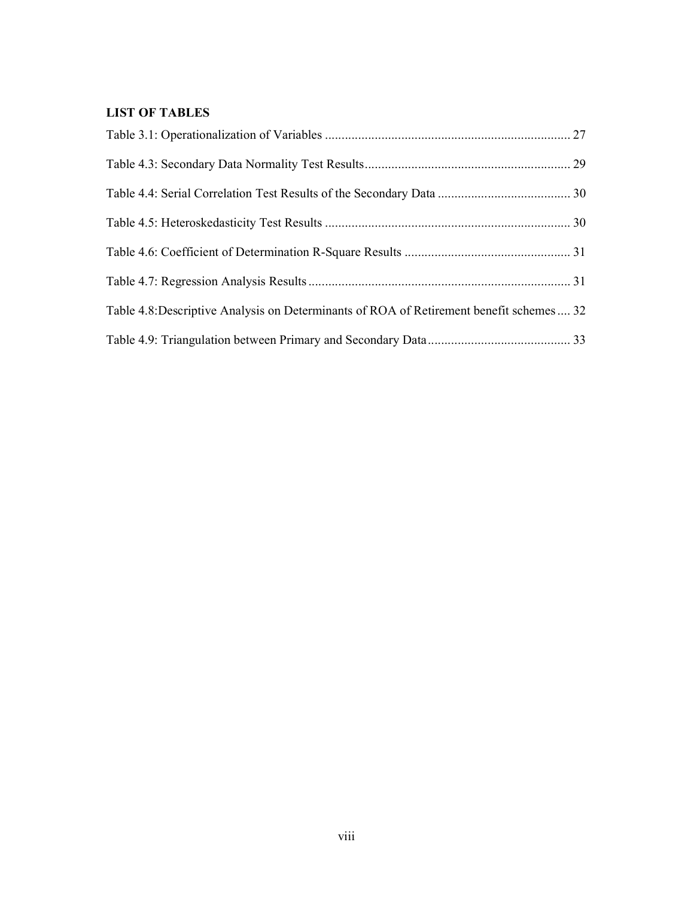## LIST OF TABLES

Table 3.1: Operationalization of Variables ........................................................................... 27

Table 4.3: Secondary Data Normality Test Results.............................................................. 29

Table 4.4: Serial Correlation Test Results of the Secondary Data ........................................ 30

Table 4.5: Heteroskedasticity Test Results ........................................................................... 30

Table 4.6: Coefficient of Determination R-Square Results .................................................. 31

Table 4.7: Regression Analysis Results ............................................................................... 31

Table 4.8:Descriptive Analysis on Determinants of ROA of Retirement benefit schemes .... 32

Table 4.9: Triangulation between Primary and Secondary Data ........................................... 33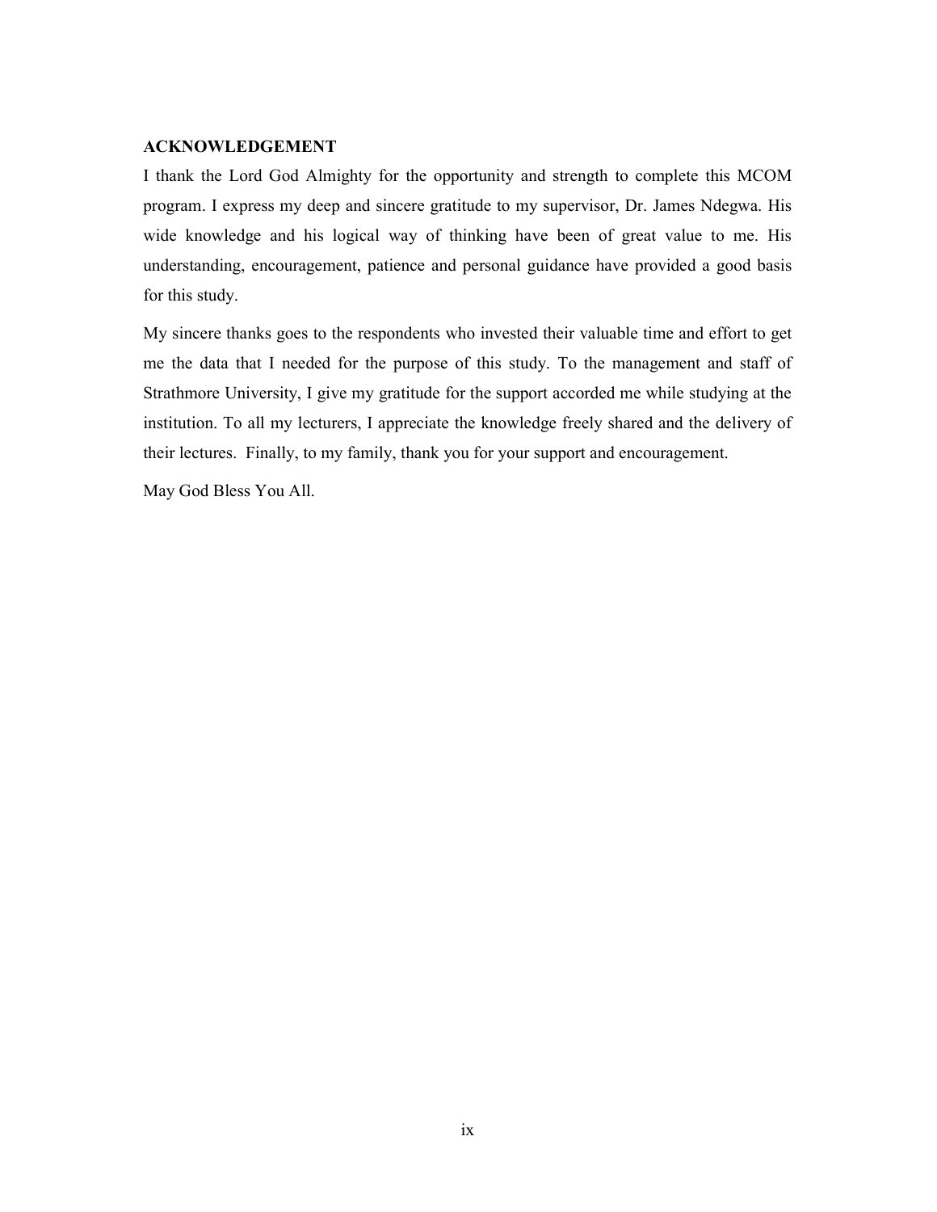## ACKNOWLEDGEMENT

I thank the Lord God Almighty for the opportunity and strength to complete this MCOM program. I express my deep and sincere gratitude to my supervisor, Dr. James Ndegwa. His wide knowledge and his logical way of thinking have been of great value to me. His understanding, encouragement, patience and personal guidance have provided a good basis for this study.

My sincere thanks goes to the respondents who invested their valuable time and effort to get me the data that I needed for the purpose of this study. To the management and staff of Strathmore University, I give my gratitude for the support accorded me while studying at the institution. To all my lecturers, I appreciate the knowledge freely shared and the delivery of their lectures. Finally, to my family, thank you for your support and encouragement.

May God Bless You All.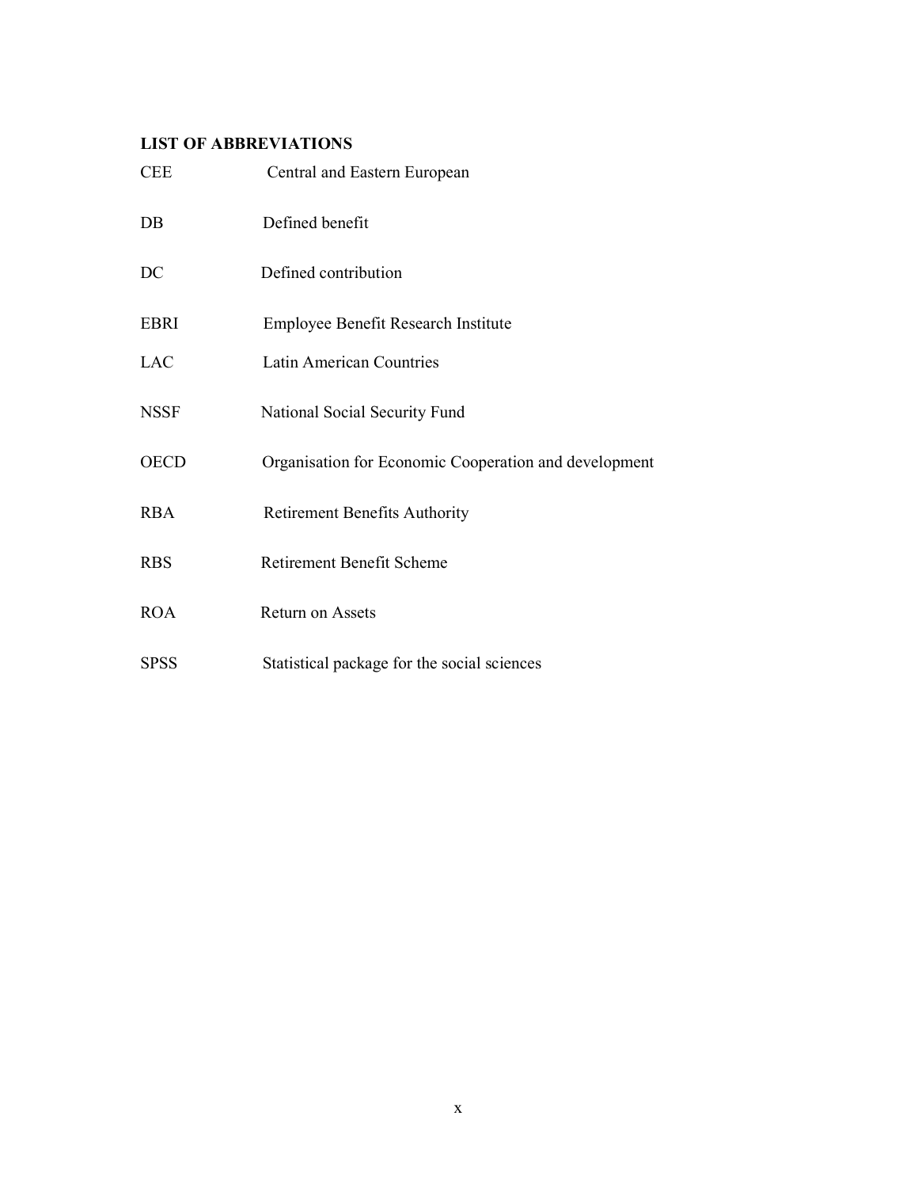## LIST OF ABBREVIATIONS

| | |
|---|---|
| CEE | Central and Eastern European |
| DB | Defined benefit |
| DC | Defined contribution |
| EBRI | Employee Benefit Research Institute |
| LAC | Latin American Countries |
| NSSF | National Social Security Fund |
| OECD | Organisation for Economic Cooperation and development |
| RBA | Retirement Benefits Authority |
| RBS | Retirement Benefit Scheme |
| ROA | Return on Assets |
| SPSS | Statistical package for the social sciences |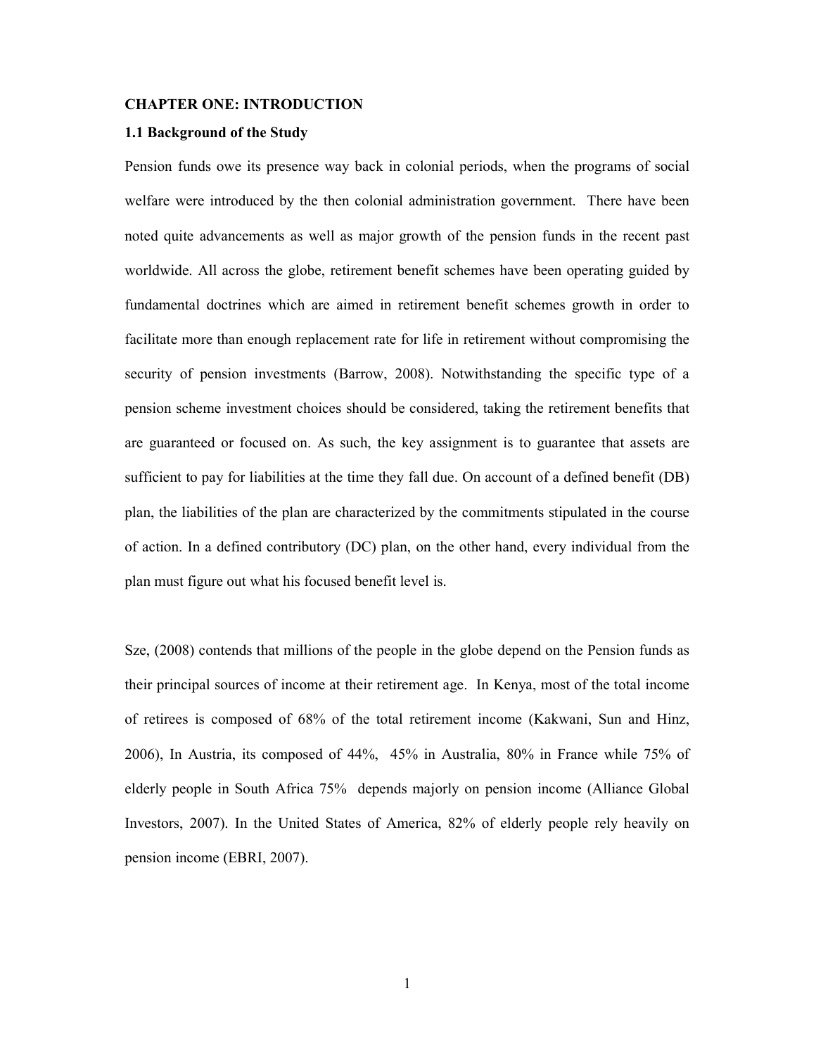## CHAPTER ONE: INTRODUCTION

### 1.1 Background of the Study

Pension funds owe its presence way back in colonial periods, when the programs of social welfare were introduced by the then colonial administration government. There have been noted quite advancements as well as major growth of the pension funds in the recent past worldwide. All across the globe, retirement benefit schemes have been operating guided by fundamental doctrines which are aimed in retirement benefit schemes growth in order to facilitate more than enough replacement rate for life in retirement without compromising the security of pension investments (Barrow, 2008). Notwithstanding the specific type of a pension scheme investment choices should be considered, taking the retirement benefits that are guaranteed or focused on. As such, the key assignment is to guarantee that assets are sufficient to pay for liabilities at the time they fall due. On account of a defined benefit (DB) plan, the liabilities of the plan are characterized by the commitments stipulated in the course of action. In a defined contributory (DC) plan, on the other hand, every individual from the plan must figure out what his focused benefit level is.

Sze, (2008) contends that millions of the people in the globe depend on the Pension funds as their principal sources of income at their retirement age. In Kenya, most of the total income of retirees is composed of 68% of the total retirement income (Kakwani, Sun and Hinz, 2006), In Austria, its composed of 44%, 45% in Australia, 80% in France while 75% of elderly people in South Africa 75% depends majorly on pension income (Alliance Global Investors, 2007). In the United States of America, 82% of elderly people rely heavily on pension income (EBRI, 2007).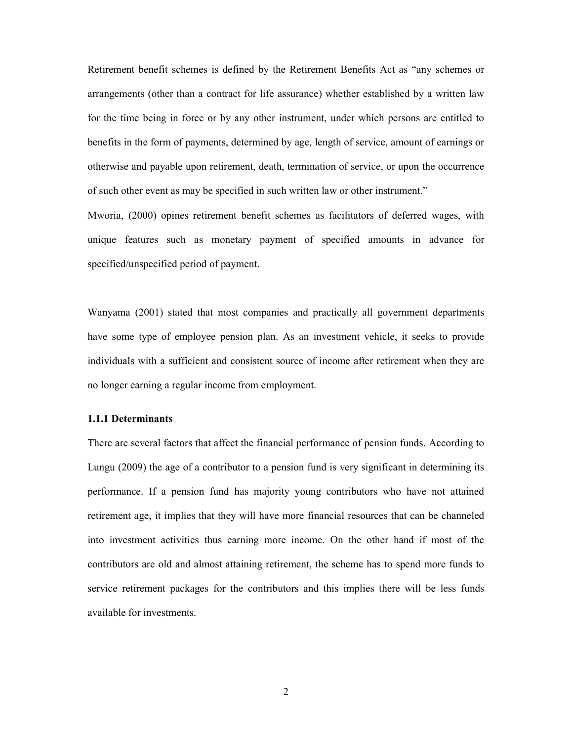Retirement benefit schemes is defined by the Retirement Benefits Act as "any schemes or arrangements (other than a contract for life assurance) whether established by a written law for the time being in force or by any other instrument, under which persons are entitled to benefits in the form of payments, determined by age, length of service, amount of earnings or otherwise and payable upon retirement, death, termination of service, or upon the occurrence of such other event as may be specified in such written law or other instrument."

Mworia, (2000) opines retirement benefit schemes as facilitators of deferred wages, with unique features such as monetary payment of specified amounts in advance for specified/unspecified period of payment.

Wanyama (2001) stated that most companies and practically all government departments have some type of employee pension plan. As an investment vehicle, it seeks to provide individuals with a sufficient and consistent source of income after retirement when they are no longer earning a regular income from employment.

### 1.1.1 Determinants

There are several factors that affect the financial performance of pension funds. According to Lungu (2009) the age of a contributor to a pension fund is very significant in determining its performance. If a pension fund has majority young contributors who have not attained retirement age, it implies that they will have more financial resources that can be channeled into investment activities thus earning more income. On the other hand if most of the contributors are old and almost attaining retirement, the scheme has to spend more funds to service retirement packages for the contributors and this implies there will be less funds available for investments.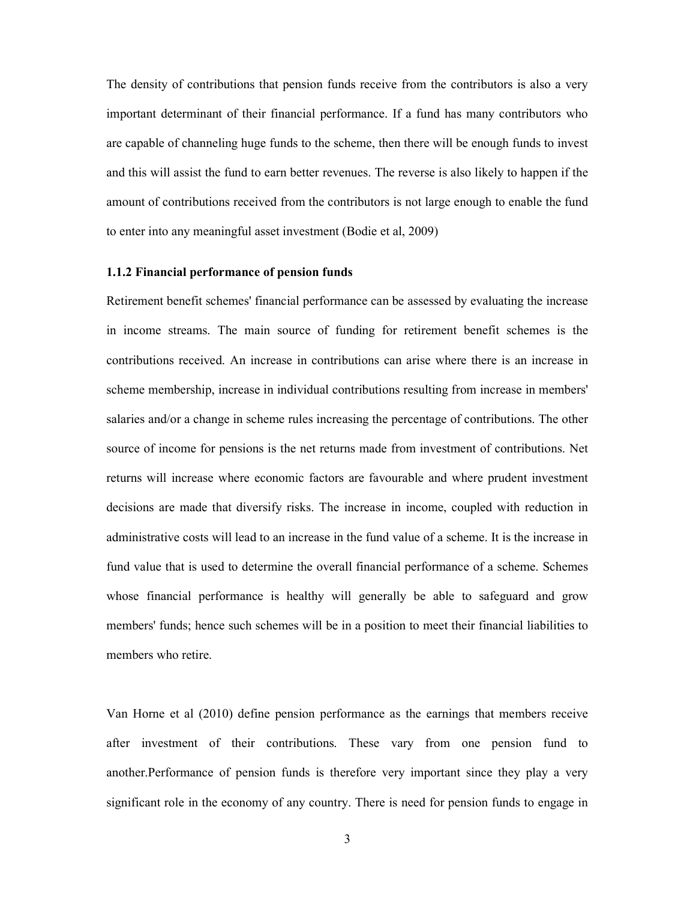The density of contributions that pension funds receive from the contributors is also a very important determinant of their financial performance. If a fund has many contributors who are capable of channeling huge funds to the scheme, then there will be enough funds to invest and this will assist the fund to earn better revenues. The reverse is also likely to happen if the amount of contributions received from the contributors is not large enough to enable the fund to enter into any meaningful asset investment (Bodie et al, 2009)

### 1.1.2 Financial performance of pension funds

Retirement benefit schemes' financial performance can be assessed by evaluating the increase in income streams. The main source of funding for retirement benefit schemes is the contributions received. An increase in contributions can arise where there is an increase in scheme membership, increase in individual contributions resulting from increase in members' salaries and/or a change in scheme rules increasing the percentage of contributions. The other source of income for pensions is the net returns made from investment of contributions. Net returns will increase where economic factors are favourable and where prudent investment decisions are made that diversify risks. The increase in income, coupled with reduction in administrative costs will lead to an increase in the fund value of a scheme. It is the increase in fund value that is used to determine the overall financial performance of a scheme. Schemes whose financial performance is healthy will generally be able to safeguard and grow members' funds; hence such schemes will be in a position to meet their financial liabilities to members who retire.

Van Horne et al (2010) define pension performance as the earnings that members receive after investment of their contributions. These vary from one pension fund to another.Performance of pension funds is therefore very important since they play a very significant role in the economy of any country. There is need for pension funds to engage in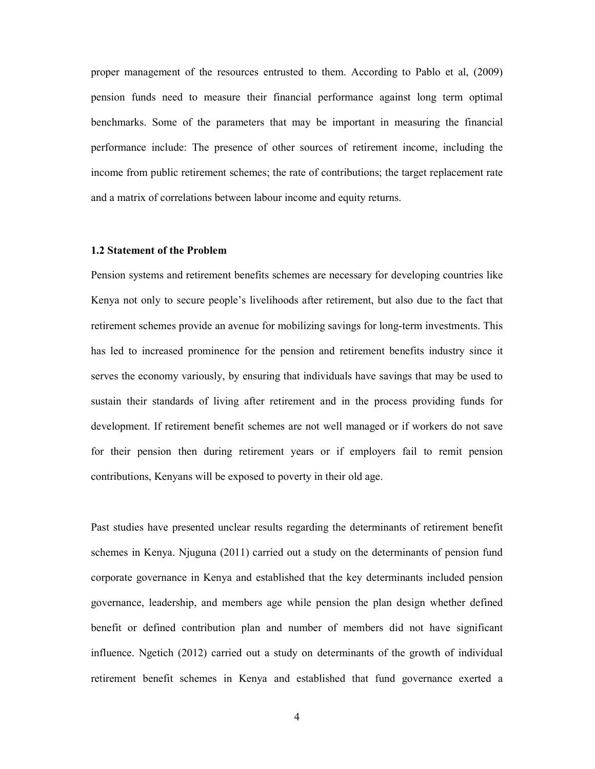proper management of the resources entrusted to them. According to Pablo et al, (2009) pension funds need to measure their financial performance against long term optimal benchmarks. Some of the parameters that may be important in measuring the financial performance include: The presence of other sources of retirement income, including the income from public retirement schemes; the rate of contributions; the target replacement rate and a matrix of correlations between labour income and equity returns.

### 1.2 Statement of the Problem

Pension systems and retirement benefits schemes are necessary for developing countries like Kenya not only to secure people's livelihoods after retirement, but also due to the fact that retirement schemes provide an avenue for mobilizing savings for long-term investments. This has led to increased prominence for the pension and retirement benefits industry since it serves the economy variously, by ensuring that individuals have savings that may be used to sustain their standards of living after retirement and in the process providing funds for development. If retirement benefit schemes are not well managed or if workers do not save for their pension then during retirement years or if employers fail to remit pension contributions, Kenyans will be exposed to poverty in their old age.

Past studies have presented unclear results regarding the determinants of retirement benefit schemes in Kenya. Njuguna (2011) carried out a study on the determinants of pension fund corporate governance in Kenya and established that the key determinants included pension governance, leadership, and members age while pension the plan design whether defined benefit or defined contribution plan and number of members did not have significant influence. Ngetich (2012) carried out a study on determinants of the growth of individual retirement benefit schemes in Kenya and established that fund governance exerted a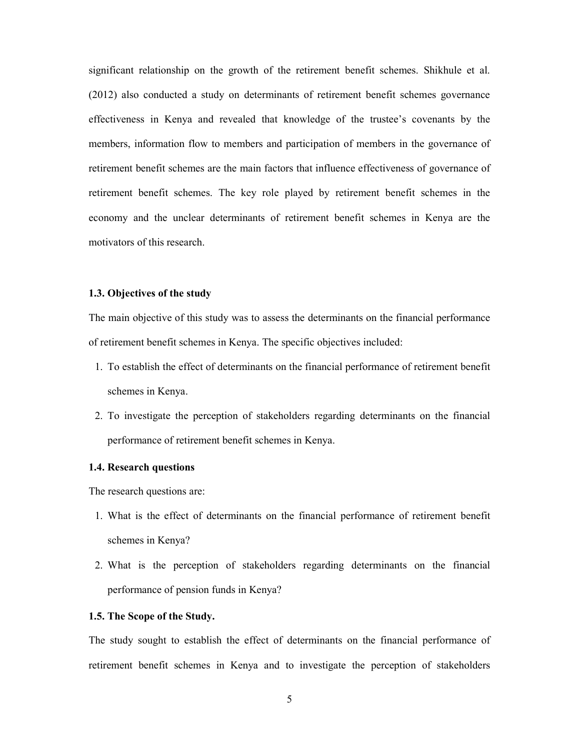significant relationship on the growth of the retirement benefit schemes. Shikhule et al. (2012) also conducted a study on determinants of retirement benefit schemes governance effectiveness in Kenya and revealed that knowledge of the trustee's covenants by the members, information flow to members and participation of members in the governance of retirement benefit schemes are the main factors that influence effectiveness of governance of retirement benefit schemes. The key role played by retirement benefit schemes in the economy and the unclear determinants of retirement benefit schemes in Kenya are the motivators of this research.

### 1.3. Objectives of the study

The main objective of this study was to assess the determinants on the financial performance of retirement benefit schemes in Kenya. The specific objectives included:

1. To establish the effect of determinants on the financial performance of retirement benefit schemes in Kenya.
2. To investigate the perception of stakeholders regarding determinants on the financial performance of retirement benefit schemes in Kenya.

### 1.4. Research questions

The research questions are:

1. What is the effect of determinants on the financial performance of retirement benefit schemes in Kenya?
2. What is the perception of stakeholders regarding determinants on the financial performance of pension funds in Kenya?

### 1.5. The Scope of the Study.

The study sought to establish the effect of determinants on the financial performance of retirement benefit schemes in Kenya and to investigate the perception of stakeholders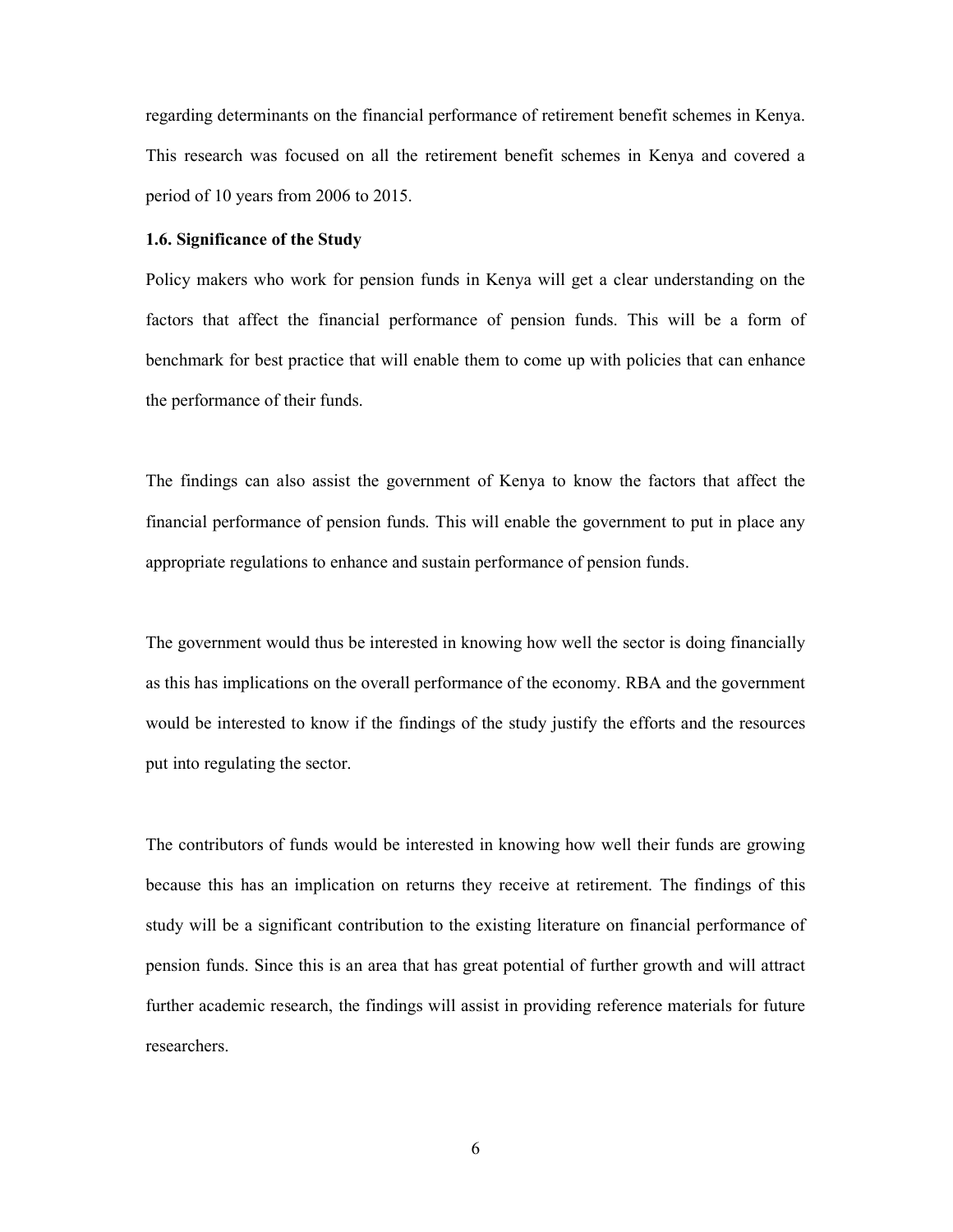regarding determinants on the financial performance of retirement benefit schemes in Kenya. This research was focused on all the retirement benefit schemes in Kenya and covered a period of 10 years from 2006 to 2015.

### 1.6. Significance of the Study

Policy makers who work for pension funds in Kenya will get a clear understanding on the factors that affect the financial performance of pension funds. This will be a form of benchmark for best practice that will enable them to come up with policies that can enhance the performance of their funds.

The findings can also assist the government of Kenya to know the factors that affect the financial performance of pension funds. This will enable the government to put in place any appropriate regulations to enhance and sustain performance of pension funds.

The government would thus be interested in knowing how well the sector is doing financially as this has implications on the overall performance of the economy. RBA and the government would be interested to know if the findings of the study justify the efforts and the resources put into regulating the sector.

The contributors of funds would be interested in knowing how well their funds are growing because this has an implication on returns they receive at retirement. The findings of this study will be a significant contribution to the existing literature on financial performance of pension funds. Since this is an area that has great potential of further growth and will attract further academic research, the findings will assist in providing reference materials for future researchers.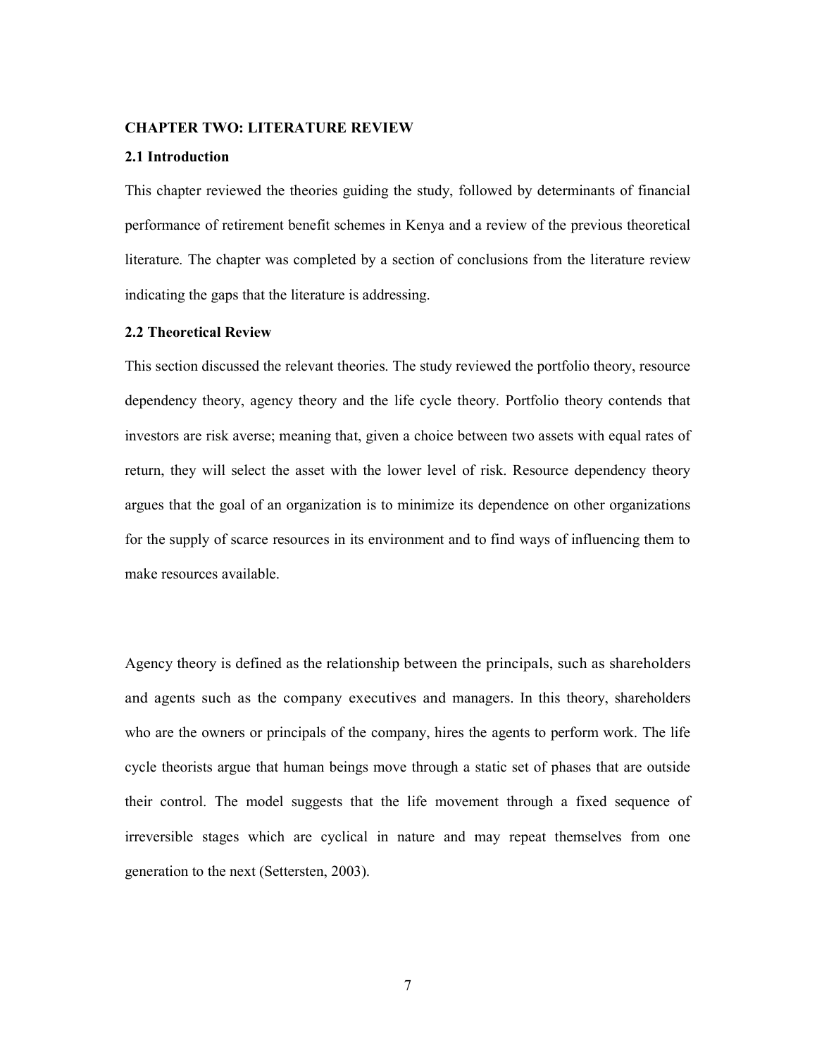## CHAPTER TWO: LITERATURE REVIEW

### 2.1 Introduction

This chapter reviewed the theories guiding the study, followed by determinants of financial performance of retirement benefit schemes in Kenya and a review of the previous theoretical literature. The chapter was completed by a section of conclusions from the literature review indicating the gaps that the literature is addressing.

### 2.2 Theoretical Review

This section discussed the relevant theories. The study reviewed the portfolio theory, resource dependency theory, agency theory and the life cycle theory. Portfolio theory contends that investors are risk averse; meaning that, given a choice between two assets with equal rates of return, they will select the asset with the lower level of risk. Resource dependency theory argues that the goal of an organization is to minimize its dependence on other organizations for the supply of scarce resources in its environment and to find ways of influencing them to make resources available.

Agency theory is defined as the relationship between the principals, such as shareholders and agents such as the company executives and managers. In this theory, shareholders who are the owners or principals of the company, hires the agents to perform work. The life cycle theorists argue that human beings move through a static set of phases that are outside their control. The model suggests that the life movement through a fixed sequence of irreversible stages which are cyclical in nature and may repeat themselves from one generation to the next (Settersten, 2003).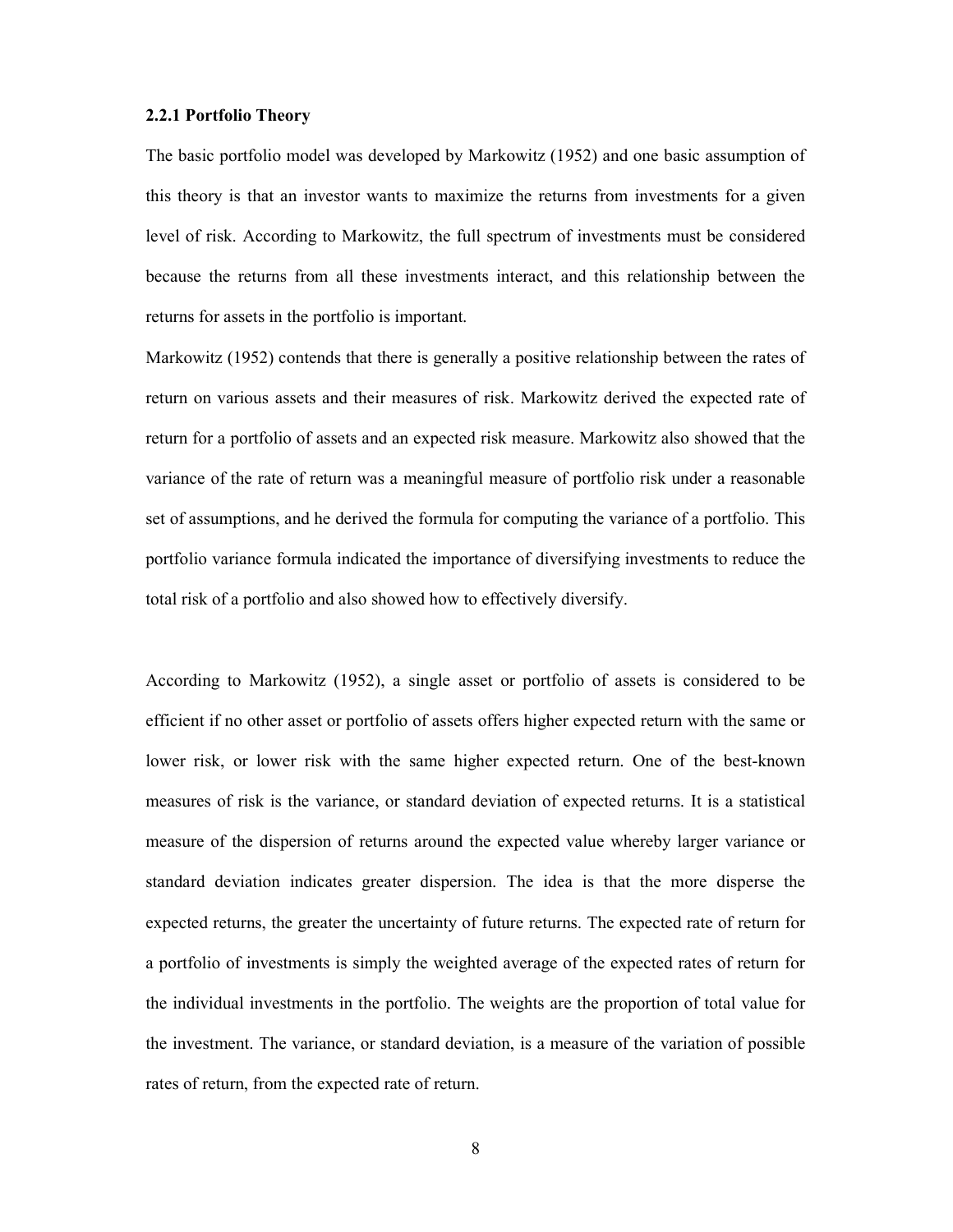### 2.2.1 Portfolio Theory

The basic portfolio model was developed by Markowitz (1952) and one basic assumption of this theory is that an investor wants to maximize the returns from investments for a given level of risk. According to Markowitz, the full spectrum of investments must be considered because the returns from all these investments interact, and this relationship between the returns for assets in the portfolio is important.

Markowitz (1952) contends that there is generally a positive relationship between the rates of return on various assets and their measures of risk. Markowitz derived the expected rate of return for a portfolio of assets and an expected risk measure. Markowitz also showed that the variance of the rate of return was a meaningful measure of portfolio risk under a reasonable set of assumptions, and he derived the formula for computing the variance of a portfolio. This portfolio variance formula indicated the importance of diversifying investments to reduce the total risk of a portfolio and also showed how to effectively diversify.

According to Markowitz (1952), a single asset or portfolio of assets is considered to be efficient if no other asset or portfolio of assets offers higher expected return with the same or lower risk, or lower risk with the same higher expected return. One of the best-known measures of risk is the variance, or standard deviation of expected returns. It is a statistical measure of the dispersion of returns around the expected value whereby larger variance or standard deviation indicates greater dispersion. The idea is that the more disperse the expected returns, the greater the uncertainty of future returns. The expected rate of return for a portfolio of investments is simply the weighted average of the expected rates of return for the individual investments in the portfolio. The weights are the proportion of total value for the investment. The variance, or standard deviation, is a measure of the variation of possible rates of return, from the expected rate of return.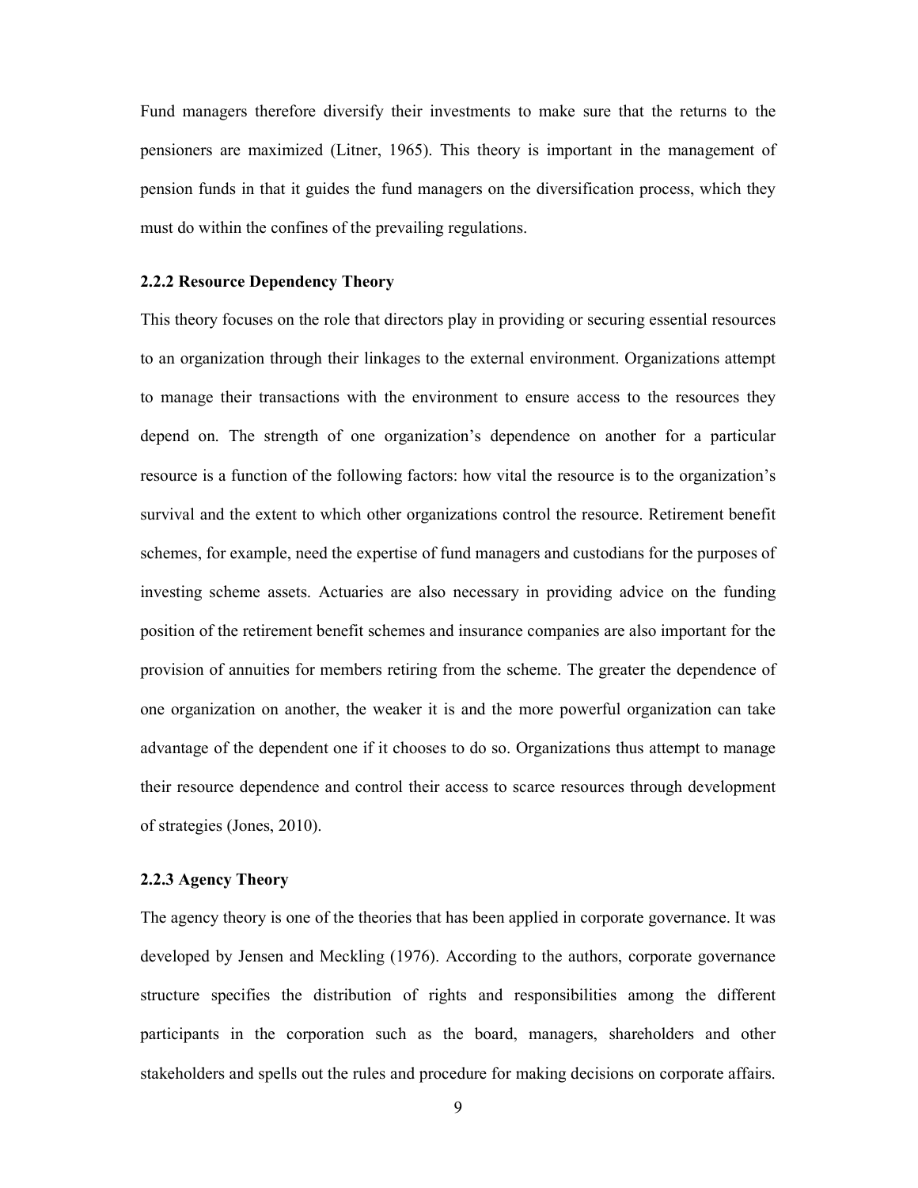Fund managers therefore diversify their investments to make sure that the returns to the pensioners are maximized (Litner, 1965). This theory is important in the management of pension funds in that it guides the fund managers on the diversification process, which they must do within the confines of the prevailing regulations.

### 2.2.2 Resource Dependency Theory

This theory focuses on the role that directors play in providing or securing essential resources to an organization through their linkages to the external environment. Organizations attempt to manage their transactions with the environment to ensure access to the resources they depend on. The strength of one organization's dependence on another for a particular resource is a function of the following factors: how vital the resource is to the organization's survival and the extent to which other organizations control the resource. Retirement benefit schemes, for example, need the expertise of fund managers and custodians for the purposes of investing scheme assets. Actuaries are also necessary in providing advice on the funding position of the retirement benefit schemes and insurance companies are also important for the provision of annuities for members retiring from the scheme. The greater the dependence of one organization on another, the weaker it is and the more powerful organization can take advantage of the dependent one if it chooses to do so. Organizations thus attempt to manage their resource dependence and control their access to scarce resources through development of strategies (Jones, 2010).

### 2.2.3 Agency Theory

The agency theory is one of the theories that has been applied in corporate governance. It was developed by Jensen and Meckling (1976). According to the authors, corporate governance structure specifies the distribution of rights and responsibilities among the different participants in the corporation such as the board, managers, shareholders and other stakeholders and spells out the rules and procedure for making decisions on corporate affairs.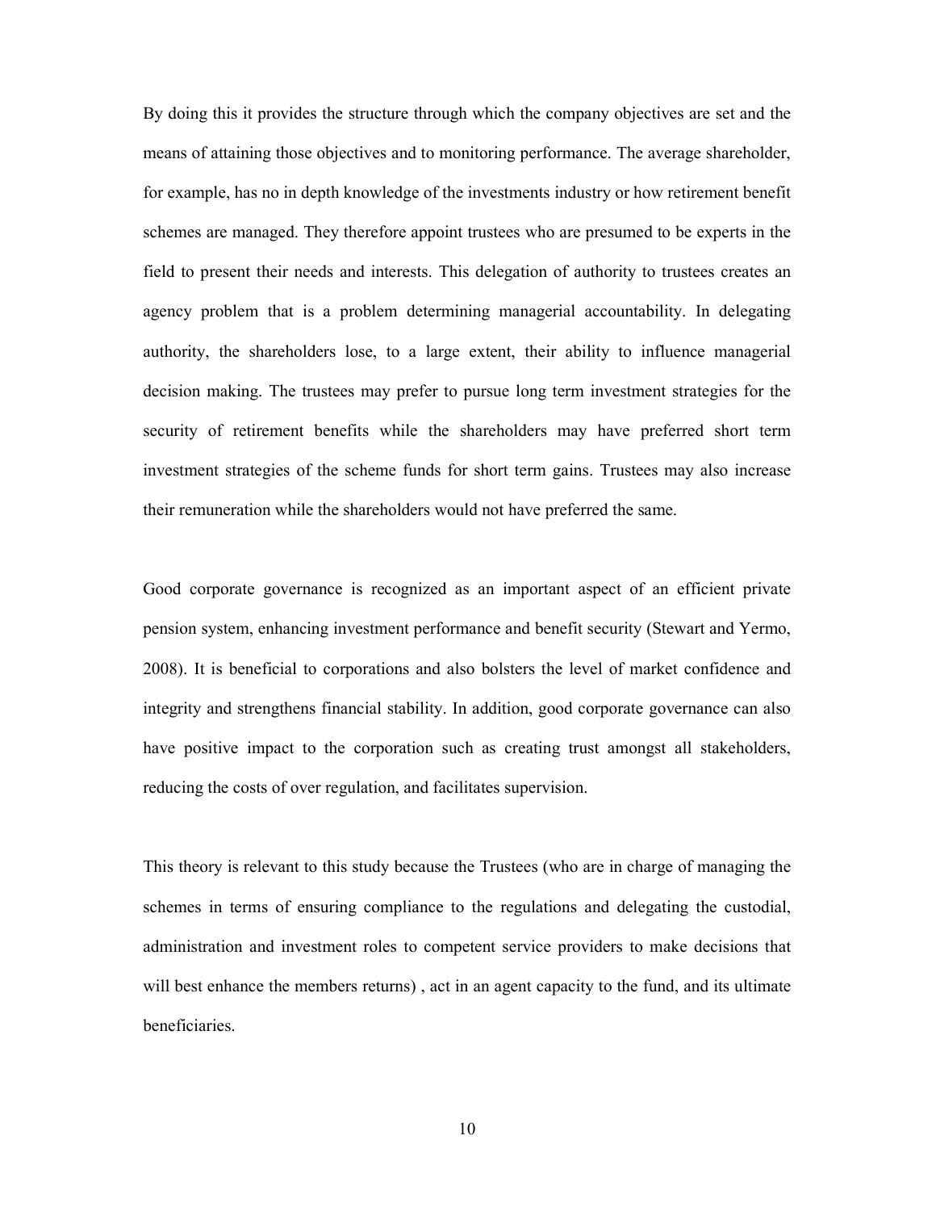By doing this it provides the structure through which the company objectives are set and the means of attaining those objectives and to monitoring performance. The average shareholder, for example, has no in depth knowledge of the investments industry or how retirement benefit schemes are managed. They therefore appoint trustees who are presumed to be experts in the field to present their needs and interests. This delegation of authority to trustees creates an agency problem that is a problem determining managerial accountability. In delegating authority, the shareholders lose, to a large extent, their ability to influence managerial decision making. The trustees may prefer to pursue long term investment strategies for the security of retirement benefits while the shareholders may have preferred short term investment strategies of the scheme funds for short term gains. Trustees may also increase their remuneration while the shareholders would not have preferred the same.

Good corporate governance is recognized as an important aspect of an efficient private pension system, enhancing investment performance and benefit security (Stewart and Yermo, 2008). It is beneficial to corporations and also bolsters the level of market confidence and integrity and strengthens financial stability. In addition, good corporate governance can also have positive impact to the corporation such as creating trust amongst all stakeholders, reducing the costs of over regulation, and facilitates supervision.

This theory is relevant to this study because the Trustees (who are in charge of managing the schemes in terms of ensuring compliance to the regulations and delegating the custodial, administration and investment roles to competent service providers to make decisions that will best enhance the members returns) , act in an agent capacity to the fund, and its ultimate beneficiaries.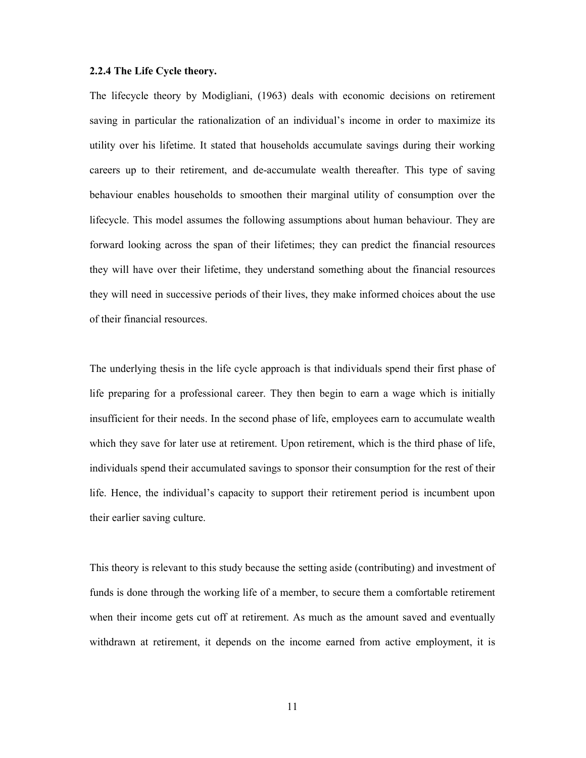#### 2.2.4 The Life Cycle theory.

The lifecycle theory by Modigliani, (1963) deals with economic decisions on retirement saving in particular the rationalization of an individual's income in order to maximize its utility over his lifetime. It stated that households accumulate savings during their working careers up to their retirement, and de-accumulate wealth thereafter. This type of saving behaviour enables households to smoothen their marginal utility of consumption over the lifecycle. This model assumes the following assumptions about human behaviour. They are forward looking across the span of their lifetimes; they can predict the financial resources they will have over their lifetime, they understand something about the financial resources they will need in successive periods of their lives, they make informed choices about the use of their financial resources.

The underlying thesis in the life cycle approach is that individuals spend their first phase of life preparing for a professional career. They then begin to earn a wage which is initially insufficient for their needs. In the second phase of life, employees earn to accumulate wealth which they save for later use at retirement. Upon retirement, which is the third phase of life, individuals spend their accumulated savings to sponsor their consumption for the rest of their life. Hence, the individual's capacity to support their retirement period is incumbent upon their earlier saving culture.

This theory is relevant to this study because the setting aside (contributing) and investment of funds is done through the working life of a member, to secure them a comfortable retirement when their income gets cut off at retirement. As much as the amount saved and eventually withdrawn at retirement, it depends on the income earned from active employment, it is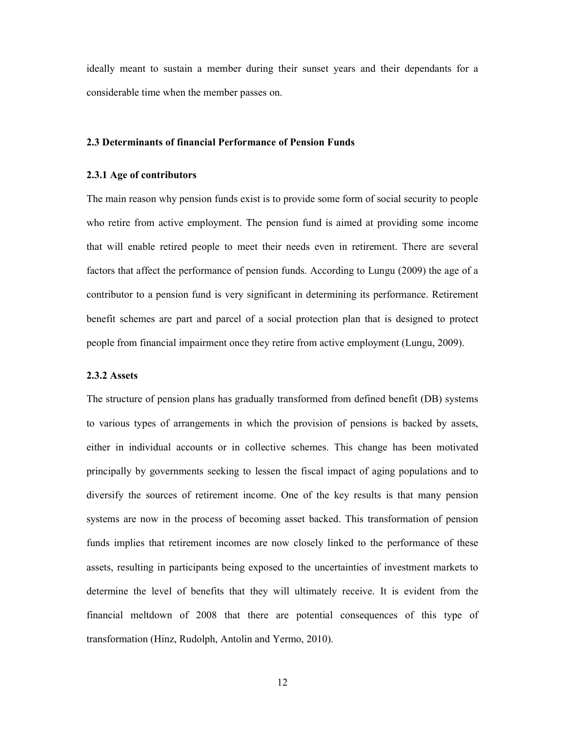ideally meant to sustain a member during their sunset years and their dependants for a considerable time when the member passes on.

### 2.3 Determinants of financial Performance of Pension Funds

#### 2.3.1 Age of contributors

The main reason why pension funds exist is to provide some form of social security to people who retire from active employment. The pension fund is aimed at providing some income that will enable retired people to meet their needs even in retirement. There are several factors that affect the performance of pension funds. According to Lungu (2009) the age of a contributor to a pension fund is very significant in determining its performance. Retirement benefit schemes are part and parcel of a social protection plan that is designed to protect people from financial impairment once they retire from active employment (Lungu, 2009).

#### 2.3.2 Assets

The structure of pension plans has gradually transformed from defined benefit (DB) systems to various types of arrangements in which the provision of pensions is backed by assets, either in individual accounts or in collective schemes. This change has been motivated principally by governments seeking to lessen the fiscal impact of aging populations and to diversify the sources of retirement income. One of the key results is that many pension systems are now in the process of becoming asset backed. This transformation of pension funds implies that retirement incomes are now closely linked to the performance of these assets, resulting in participants being exposed to the uncertainties of investment markets to determine the level of benefits that they will ultimately receive. It is evident from the financial meltdown of 2008 that there are potential consequences of this type of transformation (Hinz, Rudolph, Antolin and Yermo, 2010).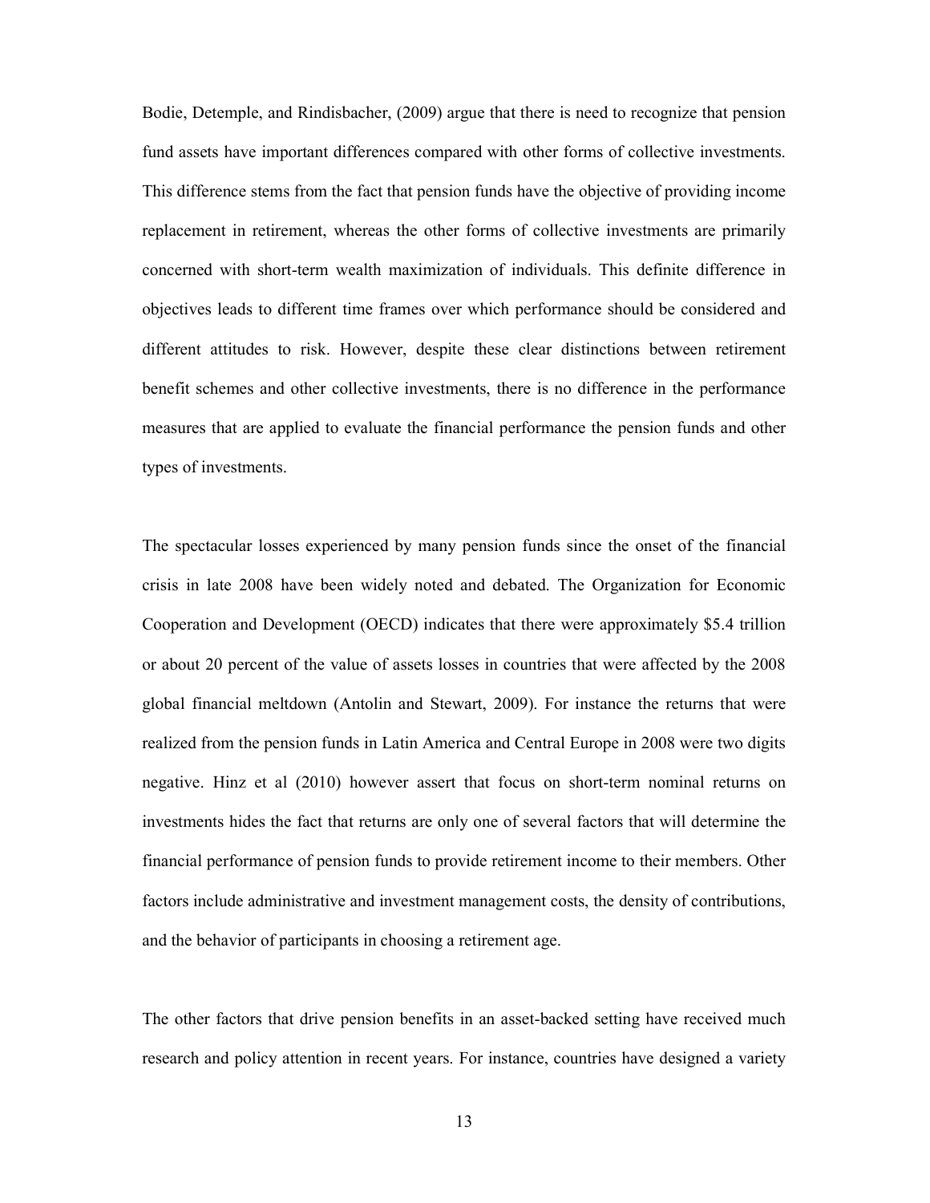Bodie, Detemple, and Rindisbacher, (2009) argue that there is need to recognize that pension fund assets have important differences compared with other forms of collective investments. This difference stems from the fact that pension funds have the objective of providing income replacement in retirement, whereas the other forms of collective investments are primarily concerned with short-term wealth maximization of individuals. This definite difference in objectives leads to different time frames over which performance should be considered and different attitudes to risk. However, despite these clear distinctions between retirement benefit schemes and other collective investments, there is no difference in the performance measures that are applied to evaluate the financial performance the pension funds and other types of investments.

The spectacular losses experienced by many pension funds since the onset of the financial crisis in late 2008 have been widely noted and debated. The Organization for Economic Cooperation and Development (OECD) indicates that there were approximately $5.4 trillion or about 20 percent of the value of assets losses in countries that were affected by the 2008 global financial meltdown (Antolin and Stewart, 2009). For instance the returns that were realized from the pension funds in Latin America and Central Europe in 2008 were two digits negative. Hinz et al (2010) however assert that focus on short-term nominal returns on investments hides the fact that returns are only one of several factors that will determine the financial performance of pension funds to provide retirement income to their members. Other factors include administrative and investment management costs, the density of contributions, and the behavior of participants in choosing a retirement age.

The other factors that drive pension benefits in an asset-backed setting have received much research and policy attention in recent years. For instance, countries have designed a variety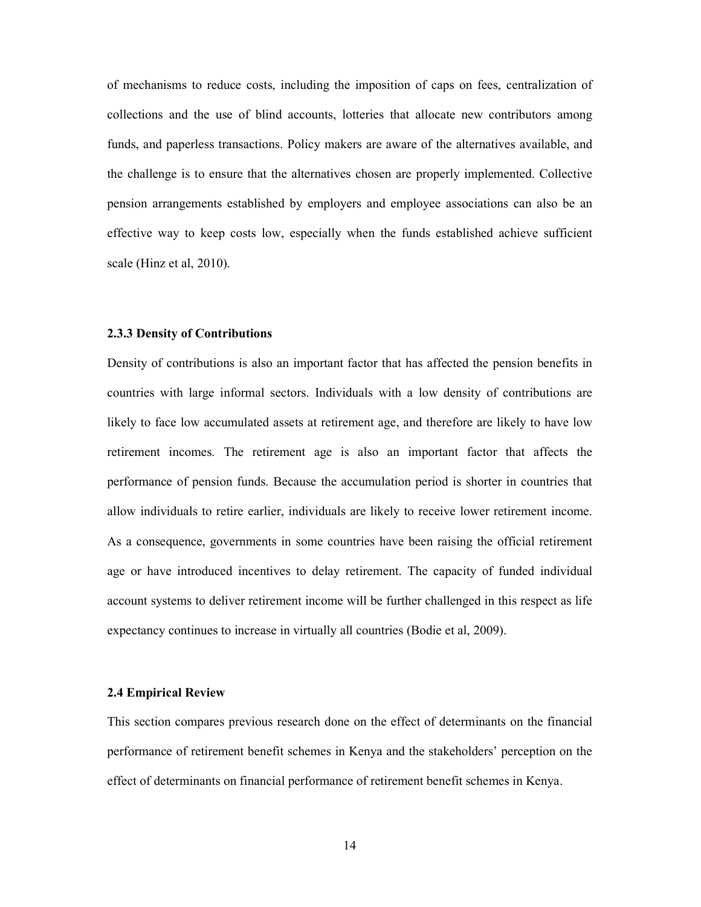of mechanisms to reduce costs, including the imposition of caps on fees, centralization of collections and the use of blind accounts, lotteries that allocate new contributors among funds, and paperless transactions. Policy makers are aware of the alternatives available, and the challenge is to ensure that the alternatives chosen are properly implemented. Collective pension arrangements established by employers and employee associations can also be an effective way to keep costs low, especially when the funds established achieve sufficient scale (Hinz et al, 2010).

### 2.3.3 Density of Contributions

Density of contributions is also an important factor that has affected the pension benefits in countries with large informal sectors. Individuals with a low density of contributions are likely to face low accumulated assets at retirement age, and therefore are likely to have low retirement incomes. The retirement age is also an important factor that affects the performance of pension funds. Because the accumulation period is shorter in countries that allow individuals to retire earlier, individuals are likely to receive lower retirement income. As a consequence, governments in some countries have been raising the official retirement age or have introduced incentives to delay retirement. The capacity of funded individual account systems to deliver retirement income will be further challenged in this respect as life expectancy continues to increase in virtually all countries (Bodie et al, 2009).

## 2.4 Empirical Review

This section compares previous research done on the effect of determinants on the financial performance of retirement benefit schemes in Kenya and the stakeholders' perception on the effect of determinants on financial performance of retirement benefit schemes in Kenya.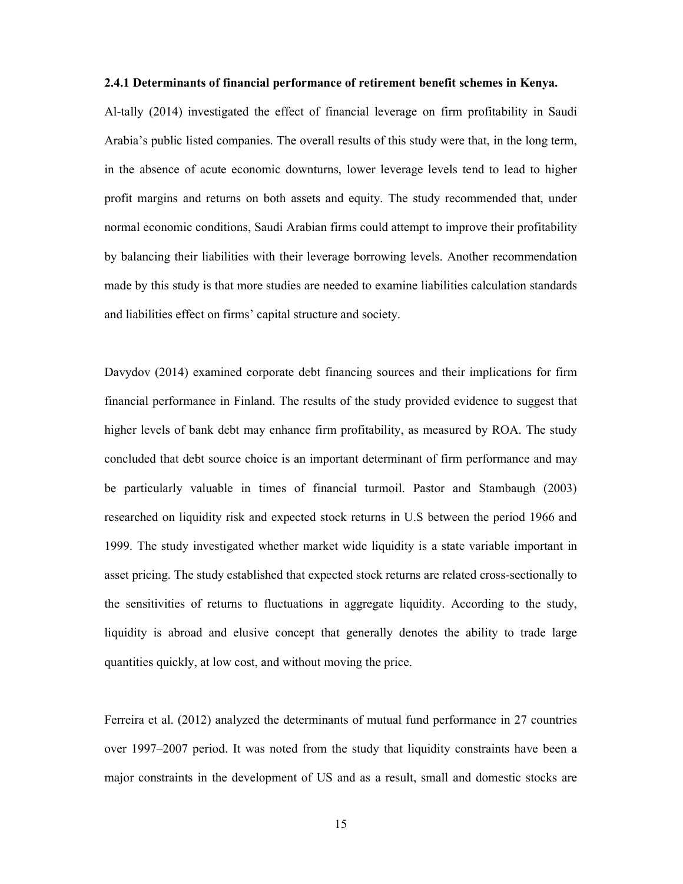### 2.4.1 Determinants of financial performance of retirement benefit schemes in Kenya.

Al-tally (2014) investigated the effect of financial leverage on firm profitability in Saudi Arabia's public listed companies. The overall results of this study were that, in the long term, in the absence of acute economic downturns, lower leverage levels tend to lead to higher profit margins and returns on both assets and equity. The study recommended that, under normal economic conditions, Saudi Arabian firms could attempt to improve their profitability by balancing their liabilities with their leverage borrowing levels. Another recommendation made by this study is that more studies are needed to examine liabilities calculation standards and liabilities effect on firms' capital structure and society.

Davydov (2014) examined corporate debt financing sources and their implications for firm financial performance in Finland. The results of the study provided evidence to suggest that higher levels of bank debt may enhance firm profitability, as measured by ROA. The study concluded that debt source choice is an important determinant of firm performance and may be particularly valuable in times of financial turmoil. Pastor and Stambaugh (2003) researched on liquidity risk and expected stock returns in U.S between the period 1966 and 1999. The study investigated whether market wide liquidity is a state variable important in asset pricing. The study established that expected stock returns are related cross-sectionally to the sensitivities of returns to fluctuations in aggregate liquidity. According to the study, liquidity is abroad and elusive concept that generally denotes the ability to trade large quantities quickly, at low cost, and without moving the price.

Ferreira et al. (2012) analyzed the determinants of mutual fund performance in 27 countries over 1997–2007 period. It was noted from the study that liquidity constraints have been a major constraints in the development of US and as a result, small and domestic stocks are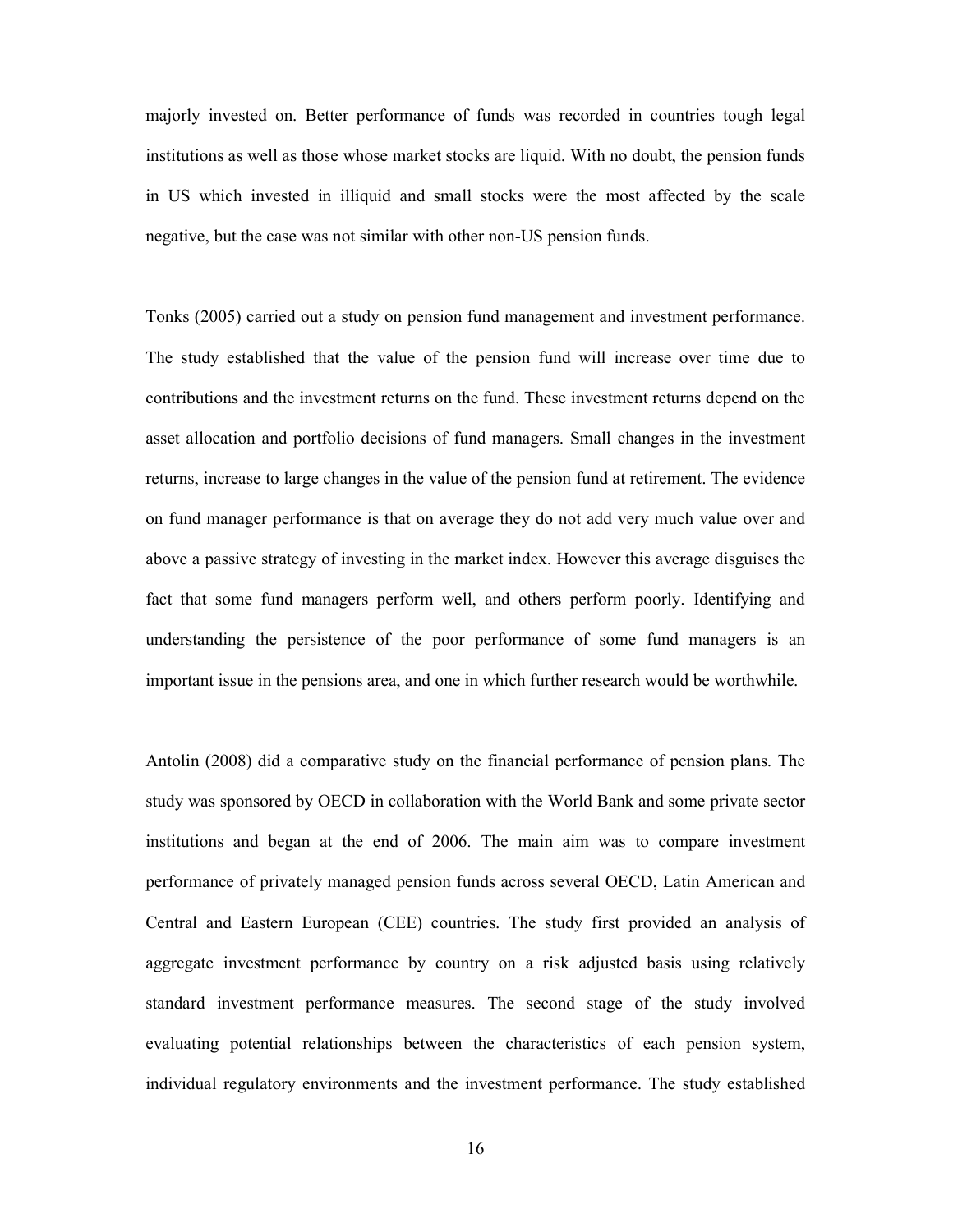majorly invested on. Better performance of funds was recorded in countries tough legal institutions as well as those whose market stocks are liquid. With no doubt, the pension funds in US which invested in illiquid and small stocks were the most affected by the scale negative, but the case was not similar with other non-US pension funds.

Tonks (2005) carried out a study on pension fund management and investment performance. The study established that the value of the pension fund will increase over time due to contributions and the investment returns on the fund. These investment returns depend on the asset allocation and portfolio decisions of fund managers. Small changes in the investment returns, increase to large changes in the value of the pension fund at retirement. The evidence on fund manager performance is that on average they do not add very much value over and above a passive strategy of investing in the market index. However this average disguises the fact that some fund managers perform well, and others perform poorly. Identifying and understanding the persistence of the poor performance of some fund managers is an important issue in the pensions area, and one in which further research would be worthwhile.

Antolin (2008) did a comparative study on the financial performance of pension plans. The study was sponsored by OECD in collaboration with the World Bank and some private sector institutions and began at the end of 2006. The main aim was to compare investment performance of privately managed pension funds across several OECD, Latin American and Central and Eastern European (CEE) countries. The study first provided an analysis of aggregate investment performance by country on a risk adjusted basis using relatively standard investment performance measures. The second stage of the study involved evaluating potential relationships between the characteristics of each pension system, individual regulatory environments and the investment performance. The study established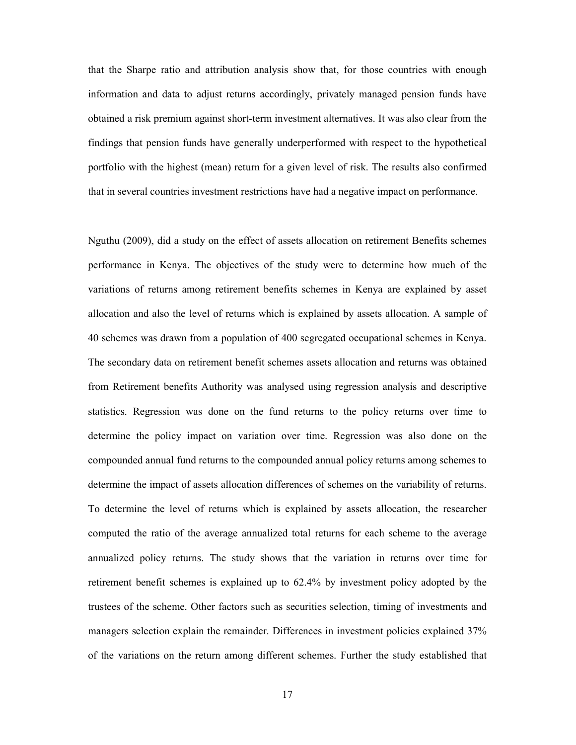that the Sharpe ratio and attribution analysis show that, for those countries with enough information and data to adjust returns accordingly, privately managed pension funds have obtained a risk premium against short-term investment alternatives. It was also clear from the findings that pension funds have generally underperformed with respect to the hypothetical portfolio with the highest (mean) return for a given level of risk. The results also confirmed that in several countries investment restrictions have had a negative impact on performance.

Nguthu (2009), did a study on the effect of assets allocation on retirement Benefits schemes performance in Kenya. The objectives of the study were to determine how much of the variations of returns among retirement benefits schemes in Kenya are explained by asset allocation and also the level of returns which is explained by assets allocation. A sample of 40 schemes was drawn from a population of 400 segregated occupational schemes in Kenya. The secondary data on retirement benefit schemes assets allocation and returns was obtained from Retirement benefits Authority was analysed using regression analysis and descriptive statistics. Regression was done on the fund returns to the policy returns over time to determine the policy impact on variation over time. Regression was also done on the compounded annual fund returns to the compounded annual policy returns among schemes to determine the impact of assets allocation differences of schemes on the variability of returns. To determine the level of returns which is explained by assets allocation, the researcher computed the ratio of the average annualized total returns for each scheme to the average annualized policy returns. The study shows that the variation in returns over time for retirement benefit schemes is explained up to 62.4% by investment policy adopted by the trustees of the scheme. Other factors such as securities selection, timing of investments and managers selection explain the remainder. Differences in investment policies explained 37% of the variations on the return among different schemes. Further the study established that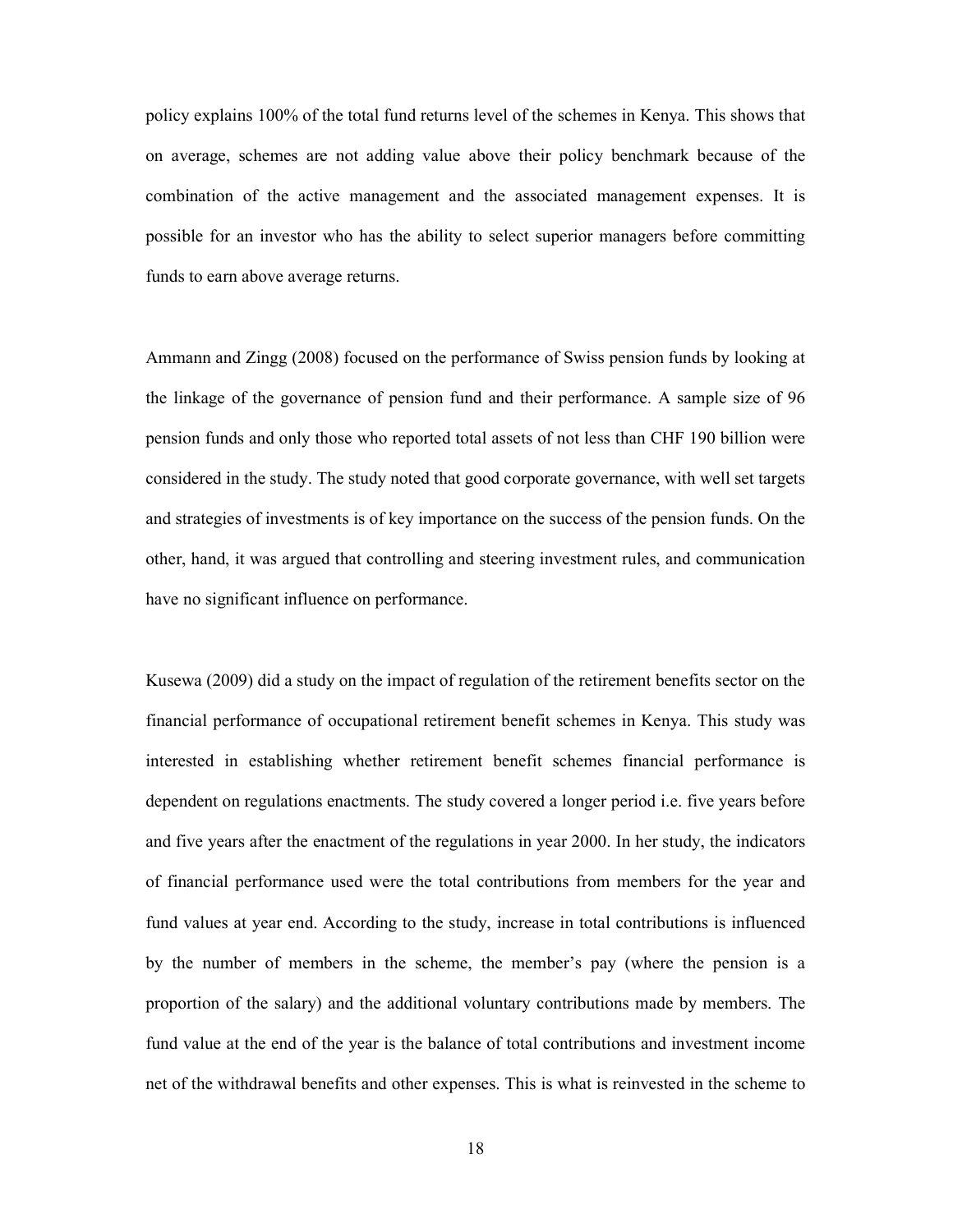policy explains 100% of the total fund returns level of the schemes in Kenya. This shows that on average, schemes are not adding value above their policy benchmark because of the combination of the active management and the associated management expenses. It is possible for an investor who has the ability to select superior managers before committing funds to earn above average returns.

Ammann and Zingg (2008) focused on the performance of Swiss pension funds by looking at the linkage of the governance of pension fund and their performance. A sample size of 96 pension funds and only those who reported total assets of not less than CHF 190 billion were considered in the study. The study noted that good corporate governance, with well set targets and strategies of investments is of key importance on the success of the pension funds. On the other, hand, it was argued that controlling and steering investment rules, and communication have no significant influence on performance.

Kusewa (2009) did a study on the impact of regulation of the retirement benefits sector on the financial performance of occupational retirement benefit schemes in Kenya. This study was interested in establishing whether retirement benefit schemes financial performance is dependent on regulations enactments. The study covered a longer period i.e. five years before and five years after the enactment of the regulations in year 2000. In her study, the indicators of financial performance used were the total contributions from members for the year and fund values at year end. According to the study, increase in total contributions is influenced by the number of members in the scheme, the member's pay (where the pension is a proportion of the salary) and the additional voluntary contributions made by members. The fund value at the end of the year is the balance of total contributions and investment income net of the withdrawal benefits and other expenses. This is what is reinvested in the scheme to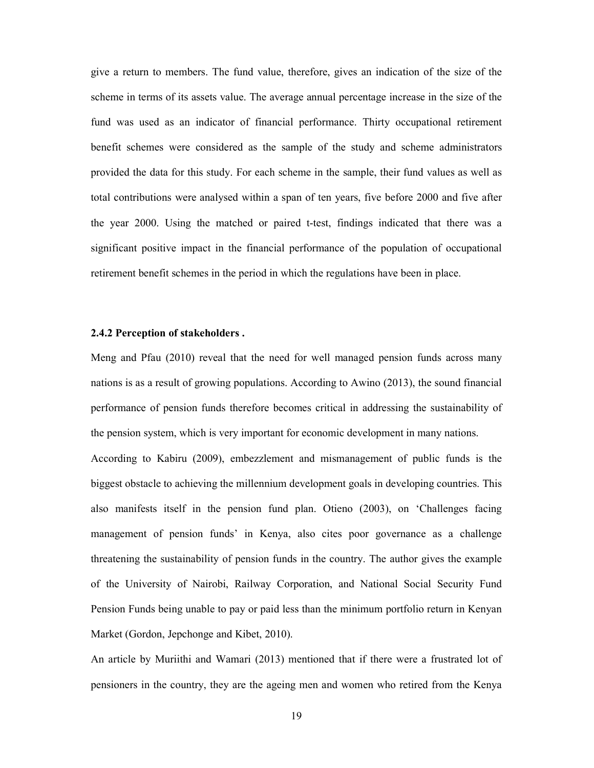give a return to members. The fund value, therefore, gives an indication of the size of the scheme in terms of its assets value. The average annual percentage increase in the size of the fund was used as an indicator of financial performance. Thirty occupational retirement benefit schemes were considered as the sample of the study and scheme administrators provided the data for this study. For each scheme in the sample, their fund values as well as total contributions were analysed within a span of ten years, five before 2000 and five after the year 2000. Using the matched or paired t-test, findings indicated that there was a significant positive impact in the financial performance of the population of occupational retirement benefit schemes in the period in which the regulations have been in place.

### 2.4.2 Perception of stakeholders .

Meng and Pfau (2010) reveal that the need for well managed pension funds across many nations is as a result of growing populations. According to Awino (2013), the sound financial performance of pension funds therefore becomes critical in addressing the sustainability of the pension system, which is very important for economic development in many nations.

According to Kabiru (2009), embezzlement and mismanagement of public funds is the biggest obstacle to achieving the millennium development goals in developing countries. This also manifests itself in the pension fund plan. Otieno (2003), on 'Challenges facing management of pension funds' in Kenya, also cites poor governance as a challenge threatening the sustainability of pension funds in the country. The author gives the example of the University of Nairobi, Railway Corporation, and National Social Security Fund Pension Funds being unable to pay or paid less than the minimum portfolio return in Kenyan Market (Gordon, Jepchonge and Kibet, 2010).

An article by Muriithi and Wamari (2013) mentioned that if there were a frustrated lot of pensioners in the country, they are the ageing men and women who retired from the Kenya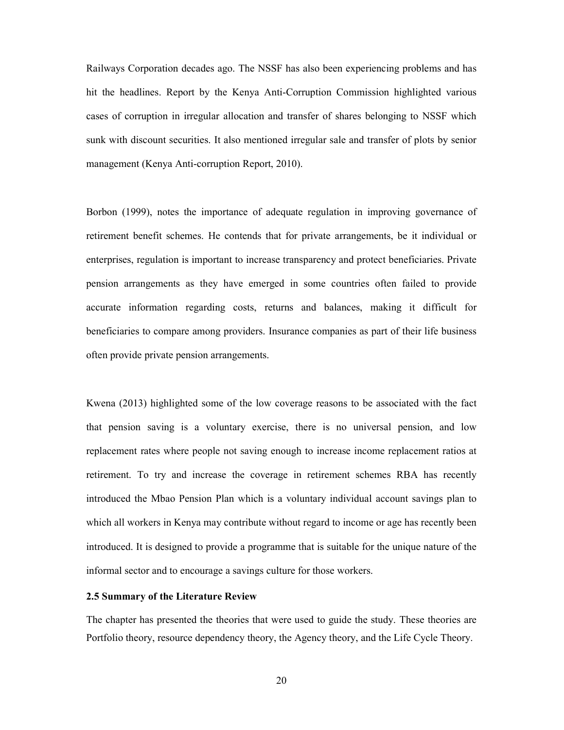Railways Corporation decades ago. The NSSF has also been experiencing problems and has hit the headlines. Report by the Kenya Anti-Corruption Commission highlighted various cases of corruption in irregular allocation and transfer of shares belonging to NSSF which sunk with discount securities. It also mentioned irregular sale and transfer of plots by senior management (Kenya Anti-corruption Report, 2010).

Borbon (1999), notes the importance of adequate regulation in improving governance of retirement benefit schemes. He contends that for private arrangements, be it individual or enterprises, regulation is important to increase transparency and protect beneficiaries. Private pension arrangements as they have emerged in some countries often failed to provide accurate information regarding costs, returns and balances, making it difficult for beneficiaries to compare among providers. Insurance companies as part of their life business often provide private pension arrangements.

Kwena (2013) highlighted some of the low coverage reasons to be associated with the fact that pension saving is a voluntary exercise, there is no universal pension, and low replacement rates where people not saving enough to increase income replacement ratios at retirement. To try and increase the coverage in retirement schemes RBA has recently introduced the Mbao Pension Plan which is a voluntary individual account savings plan to which all workers in Kenya may contribute without regard to income or age has recently been introduced. It is designed to provide a programme that is suitable for the unique nature of the informal sector and to encourage a savings culture for those workers.

### 2.5 Summary of the Literature Review

The chapter has presented the theories that were used to guide the study. These theories are Portfolio theory, resource dependency theory, the Agency theory, and the Life Cycle Theory.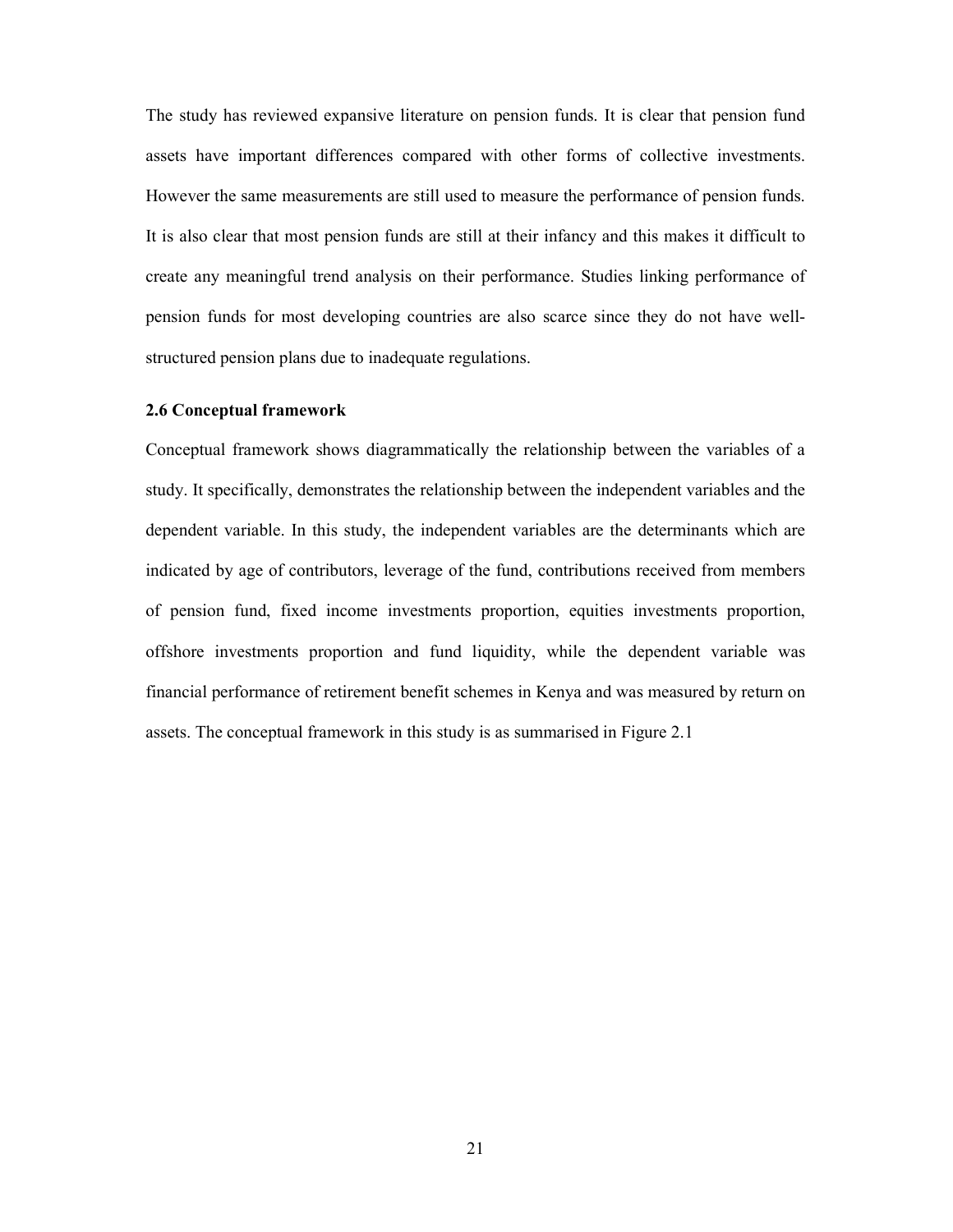The study has reviewed expansive literature on pension funds. It is clear that pension fund assets have important differences compared with other forms of collective investments. However the same measurements are still used to measure the performance of pension funds. It is also clear that most pension funds are still at their infancy and this makes it difficult to create any meaningful trend analysis on their performance. Studies linking performance of pension funds for most developing countries are also scarce since they do not have well-structured pension plans due to inadequate regulations.

### 2.6 Conceptual framework

Conceptual framework shows diagrammatically the relationship between the variables of a study. It specifically, demonstrates the relationship between the independent variables and the dependent variable. In this study, the independent variables are the determinants which are indicated by age of contributors, leverage of the fund, contributions received from members of pension fund, fixed income investments proportion, equities investments proportion, offshore investments proportion and fund liquidity, while the dependent variable was financial performance of retirement benefit schemes in Kenya and was measured by return on assets. The conceptual framework in this study is as summarised in Figure 2.1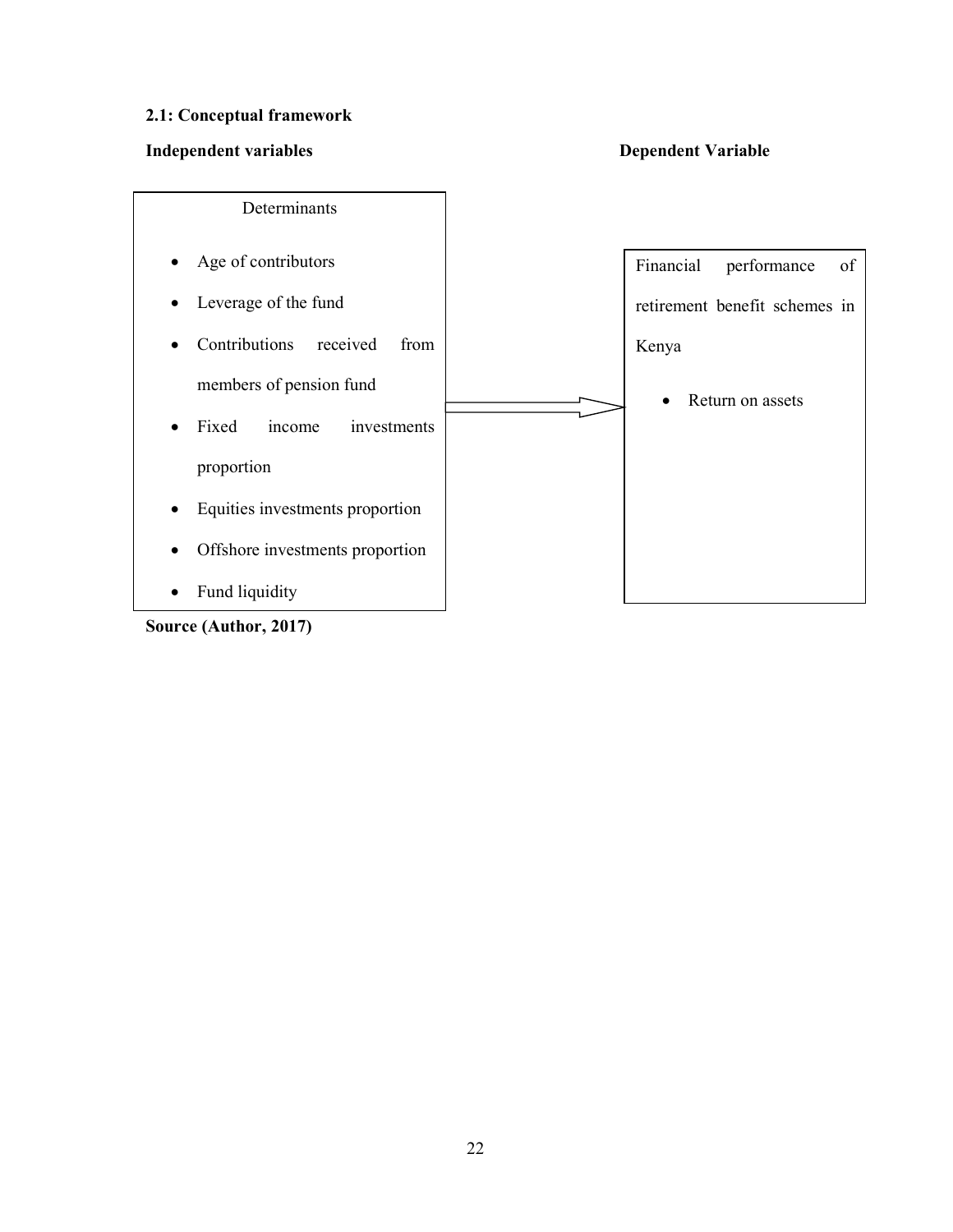### 2.1: Conceptual framework

**Independent variables** **Dependent Variable**

| Independent variables | | Dependent Variable |
|---|---|---|
| Determinants<br>• Age of contributors<br>• Leverage of the fund<br>• Contributions received from members of pension fund<br>• Fixed income investments proportion<br>• Equities investments proportion<br>• Offshore investments proportion<br>• Fund liquidity | → | Financial performance of retirement benefit schemes in Kenya<br>• Return on assets |

**Source (Author, 2017)**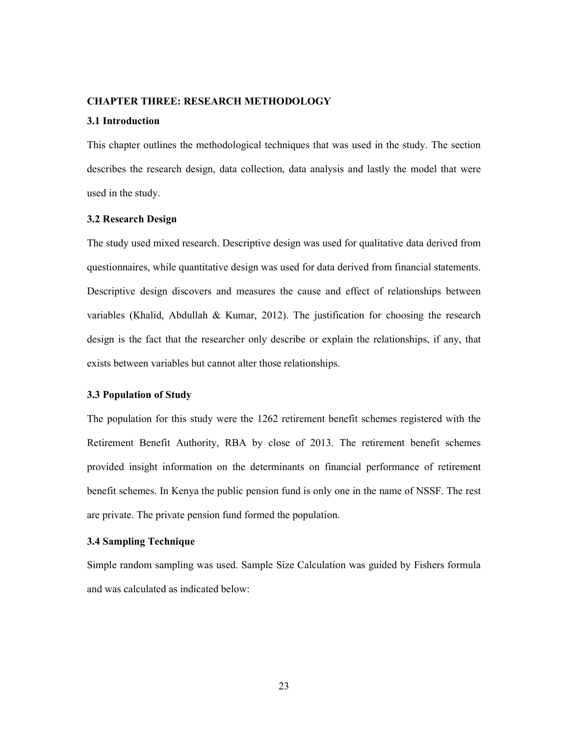# CHAPTER THREE: RESEARCH METHODOLOGY

## 3.1 Introduction

This chapter outlines the methodological techniques that was used in the study. The section describes the research design, data collection, data analysis and lastly the model that were used in the study.

## 3.2 Research Design

The study used mixed research. Descriptive design was used for qualitative data derived from questionnaires, while quantitative design was used for data derived from financial statements. Descriptive design discovers and measures the cause and effect of relationships between variables (Khalid, Abdullah & Kumar, 2012). The justification for choosing the research design is the fact that the researcher only describe or explain the relationships, if any, that exists between variables but cannot alter those relationships.

## 3.3 Population of Study

The population for this study were the 1262 retirement benefit schemes registered with the Retirement Benefit Authority, RBA by close of 2013. The retirement benefit schemes provided insight information on the determinants on financial performance of retirement benefit schemes. In Kenya the public pension fund is only one in the name of NSSF. The rest are private. The private pension fund formed the population.

## 3.4 Sampling Technique

Simple random sampling was used. Sample Size Calculation was guided by Fishers formula and was calculated as indicated below: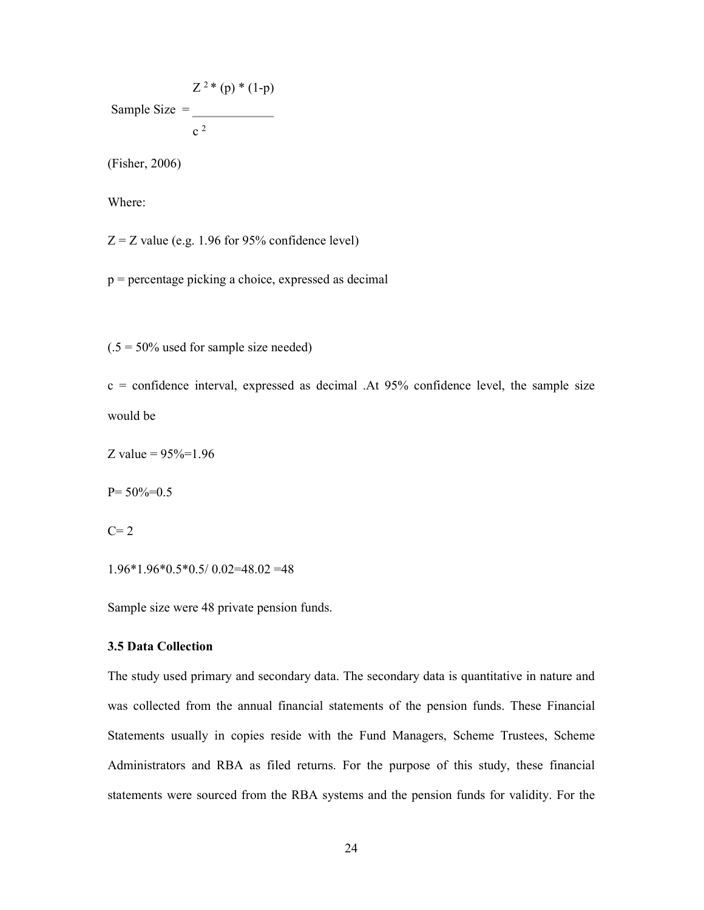$$\text{Sample Size} = \frac{Z^2 * (p) * (1-p)}{c^2}$$

(Fisher, 2006)

Where:

Z = Z value (e.g. 1.96 for 95% confidence level)

p = percentage picking a choice, expressed as decimal

(.5 = 50% used for sample size needed)

c = confidence interval, expressed as decimal .At 95% confidence level, the sample size would be

Z value = 95%=1.96

P= 50%=0.5

C= 2

1.96*1.96*0.5*0.5/ 0.02=48.02 =48

Sample size were 48 private pension funds.

### 3.5 Data Collection

The study used primary and secondary data. The secondary data is quantitative in nature and was collected from the annual financial statements of the pension funds. These Financial Statements usually in copies reside with the Fund Managers, Scheme Trustees, Scheme Administrators and RBA as filed returns. For the purpose of this study, these financial statements were sourced from the RBA systems and the pension funds for validity. For the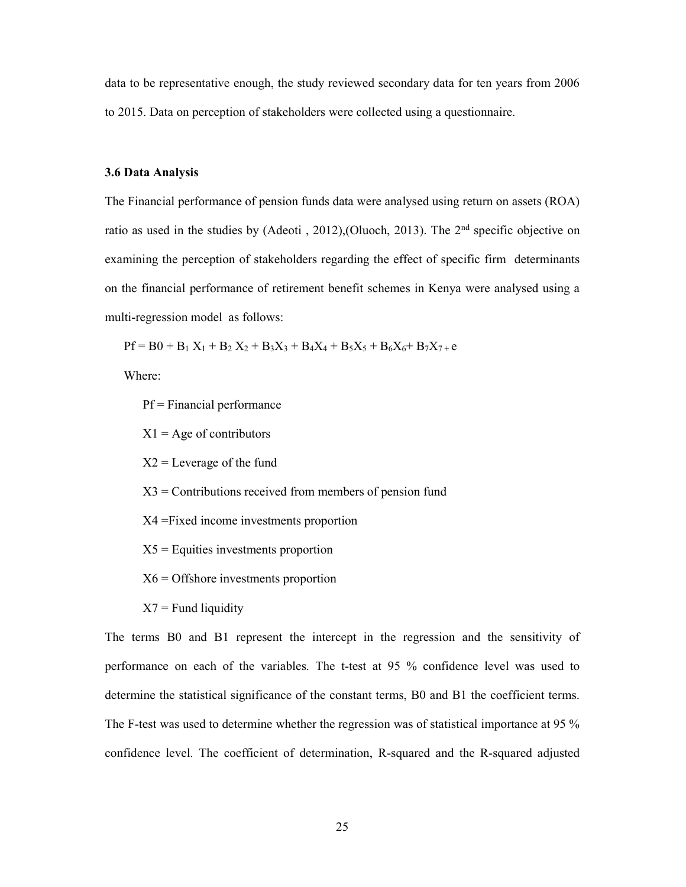data to be representative enough, the study reviewed secondary data for ten years from 2006 to 2015. Data on perception of stakeholders were collected using a questionnaire.

### 3.6 Data Analysis

The Financial performance of pension funds data were analysed using return on assets (ROA) ratio as used in the studies by (Adeoti , 2012),(Oluoch, 2013). The 2[nd] specific objective on examining the perception of stakeholders regarding the effect of specific firm determinants on the financial performance of retirement benefit schemes in Kenya were analysed using a multi-regression model as follows:

$$Pf = B0 + B_1 X_1 + B_2 X_2 + B_3X_3 + B_4X_4 + B_5X_5 + B_6X_6 + B_7X_7 + e$$

Where:

Pf = Financial performance

X1 = Age of contributors

X2 = Leverage of the fund

X3 = Contributions received from members of pension fund

X4 =Fixed income investments proportion

X5 = Equities investments proportion

X6 = Offshore investments proportion

X7 = Fund liquidity

The terms B0 and B1 represent the intercept in the regression and the sensitivity of performance on each of the variables. The t-test at 95 % confidence level was used to determine the statistical significance of the constant terms, B0 and B1 the coefficient terms. The F-test was used to determine whether the regression was of statistical importance at 95 % confidence level. The coefficient of determination, R-squared and the R-squared adjusted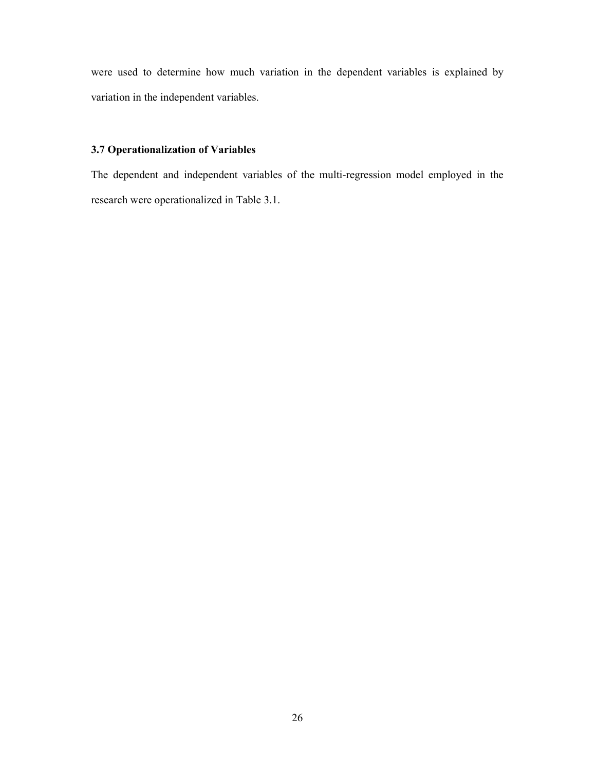were used to determine how much variation in the dependent variables is explained by variation in the independent variables.

### 3.7 Operationalization of Variables

The dependent and independent variables of the multi-regression model employed in the research were operationalized in Table 3.1.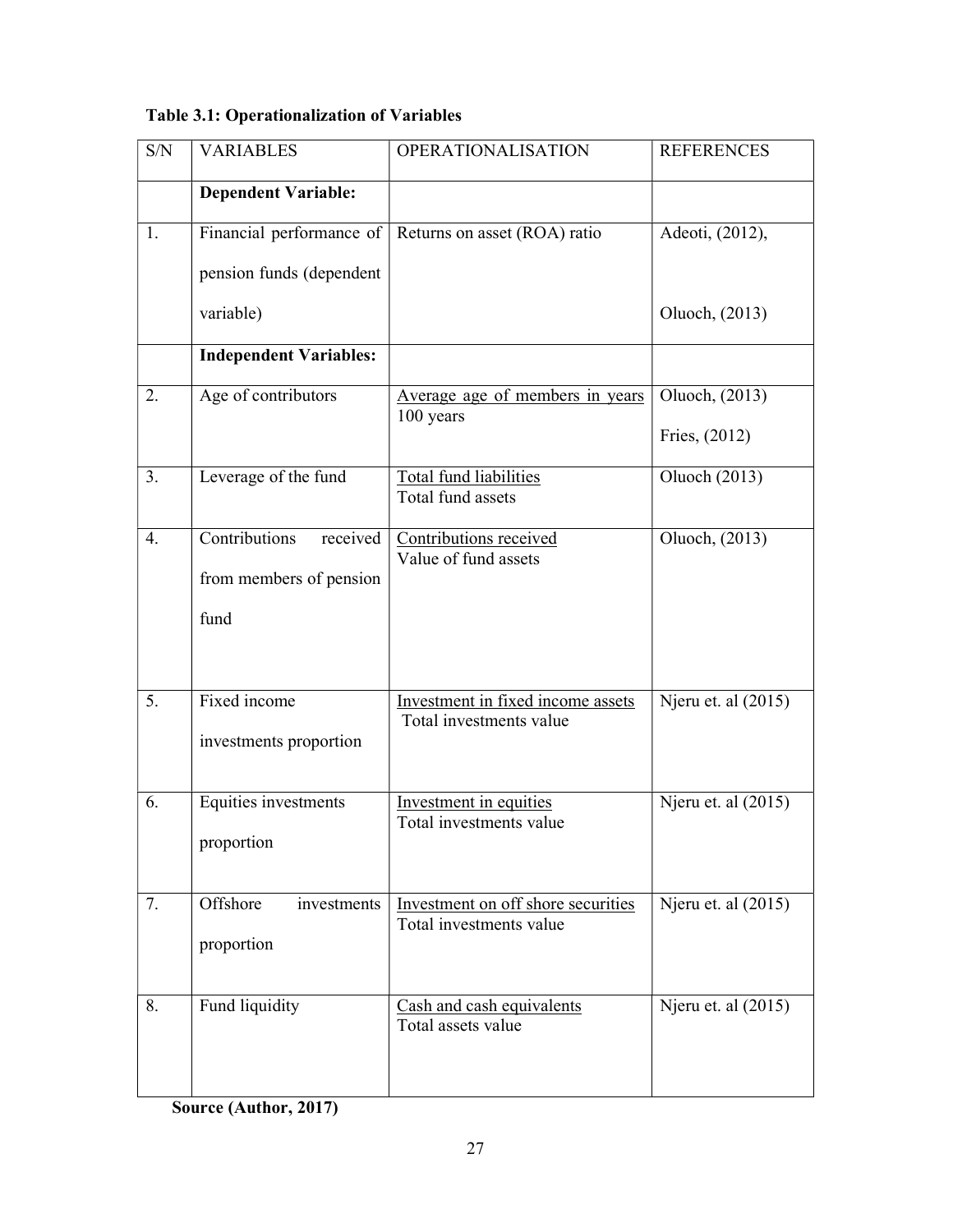**Table 3.1: Operationalization of Variables**

| S/N | VARIABLES | OPERATIONALISATION | REFERENCES |
|---|---|---|---|
| | **Dependent Variable:** | | |
| 1. | Financial performance of pension funds (dependent variable) | Returns on asset (ROA) ratio | Adeoti, (2012), Oluoch, (2013) |
| | **Independent Variables:** | | |
| 2. | Age of contributors | $\frac{\text{Average age of members in years}}{\text{100 years}}$ | Oluoch, (2013) Fries, (2012) |
| 3. | Leverage of the fund | $\frac{\text{Total fund liabilities}}{\text{Total fund assets}}$ | Oluoch (2013) |
| 4. | Contributions received from members of pension fund | $\frac{\text{Contributions received}}{\text{Value of fund assets}}$ | Oluoch, (2013) |
| 5. | Fixed income investments proportion | $\frac{\text{Investment in fixed income assets}}{\text{Total investments value}}$ | Njeru et. al (2015) |
| 6. | Equities investments proportion | $\frac{\text{Investment in equities}}{\text{Total investments value}}$ | Njeru et. al (2015) |
| 7. | Offshore investments proportion | $\frac{\text{Investment on off shore securities}}{\text{Total investments value}}$ | Njeru et. al (2015) |
| 8. | Fund liquidity | $\frac{\text{Cash and cash equivalents}}{\text{Total assets value}}$ | Njeru et. al (2015) |

**Source (Author, 2017)**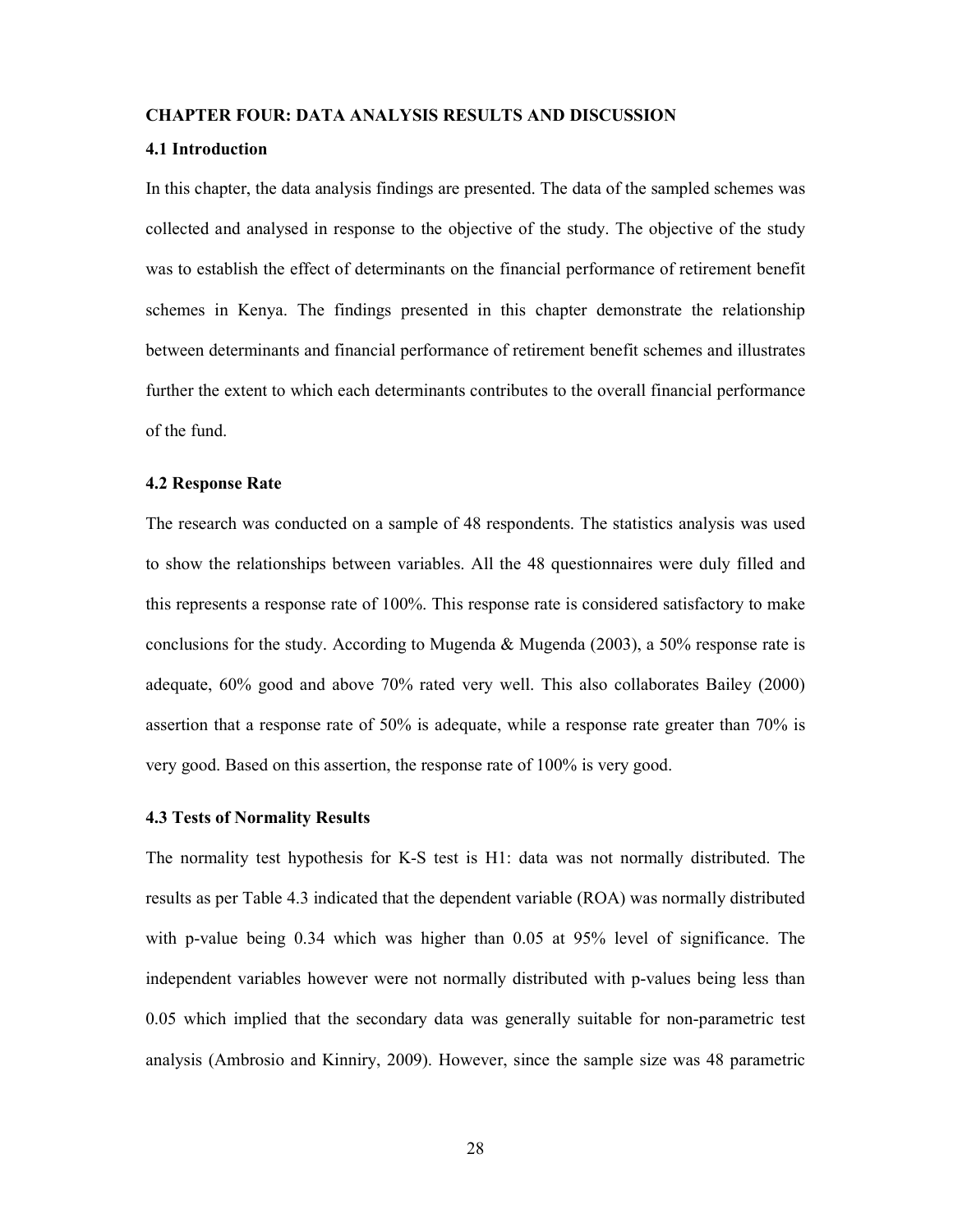## CHAPTER FOUR: DATA ANALYSIS RESULTS AND DISCUSSION

### 4.1 Introduction

In this chapter, the data analysis findings are presented. The data of the sampled schemes was collected and analysed in response to the objective of the study. The objective of the study was to establish the effect of determinants on the financial performance of retirement benefit schemes in Kenya. The findings presented in this chapter demonstrate the relationship between determinants and financial performance of retirement benefit schemes and illustrates further the extent to which each determinants contributes to the overall financial performance of the fund.

### 4.2 Response Rate

The research was conducted on a sample of 48 respondents. The statistics analysis was used to show the relationships between variables. All the 48 questionnaires were duly filled and this represents a response rate of 100%. This response rate is considered satisfactory to make conclusions for the study. According to Mugenda & Mugenda (2003), a 50% response rate is adequate, 60% good and above 70% rated very well. This also collaborates Bailey (2000) assertion that a response rate of 50% is adequate, while a response rate greater than 70% is very good. Based on this assertion, the response rate of 100% is very good.

### 4.3 Tests of Normality Results

The normality test hypothesis for K-S test is H1: data was not normally distributed. The results as per Table 4.3 indicated that the dependent variable (ROA) was normally distributed with p-value being 0.34 which was higher than 0.05 at 95% level of significance. The independent variables however were not normally distributed with p-values being less than 0.05 which implied that the secondary data was generally suitable for non-parametric test analysis (Ambrosio and Kinniry, 2009). However, since the sample size was 48 parametric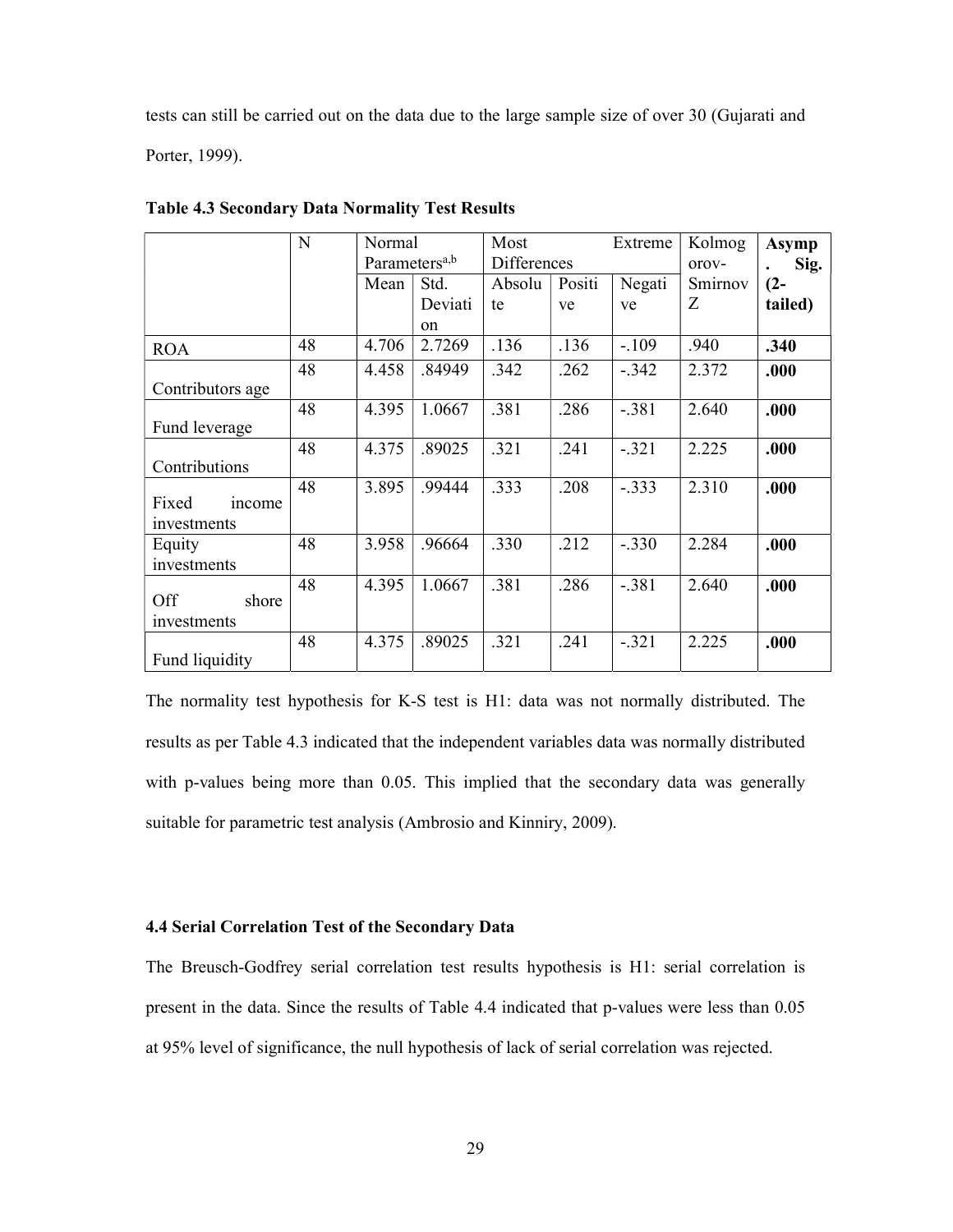tests can still be carried out on the data due to the large sample size of over 30 (Gujarati and Porter, 1999).

**Table 4.3 Secondary Data Normality Test Results**

| | N | Normal Parameters[a,b] | | Most Extreme Differences | | | Kolmogorov-Smirnov Z | **Asymp. Sig. (2-tailed)** |
|---|---|---|---|---|---|---|---|---|
| | | Mean | Std. Deviation | Absolute | Positive | Negative | | |
| ROA | 48 | 4.706 | 2.7269 | .136 | .136 | -.109 | .940 | **.340** |
| Contributors age | 48 | 4.458 | .84949 | .342 | .262 | -.342 | 2.372 | **.000** |
| Fund leverage | 48 | 4.395 | 1.0667 | .381 | .286 | -.381 | 2.640 | **.000** |
| Contributions | 48 | 4.375 | .89025 | .321 | .241 | -.321 | 2.225 | **.000** |
| Fixed income investments | 48 | 3.895 | .99444 | .333 | .208 | -.333 | 2.310 | **.000** |
| Equity investments | 48 | 3.958 | .96664 | .330 | .212 | -.330 | 2.284 | **.000** |
| Off shore investments | 48 | 4.395 | 1.0667 | .381 | .286 | -.381 | 2.640 | **.000** |
| Fund liquidity | 48 | 4.375 | .89025 | .321 | .241 | -.321 | 2.225 | **.000** |

The normality test hypothesis for K-S test is H1: data was not normally distributed. The results as per Table 4.3 indicated that the independent variables data was normally distributed with p-values being more than 0.05. This implied that the secondary data was generally suitable for parametric test analysis (Ambrosio and Kinniry, 2009).

### 4.4 Serial Correlation Test of the Secondary Data

The Breusch-Godfrey serial correlation test results hypothesis is H1: serial correlation is present in the data. Since the results of Table 4.4 indicated that p-values were less than 0.05 at 95% level of significance, the null hypothesis of lack of serial correlation was rejected.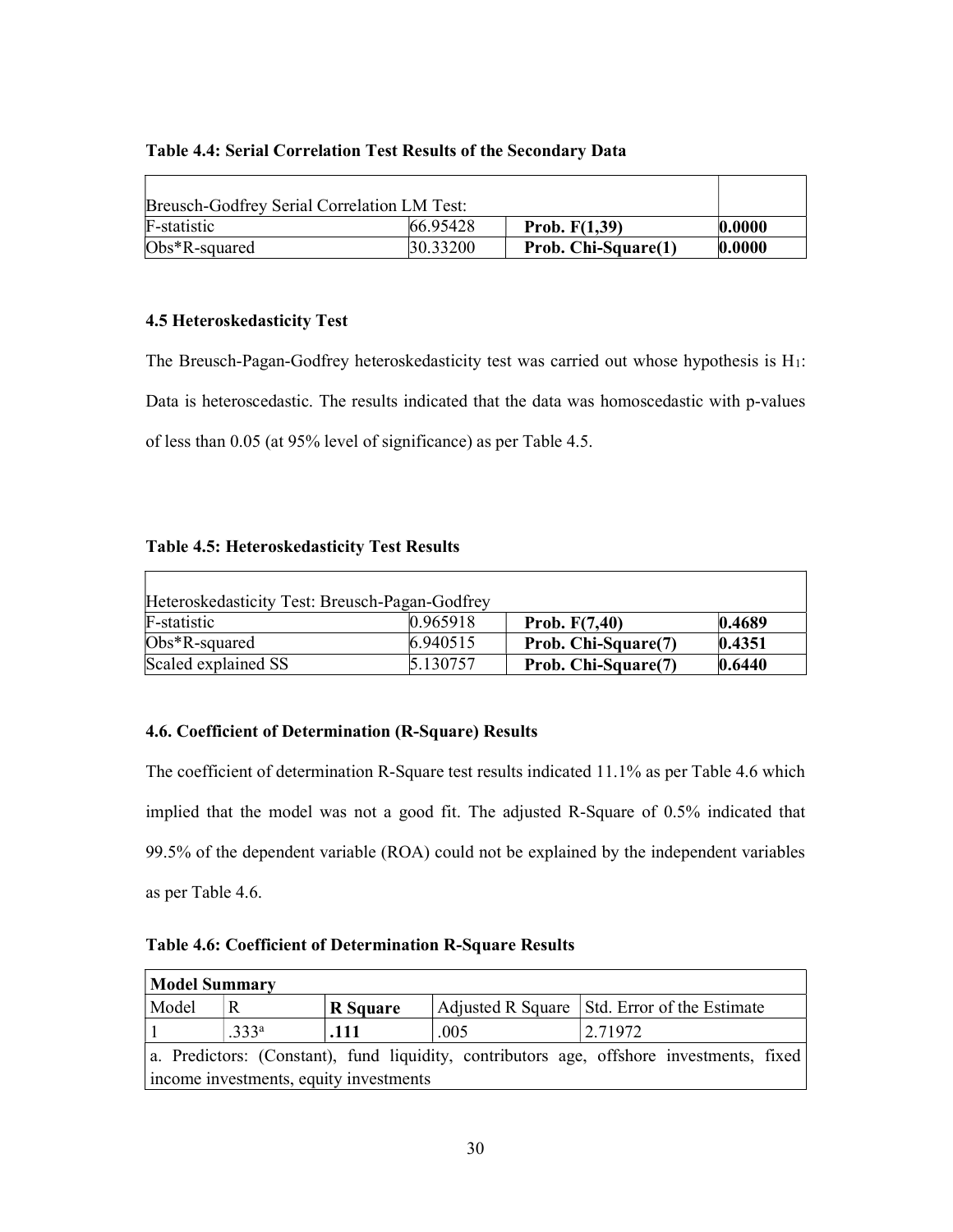**Table 4.4: Serial Correlation Test Results of the Secondary Data**

| Breusch-Godfrey Serial Correlation LM Test: | | | |
|---|---|---|---|
| F-statistic | 66.95428 | **Prob. F(1,39)** | **0.0000** |
| Obs*R-squared | 30.33200 | **Prob. Chi-Square(1)** | **0.0000** |

### 4.5 Heteroskedasticity Test

The Breusch-Pagan-Godfrey heteroskedasticity test was carried out whose hypothesis is $H_1$: Data is heteroscedastic. The results indicated that the data was homoscedastic with p-values of less than 0.05 (at 95% level of significance) as per Table 4.5.

**Table 4.5: Heteroskedasticity Test Results**

| Heteroskedasticity Test: Breusch-Pagan-Godfrey | | | |
|---|---|---|---|
| F-statistic | 0.965918 | **Prob. F(7,40)** | **0.4689** |
| Obs*R-squared | 6.940515 | **Prob. Chi-Square(7)** | **0.4351** |
| Scaled explained SS | 5.130757 | **Prob. Chi-Square(7)** | **0.6440** |

### 4.6. Coefficient of Determination (R-Square) Results

The coefficient of determination R-Square test results indicated 11.1% as per Table 4.6 which implied that the model was not a good fit. The adjusted R-Square of 0.5% indicated that 99.5% of the dependent variable (ROA) could not be explained by the independent variables as per Table 4.6.

**Table 4.6: Coefficient of Determination R-Square Results**

| **Model Summary** | | | | |
|---|---|---|---|---|
| Model | R | **R Square** | Adjusted R Square | Std. Error of the Estimate |
| 1 | .333[a] | **.111** | .005 | 2.71972 |
| a. Predictors: (Constant), fund liquidity, contributors age, offshore investments, fixed income investments, equity investments | | | | |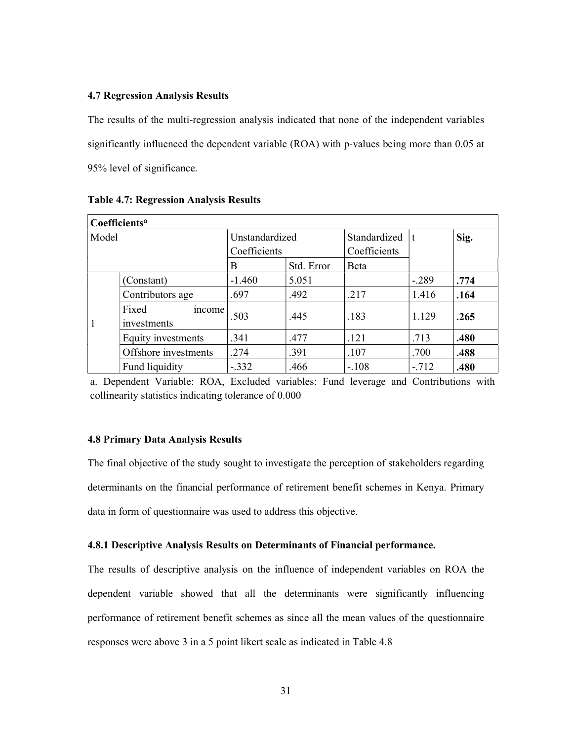**4.7 Regression Analysis Results**

The results of the multi-regression analysis indicated that none of the independent variables significantly influenced the dependent variable (ROA) with p-values being more than 0.05 at 95% level of significance.

**Table 4.7: Regression Analysis Results**

| **Coefficients[a]** | | | | | | |
|---|---|---|---|---|---|---|
| Model | | Unstandardized Coefficients | | Standardized Coefficients | t | **Sig.** |
| | | B | Std. Error | Beta | | |
| 1 | (Constant) | -1.460 | 5.051 | | -.289 | **.774** |
| | Contributors age | .697 | .492 | .217 | 1.416 | **.164** |
| | Fixed income investments | .503 | .445 | .183 | 1.129 | **.265** |
| | Equity investments | .341 | .477 | .121 | .713 | **.480** |
| | Offshore investments | .274 | .391 | .107 | .700 | **.488** |
| | Fund liquidity | -.332 | .466 | -.108 | -.712 | **.480** |

a. Dependent Variable: ROA, Excluded variables: Fund leverage and Contributions with collinearity statistics indicating tolerance of 0.000

**4.8 Primary Data Analysis Results**

The final objective of the study sought to investigate the perception of stakeholders regarding determinants on the financial performance of retirement benefit schemes in Kenya. Primary data in form of questionnaire was used to address this objective.

**4.8.1 Descriptive Analysis Results on Determinants of Financial performance.**

The results of descriptive analysis on the influence of independent variables on ROA the dependent variable showed that all the determinants were significantly influencing performance of retirement benefit schemes as since all the mean values of the questionnaire responses were above 3 in a 5 point likert scale as indicated in Table 4.8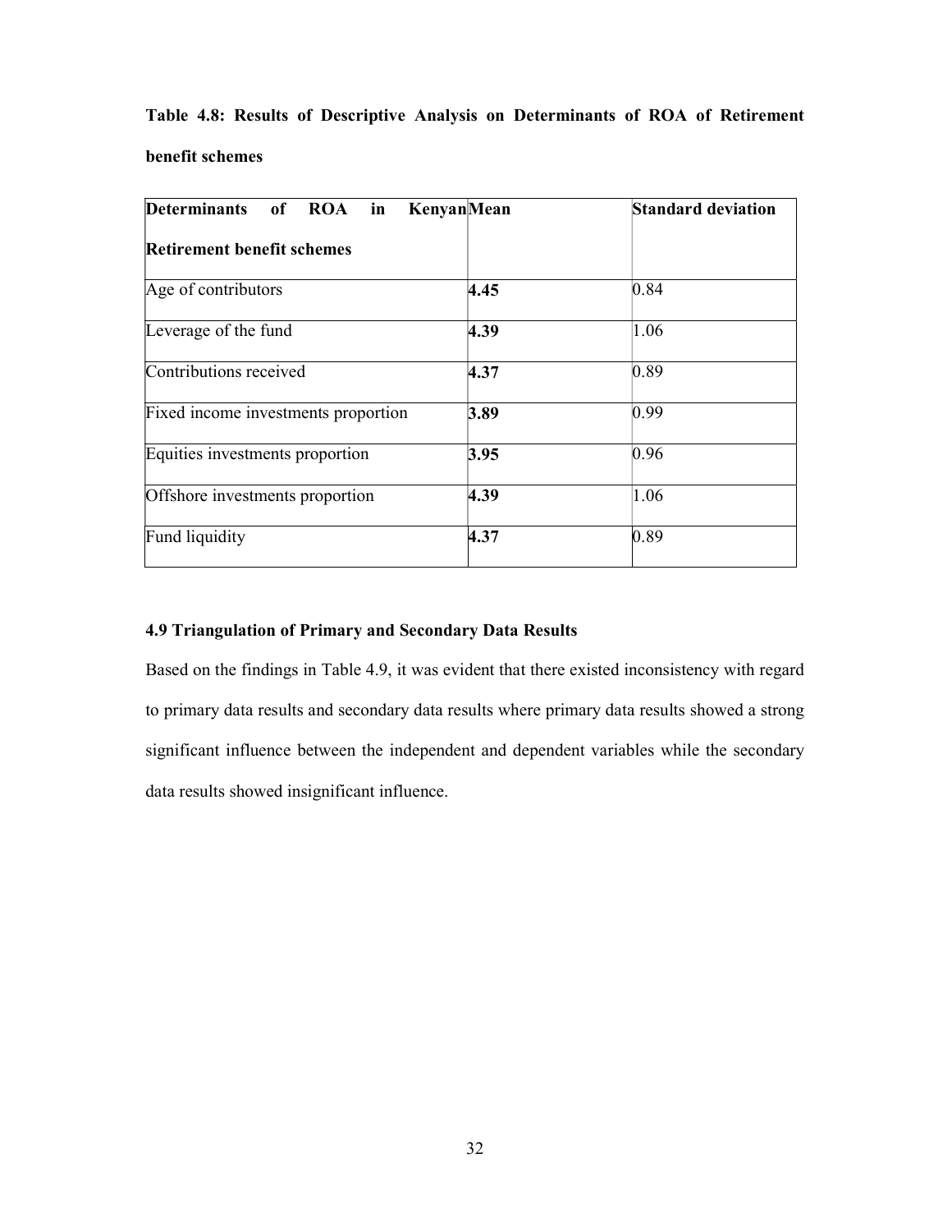**Table 4.8: Results of Descriptive Analysis on Determinants of ROA of Retirement benefit schemes**

| Determinants of ROA in Kenyan Retirement benefit schemes | Mean | Standard deviation |
|---|---|---|
| Age of contributors | **4.45** | 0.84 |
| Leverage of the fund | **4.39** | 1.06 |
| Contributions received | **4.37** | 0.89 |
| Fixed income investments proportion | **3.89** | 0.99 |
| Equities investments proportion | **3.95** | 0.96 |
| Offshore investments proportion | **4.39** | 1.06 |
| Fund liquidity | **4.37** | 0.89 |

### 4.9 Triangulation of Primary and Secondary Data Results

Based on the findings in Table 4.9, it was evident that there existed inconsistency with regard to primary data results and secondary data results where primary data results showed a strong significant influence between the independent and dependent variables while the secondary data results showed insignificant influence.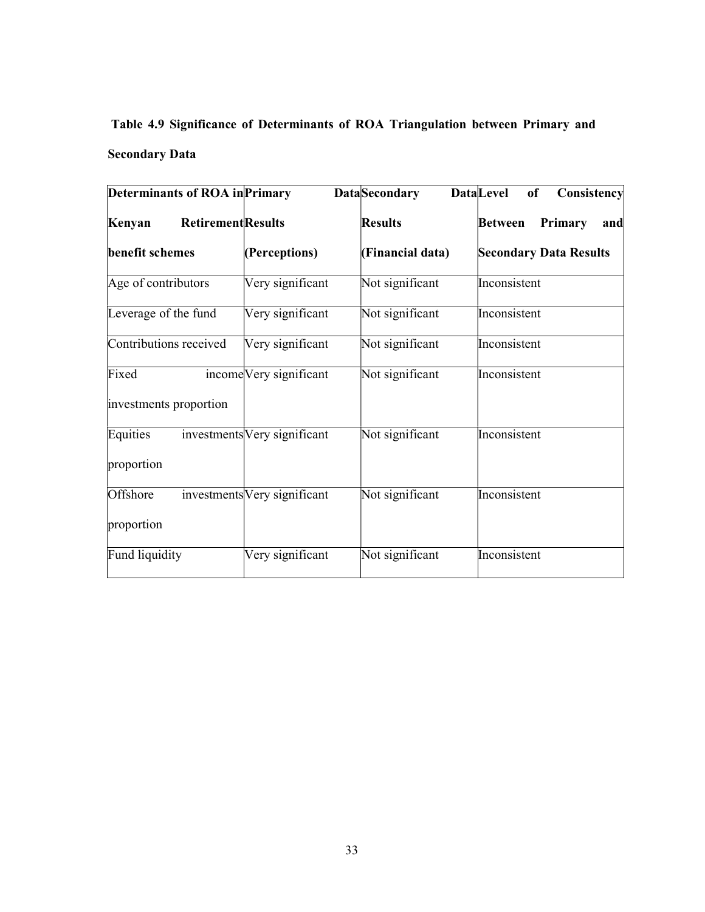**Table 4.9 Significance of Determinants of ROA Triangulation between Primary and Secondary Data**

| Determinants of ROA in Kenyan Retirement benefit schemes | Primary Data Results (Perceptions) | Secondary Data Results (Financial data) | Level of Consistency Between Primary and Secondary Data Results |
|---|---|---|---|
| Age of contributors | Very significant | Not significant | Inconsistent |
| Leverage of the fund | Very significant | Not significant | Inconsistent |
| Contributions received | Very significant | Not significant | Inconsistent |
| Fixed income investments proportion | Very significant | Not significant | Inconsistent |
| Equities investments proportion | Very significant | Not significant | Inconsistent |
| Offshore investments proportion | Very significant | Not significant | Inconsistent |
| Fund liquidity | Very significant | Not significant | Inconsistent |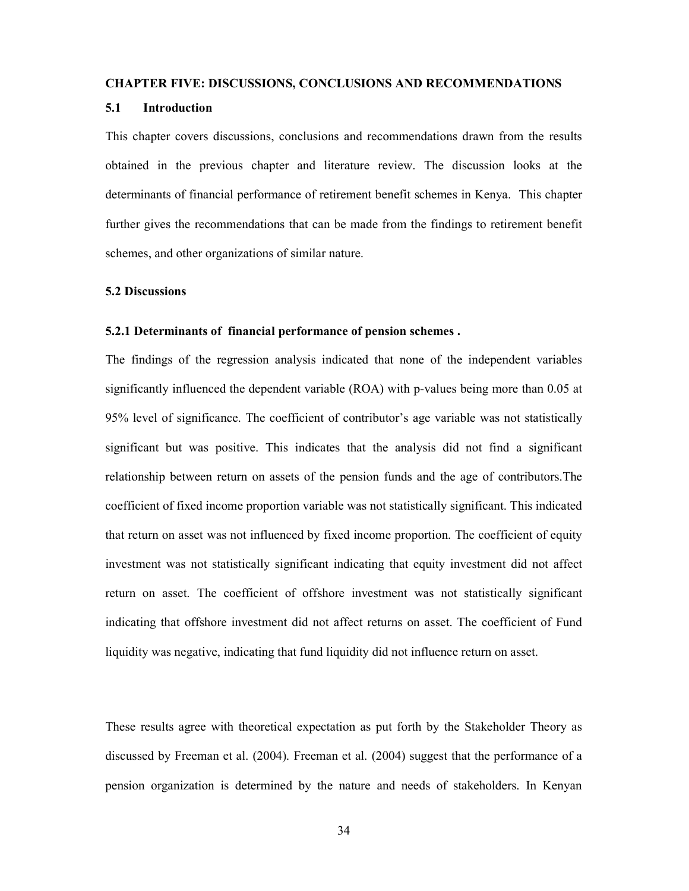**CHAPTER FIVE: DISCUSSIONS, CONCLUSIONS AND RECOMMENDATIONS**

### 5.1 Introduction

This chapter covers discussions, conclusions and recommendations drawn from the results obtained in the previous chapter and literature review. The discussion looks at the determinants of financial performance of retirement benefit schemes in Kenya. This chapter further gives the recommendations that can be made from the findings to retirement benefit schemes, and other organizations of similar nature.

### 5.2 Discussions

#### 5.2.1 Determinants of financial performance of pension schemes .

The findings of the regression analysis indicated that none of the independent variables significantly influenced the dependent variable (ROA) with p-values being more than 0.05 at 95% level of significance. The coefficient of contributor's age variable was not statistically significant but was positive. This indicates that the analysis did not find a significant relationship between return on assets of the pension funds and the age of contributors.The coefficient of fixed income proportion variable was not statistically significant. This indicated that return on asset was not influenced by fixed income proportion. The coefficient of equity investment was not statistically significant indicating that equity investment did not affect return on asset. The coefficient of offshore investment was not statistically significant indicating that offshore investment did not affect returns on asset. The coefficient of Fund liquidity was negative, indicating that fund liquidity did not influence return on asset.

These results agree with theoretical expectation as put forth by the Stakeholder Theory as discussed by Freeman et al. (2004). Freeman et al. (2004) suggest that the performance of a pension organization is determined by the nature and needs of stakeholders. In Kenyan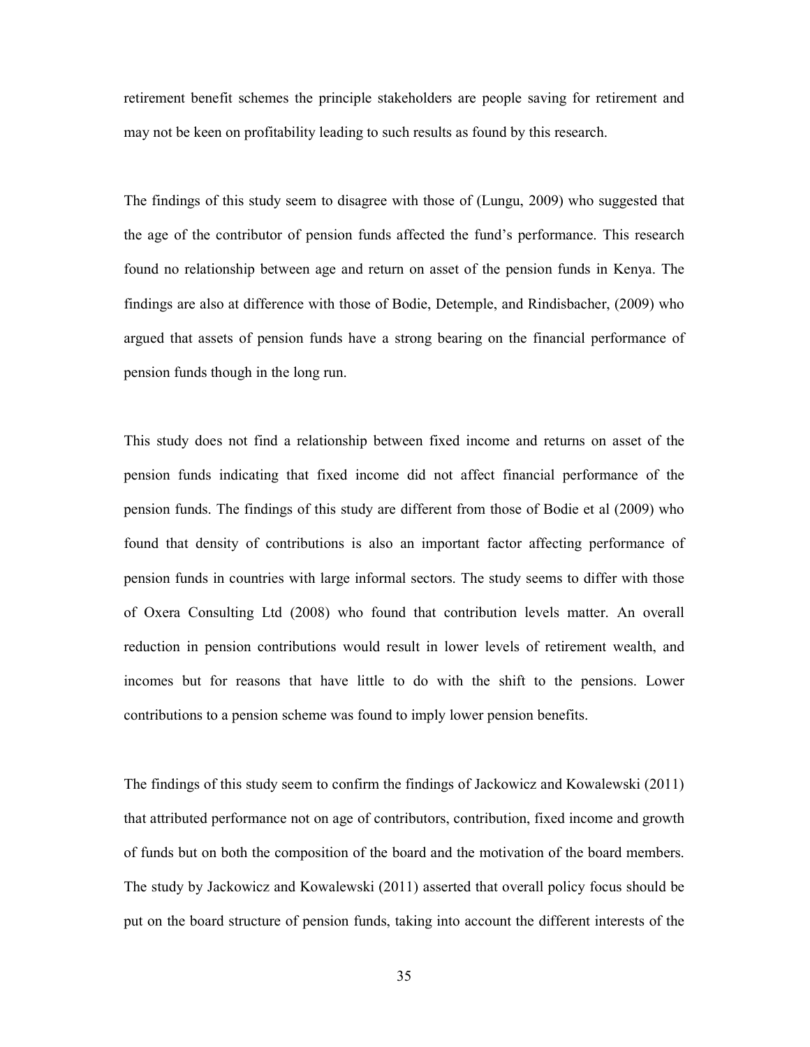retirement benefit schemes the principle stakeholders are people saving for retirement and may not be keen on profitability leading to such results as found by this research.

The findings of this study seem to disagree with those of (Lungu, 2009) who suggested that the age of the contributor of pension funds affected the fund's performance. This research found no relationship between age and return on asset of the pension funds in Kenya. The findings are also at difference with those of Bodie, Detemple, and Rindisbacher, (2009) who argued that assets of pension funds have a strong bearing on the financial performance of pension funds though in the long run.

This study does not find a relationship between fixed income and returns on asset of the pension funds indicating that fixed income did not affect financial performance of the pension funds. The findings of this study are different from those of Bodie et al (2009) who found that density of contributions is also an important factor affecting performance of pension funds in countries with large informal sectors. The study seems to differ with those of Oxera Consulting Ltd (2008) who found that contribution levels matter. An overall reduction in pension contributions would result in lower levels of retirement wealth, and incomes but for reasons that have little to do with the shift to the pensions. Lower contributions to a pension scheme was found to imply lower pension benefits.

The findings of this study seem to confirm the findings of Jackowicz and Kowalewski (2011) that attributed performance not on age of contributors, contribution, fixed income and growth of funds but on both the composition of the board and the motivation of the board members. The study by Jackowicz and Kowalewski (2011) asserted that overall policy focus should be put on the board structure of pension funds, taking into account the different interests of the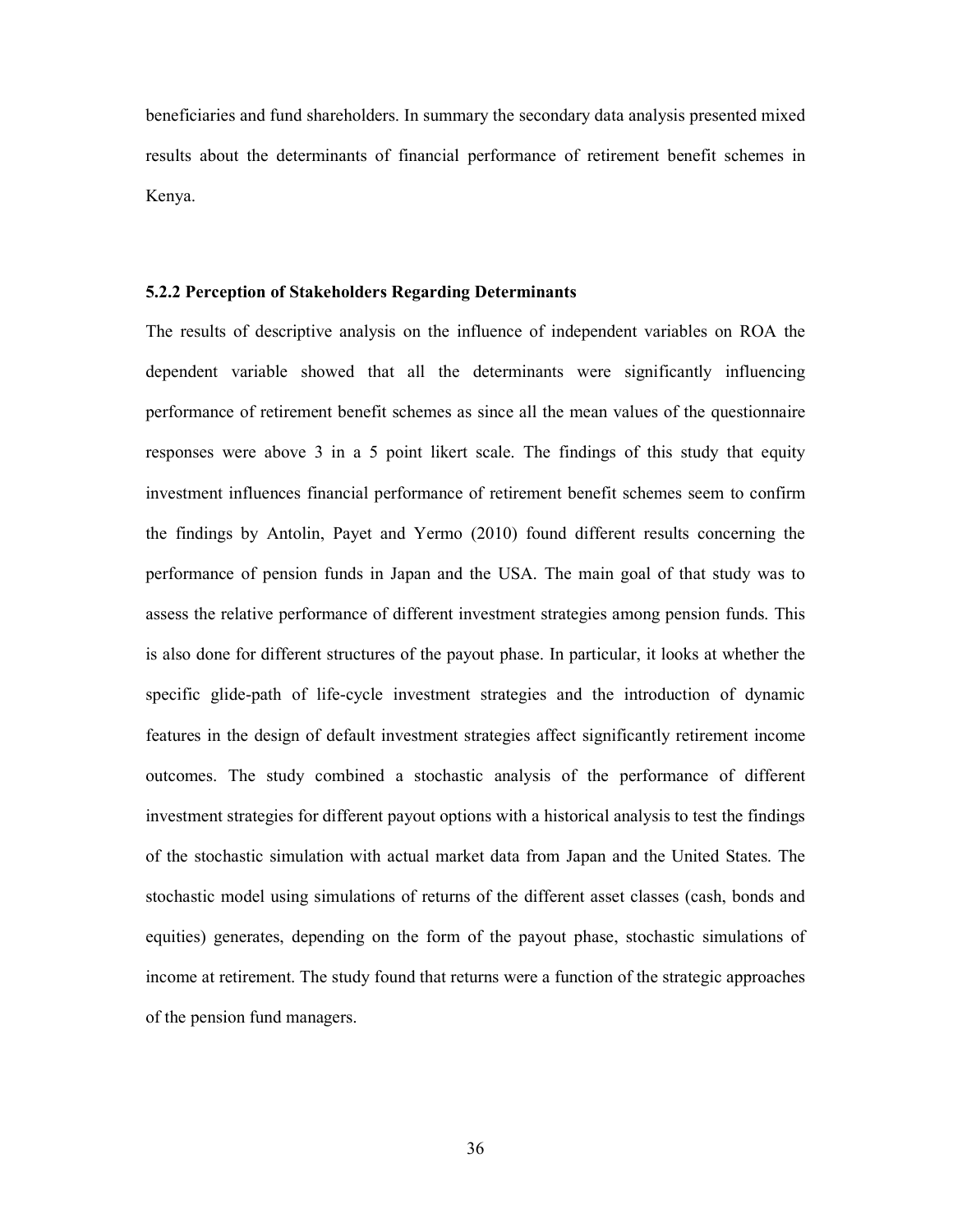beneficiaries and fund shareholders. In summary the secondary data analysis presented mixed results about the determinants of financial performance of retirement benefit schemes in Kenya.

### 5.2.2 Perception of Stakeholders Regarding Determinants

The results of descriptive analysis on the influence of independent variables on ROA the dependent variable showed that all the determinants were significantly influencing performance of retirement benefit schemes as since all the mean values of the questionnaire responses were above 3 in a 5 point likert scale. The findings of this study that equity investment influences financial performance of retirement benefit schemes seem to confirm the findings by Antolin, Payet and Yermo (2010) found different results concerning the performance of pension funds in Japan and the USA. The main goal of that study was to assess the relative performance of different investment strategies among pension funds. This is also done for different structures of the payout phase. In particular, it looks at whether the specific glide-path of life-cycle investment strategies and the introduction of dynamic features in the design of default investment strategies affect significantly retirement income outcomes. The study combined a stochastic analysis of the performance of different investment strategies for different payout options with a historical analysis to test the findings of the stochastic simulation with actual market data from Japan and the United States. The stochastic model using simulations of returns of the different asset classes (cash, bonds and equities) generates, depending on the form of the payout phase, stochastic simulations of income at retirement. The study found that returns were a function of the strategic approaches of the pension fund managers.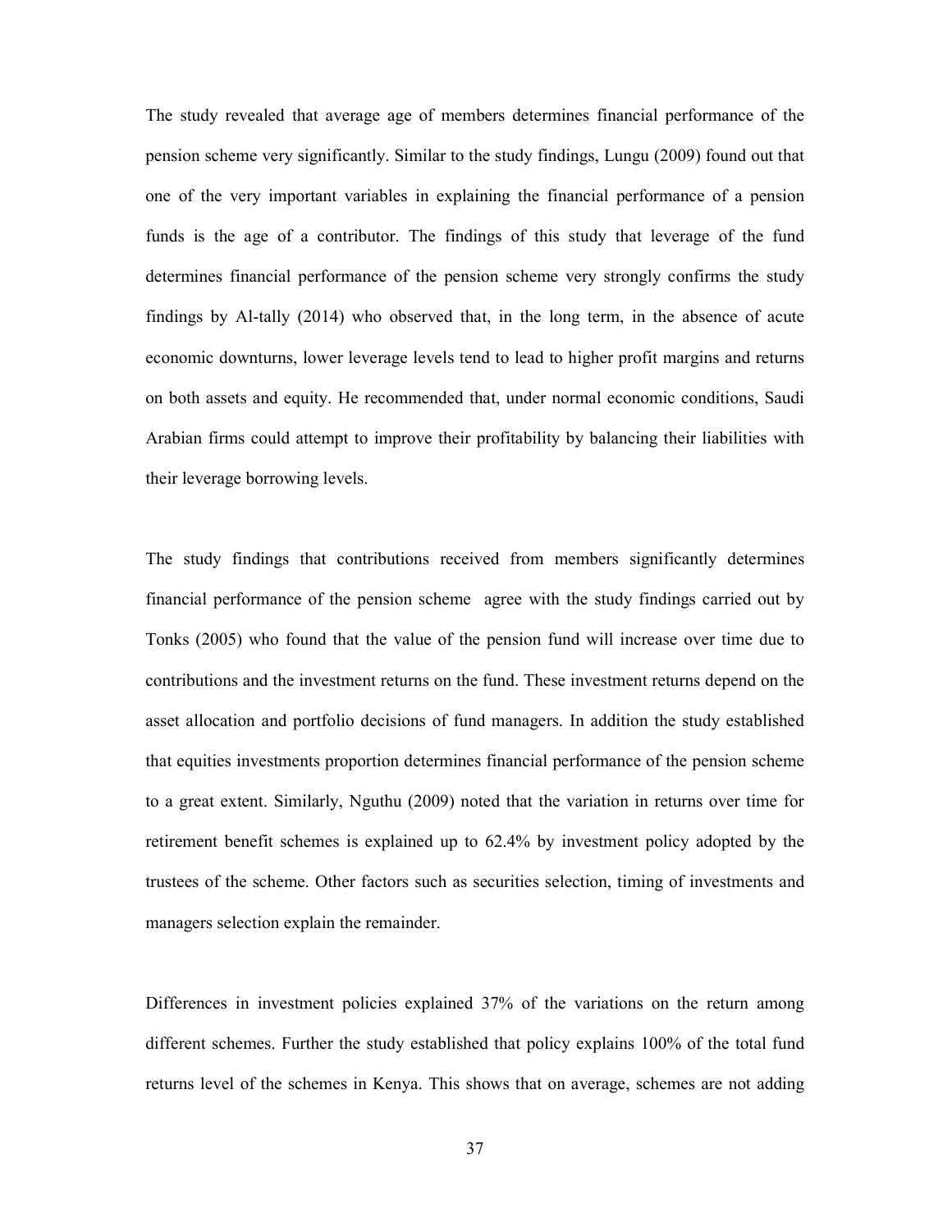The study revealed that average age of members determines financial performance of the pension scheme very significantly. Similar to the study findings, Lungu (2009) found out that one of the very important variables in explaining the financial performance of a pension funds is the age of a contributor. The findings of this study that leverage of the fund determines financial performance of the pension scheme very strongly confirms the study findings by Al-tally (2014) who observed that, in the long term, in the absence of acute economic downturns, lower leverage levels tend to lead to higher profit margins and returns on both assets and equity. He recommended that, under normal economic conditions, Saudi Arabian firms could attempt to improve their profitability by balancing their liabilities with their leverage borrowing levels.

The study findings that contributions received from members significantly determines financial performance of the pension scheme agree with the study findings carried out by Tonks (2005) who found that the value of the pension fund will increase over time due to contributions and the investment returns on the fund. These investment returns depend on the asset allocation and portfolio decisions of fund managers. In addition the study established that equities investments proportion determines financial performance of the pension scheme to a great extent. Similarly, Nguthu (2009) noted that the variation in returns over time for retirement benefit schemes is explained up to 62.4% by investment policy adopted by the trustees of the scheme. Other factors such as securities selection, timing of investments and managers selection explain the remainder.

Differences in investment policies explained 37% of the variations on the return among different schemes. Further the study established that policy explains 100% of the total fund returns level of the schemes in Kenya. This shows that on average, schemes are not adding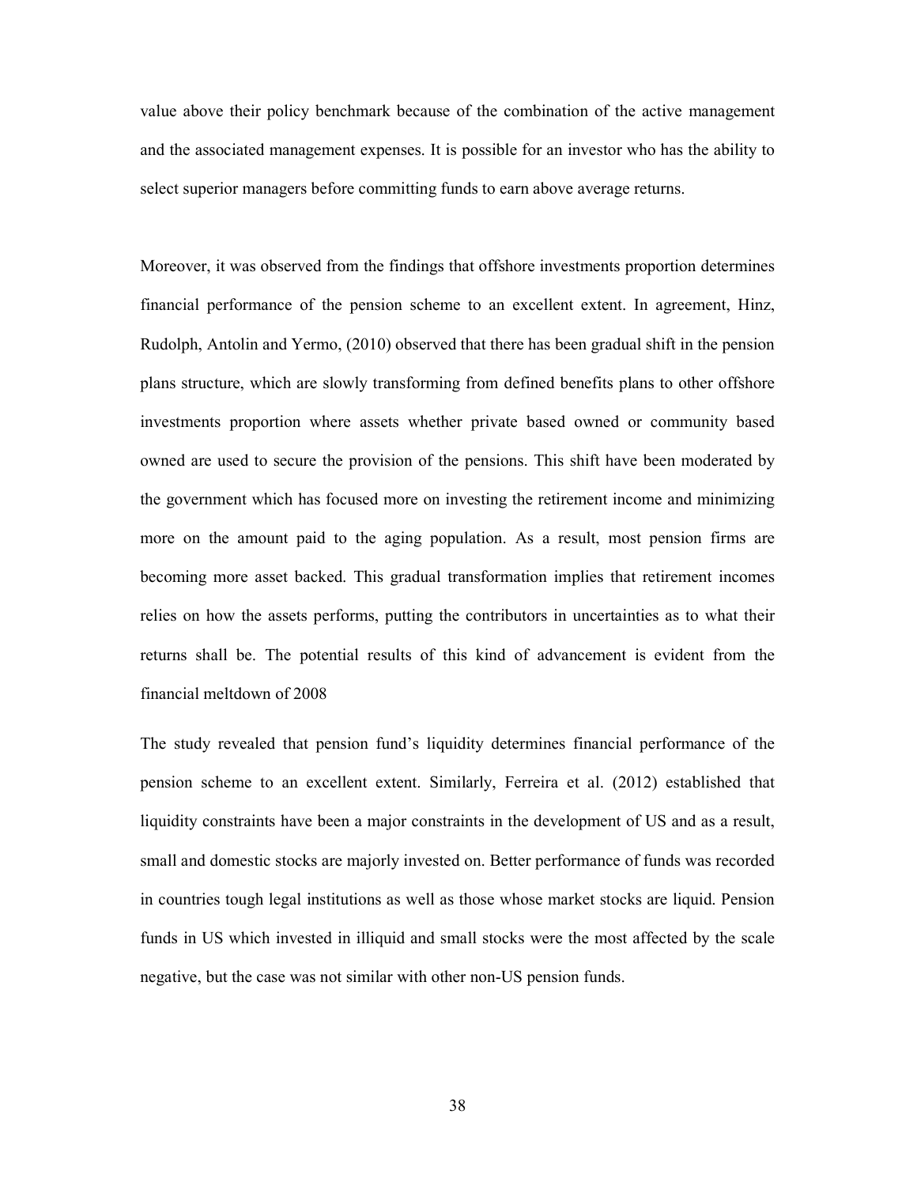value above their policy benchmark because of the combination of the active management and the associated management expenses. It is possible for an investor who has the ability to select superior managers before committing funds to earn above average returns.

Moreover, it was observed from the findings that offshore investments proportion determines financial performance of the pension scheme to an excellent extent. In agreement, Hinz, Rudolph, Antolin and Yermo, (2010) observed that there has been gradual shift in the pension plans structure, which are slowly transforming from defined benefits plans to other offshore investments proportion where assets whether private based owned or community based owned are used to secure the provision of the pensions. This shift have been moderated by the government which has focused more on investing the retirement income and minimizing more on the amount paid to the aging population. As a result, most pension firms are becoming more asset backed. This gradual transformation implies that retirement incomes relies on how the assets performs, putting the contributors in uncertainties as to what their returns shall be. The potential results of this kind of advancement is evident from the financial meltdown of 2008

The study revealed that pension fund's liquidity determines financial performance of the pension scheme to an excellent extent. Similarly, Ferreira et al. (2012) established that liquidity constraints have been a major constraints in the development of US and as a result, small and domestic stocks are majorly invested on. Better performance of funds was recorded in countries tough legal institutions as well as those whose market stocks are liquid. Pension funds in US which invested in illiquid and small stocks were the most affected by the scale negative, but the case was not similar with other non-US pension funds.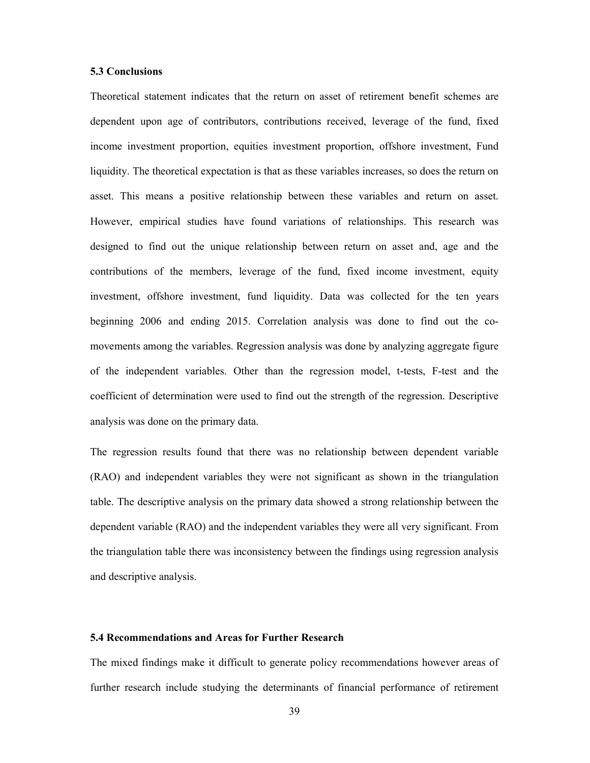### 5.3 Conclusions

Theoretical statement indicates that the return on asset of retirement benefit schemes are dependent upon age of contributors, contributions received, leverage of the fund, fixed income investment proportion, equities investment proportion, offshore investment, Fund liquidity. The theoretical expectation is that as these variables increases, so does the return on asset. This means a positive relationship between these variables and return on asset. However, empirical studies have found variations of relationships. This research was designed to find out the unique relationship between return on asset and, age and the contributions of the members, leverage of the fund, fixed income investment, equity investment, offshore investment, fund liquidity. Data was collected for the ten years beginning 2006 and ending 2015. Correlation analysis was done to find out the co-movements among the variables. Regression analysis was done by analyzing aggregate figure of the independent variables. Other than the regression model, t-tests, F-test and the coefficient of determination were used to find out the strength of the regression. Descriptive analysis was done on the primary data.

The regression results found that there was no relationship between dependent variable (RAO) and independent variables they were not significant as shown in the triangulation table. The descriptive analysis on the primary data showed a strong relationship between the dependent variable (RAO) and the independent variables they were all very significant. From the triangulation table there was inconsistency between the findings using regression analysis and descriptive analysis.

### 5.4 Recommendations and Areas for Further Research

The mixed findings make it difficult to generate policy recommendations however areas of further research include studying the determinants of financial performance of retirement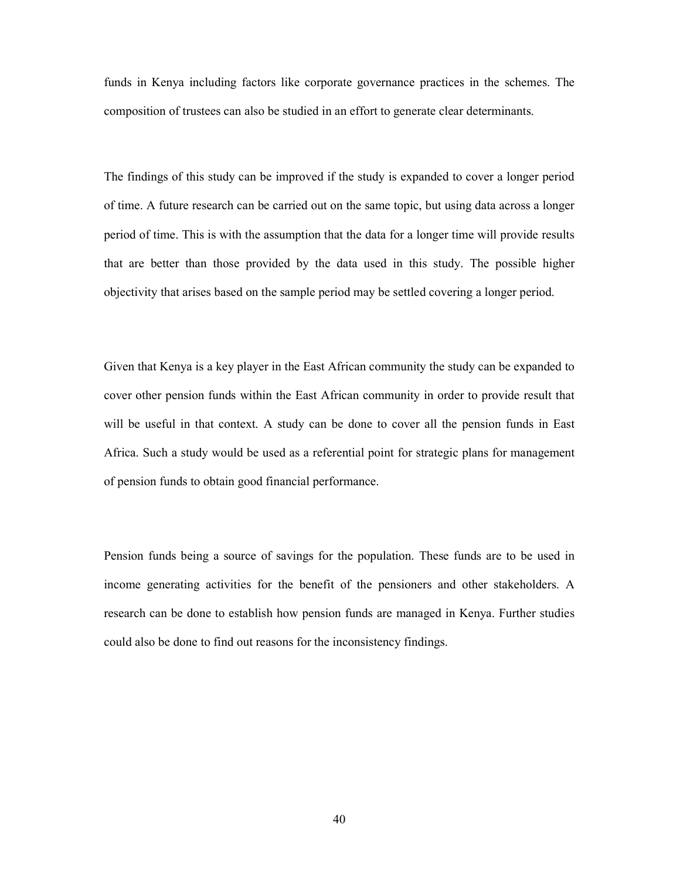funds in Kenya including factors like corporate governance practices in the schemes. The composition of trustees can also be studied in an effort to generate clear determinants.

The findings of this study can be improved if the study is expanded to cover a longer period of time. A future research can be carried out on the same topic, but using data across a longer period of time. This is with the assumption that the data for a longer time will provide results that are better than those provided by the data used in this study. The possible higher objectivity that arises based on the sample period may be settled covering a longer period.

Given that Kenya is a key player in the East African community the study can be expanded to cover other pension funds within the East African community in order to provide result that will be useful in that context. A study can be done to cover all the pension funds in East Africa. Such a study would be used as a referential point for strategic plans for management of pension funds to obtain good financial performance.

Pension funds being a source of savings for the population. These funds are to be used in income generating activities for the benefit of the pensioners and other stakeholders. A research can be done to establish how pension funds are managed in Kenya. Further studies could also be done to find out reasons for the inconsistency findings.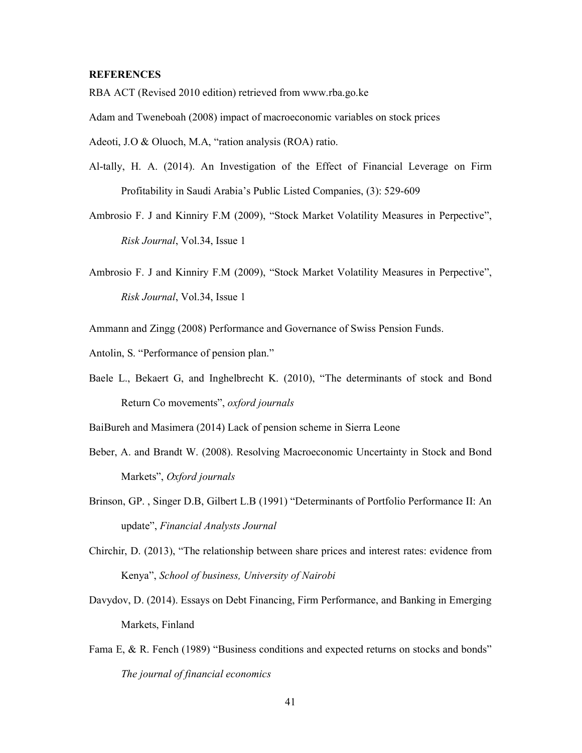**REFERENCES**

RBA ACT (Revised 2010 edition) retrieved from www.rba.go.ke

Adam and Tweneboah (2008) impact of macroeconomic variables on stock prices

Adeoti, J.O & Oluoch, M.A, "ration analysis (ROA) ratio.

Al-tally, H. A. (2014). An Investigation of the Effect of Financial Leverage on Firm Profitability in Saudi Arabia's Public Listed Companies, (3): 529-609

Ambrosio F. J and Kinniry F.M (2009), "Stock Market Volatility Measures in Perpective", *Risk Journal*, Vol.34, Issue 1

Ambrosio F. J and Kinniry F.M (2009), "Stock Market Volatility Measures in Perpective", *Risk Journal*, Vol.34, Issue 1

Ammann and Zingg (2008) Performance and Governance of Swiss Pension Funds.

Antolin, S. "Performance of pension plan."

Baele L., Bekaert G, and Inghelbrecht K. (2010), "The determinants of stock and Bond Return Co movements", *oxford journals*

BaiBureh and Masimera (2014) Lack of pension scheme in Sierra Leone

Beber, A. and Brandt W. (2008). Resolving Macroeconomic Uncertainty in Stock and Bond Markets", *Oxford journals*

Brinson, GP. , Singer D.B, Gilbert L.B (1991) "Determinants of Portfolio Performance II: An update", *Financial Analysts Journal*

Chirchir, D. (2013), "The relationship between share prices and interest rates: evidence from Kenya", *School of business, University of Nairobi*

Davydov, D. (2014). Essays on Debt Financing, Firm Performance, and Banking in Emerging Markets, Finland

Fama E, & R. Fench (1989) "Business conditions and expected returns on stocks and bonds" *The journal of financial economics*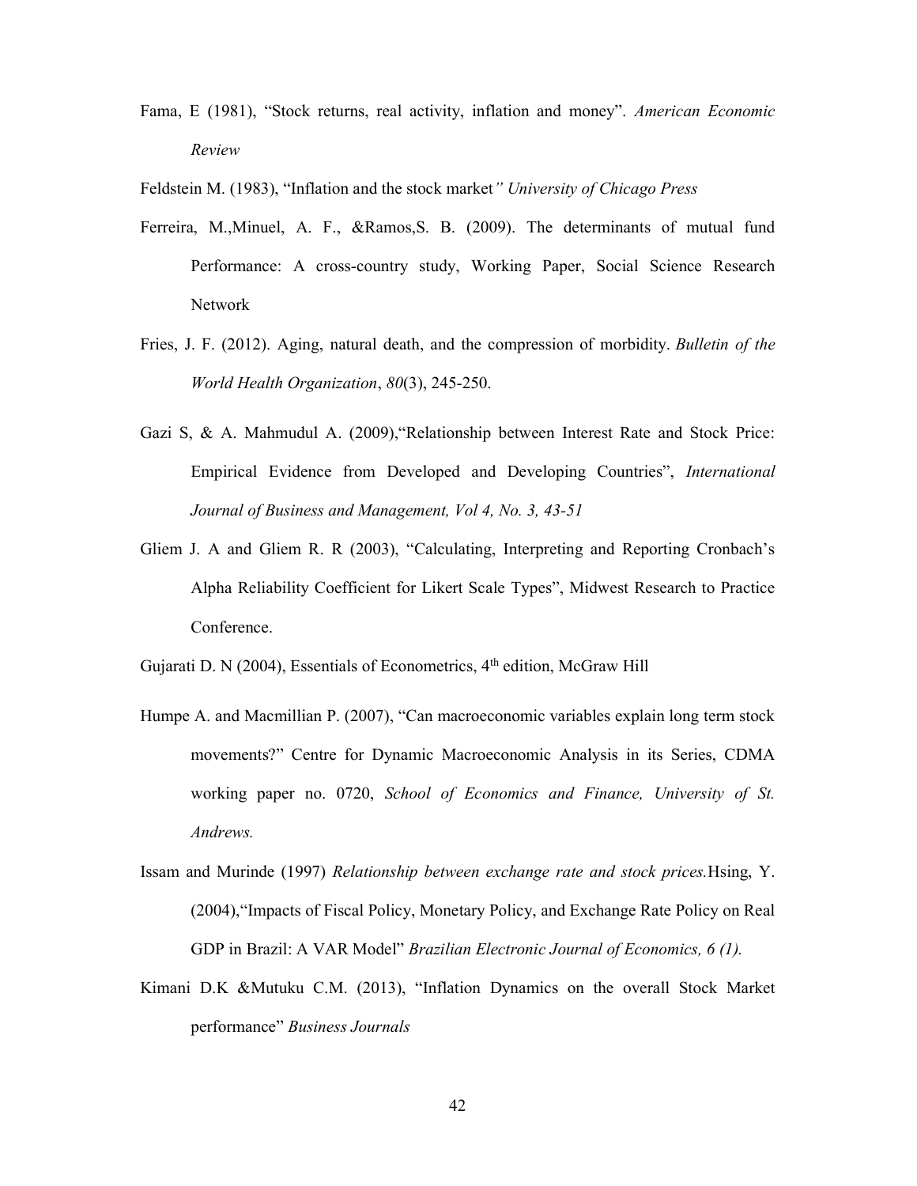Fama, E (1981), "Stock returns, real activity, inflation and money". *American Economic Review*

Feldstein M. (1983), "Inflation and the stock market*" University of Chicago Press*

Ferreira, M.,Minuel, A. F., &Ramos,S. B. (2009). The determinants of mutual fund Performance: A cross-country study, Working Paper, Social Science Research Network

Fries, J. F. (2012). Aging, natural death, and the compression of morbidity. *Bulletin of the World Health Organization*, *80*(3), 245-250.

Gazi S, & A. Mahmudul A. (2009),"Relationship between Interest Rate and Stock Price: Empirical Evidence from Developed and Developing Countries", *International Journal of Business and Management, Vol 4, No. 3, 43-51*

Gliem J. A and Gliem R. R (2003), "Calculating, Interpreting and Reporting Cronbach's Alpha Reliability Coefficient for Likert Scale Types", Midwest Research to Practice Conference.

Gujarati D. N (2004), Essentials of Econometrics, 4th edition, McGraw Hill

Humpe A. and Macmillian P. (2007), "Can macroeconomic variables explain long term stock movements?" Centre for Dynamic Macroeconomic Analysis in its Series, CDMA working paper no. 0720, *School of Economics and Finance, University of St. Andrews.*

Issam and Murinde (1997) *Relationship between exchange rate and stock prices.*Hsing, Y. (2004),"Impacts of Fiscal Policy, Monetary Policy, and Exchange Rate Policy on Real GDP in Brazil: A VAR Model" *Brazilian Electronic Journal of Economics, 6 (1).*

Kimani D.K &Mutuku C.M. (2013), "Inflation Dynamics on the overall Stock Market performance" *Business Journals*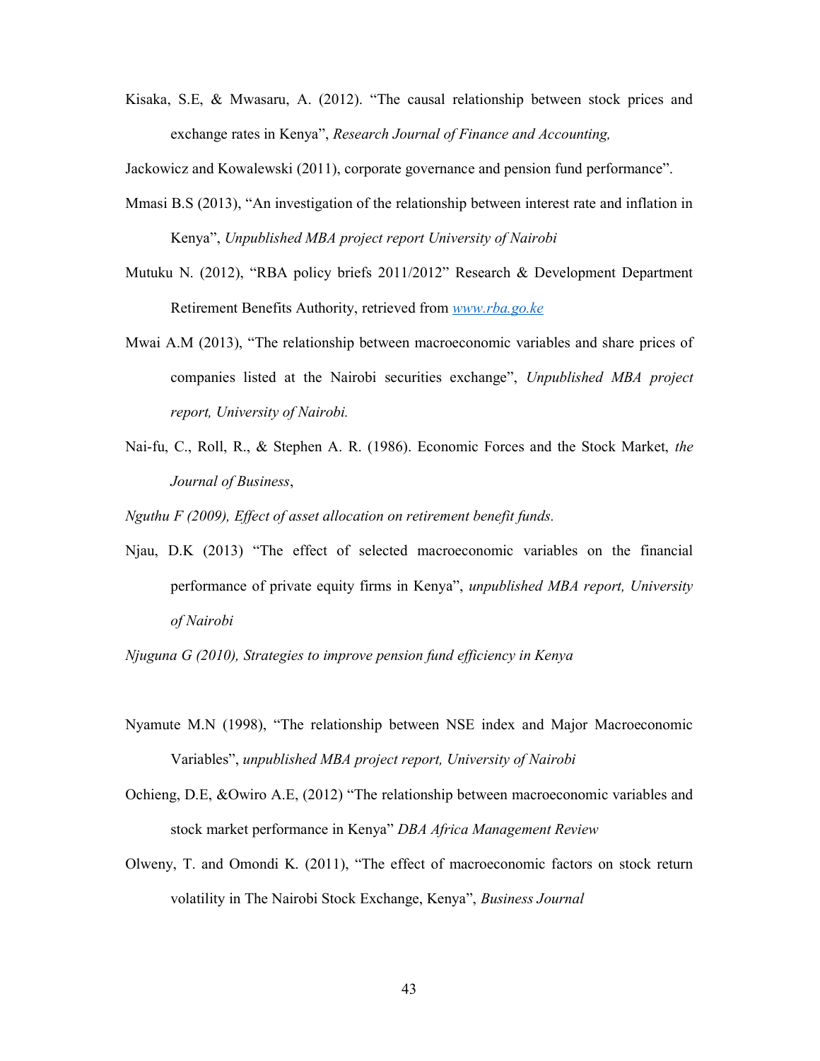Kisaka, S.E, & Mwasaru, A. (2012). "The causal relationship between stock prices and exchange rates in Kenya", *Research Journal of Finance and Accounting,*

Jackowicz and Kowalewski (2011), corporate governance and pension fund performance".

Mmasi B.S (2013), "An investigation of the relationship between interest rate and inflation in Kenya", *Unpublished MBA project report University of Nairobi*

Mutuku N. (2012), "RBA policy briefs 2011/2012" Research & Development Department Retirement Benefits Authority, retrieved from [www.rba.go.ke](www.rba.go.ke)

Mwai A.M (2013), "The relationship between macroeconomic variables and share prices of companies listed at the Nairobi securities exchange", *Unpublished MBA project report, University of Nairobi.*

Nai-fu, C., Roll, R., & Stephen A. R. (1986). Economic Forces and the Stock Market, *the Journal of Business*,

*Nguthu F (2009), Effect of asset allocation on retirement benefit funds.*

Njau, D.K (2013) "The effect of selected macroeconomic variables on the financial performance of private equity firms in Kenya", *unpublished MBA report, University of Nairobi*

*Njuguna G (2010), Strategies to improve pension fund efficiency in Kenya*

Nyamute M.N (1998), "The relationship between NSE index and Major Macroeconomic Variables", *unpublished MBA project report, University of Nairobi*

Ochieng, D.E, &Owiro A.E, (2012) "The relationship between macroeconomic variables and stock market performance in Kenya" *DBA Africa Management Review*

Olweny, T. and Omondi K. (2011), "The effect of macroeconomic factors on stock return volatility in The Nairobi Stock Exchange, Kenya", *Business Journal*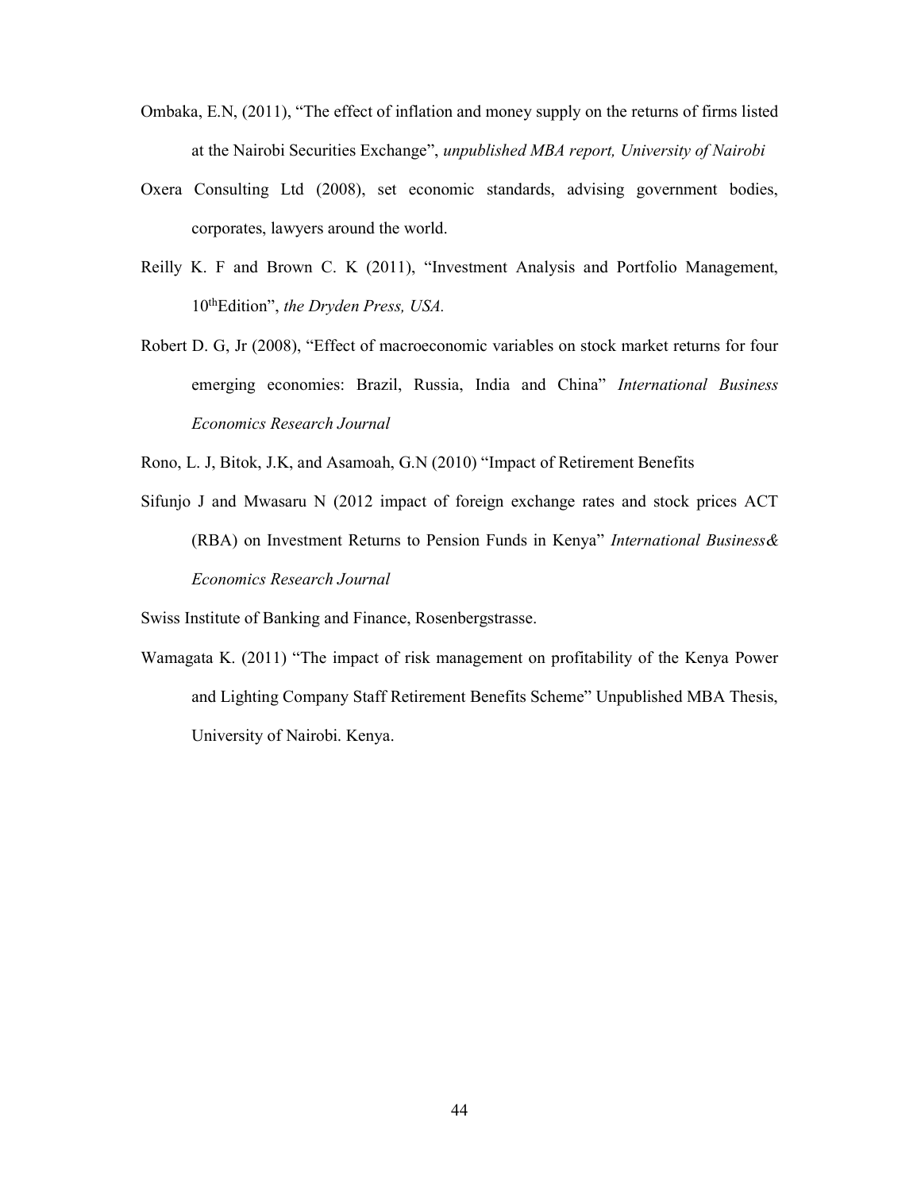Ombaka, E.N, (2011), "The effect of inflation and money supply on the returns of firms listed at the Nairobi Securities Exchange", *unpublished MBA report, University of Nairobi*

Oxera Consulting Ltd (2008), set economic standards, advising government bodies, corporates, lawyers around the world.

Reilly K. F and Brown C. K (2011), "Investment Analysis and Portfolio Management, 10thEdition", *the Dryden Press, USA.*

Robert D. G, Jr (2008), "Effect of macroeconomic variables on stock market returns for four emerging economies: Brazil, Russia, India and China" *International Business Economics Research Journal*

Rono, L. J, Bitok, J.K, and Asamoah, G.N (2010) "Impact of Retirement Benefits

Sifunjo J and Mwasaru N (2012 impact of foreign exchange rates and stock prices ACT (RBA) on Investment Returns to Pension Funds in Kenya" *International Business& Economics Research Journal*

Swiss Institute of Banking and Finance, Rosenbergstrasse.

Wamagata K. (2011) "The impact of risk management on profitability of the Kenya Power and Lighting Company Staff Retirement Benefits Scheme" Unpublished MBA Thesis, University of Nairobi. Kenya.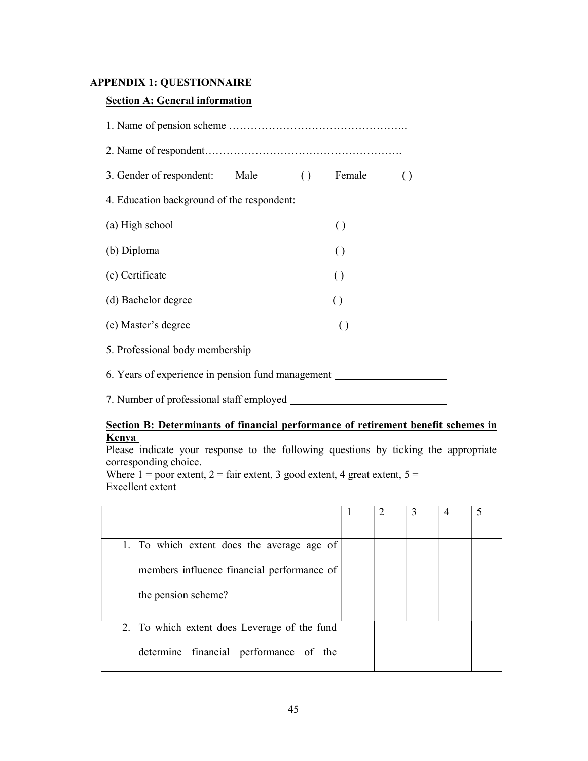## APPENDIX 1: QUESTIONNAIRE

**Section A: General information**

1. Name of pension scheme …………………………………………..

2. Name of respondent……………………………………………….

3. Gender of respondent: Male ( ) Female ( )

4. Education background of the respondent:

(a) High school ( )

(b) Diploma ( )

(c) Certificate ( )

(d) Bachelor degree ( )

(e) Master's degree ( )

5. Professional body membership \_\_\_\_\_\_\_\_\_\_\_\_\_\_\_\_\_\_\_\_\_\_\_\_\_\_\_\_\_\_

6. Years of experience in pension fund management \_\_\_\_\_\_\_\_\_\_\_\_\_\_\_\_\_\_

7. Number of professional staff employed \_\_\_\_\_\_\_\_\_\_\_\_\_\_\_\_\_\_\_\_\_\_\_

**Section B: Determinants of financial performance of retirement benefit schemes in Kenya**

Please indicate your response to the following questions by ticking the appropriate corresponding choice.

Where 1 = poor extent, 2 = fair extent, 3 good extent, 4 great extent, 5 = Excellent extent

| | 1 | 2 | 3 | 4 | 5 |
|---|---|---|---|---|---|
| 1. To which extent does the average age of members influence financial performance of the pension scheme? | | | | | |
| 2. To which extent does Leverage of the fund determine financial performance of the | | | | | |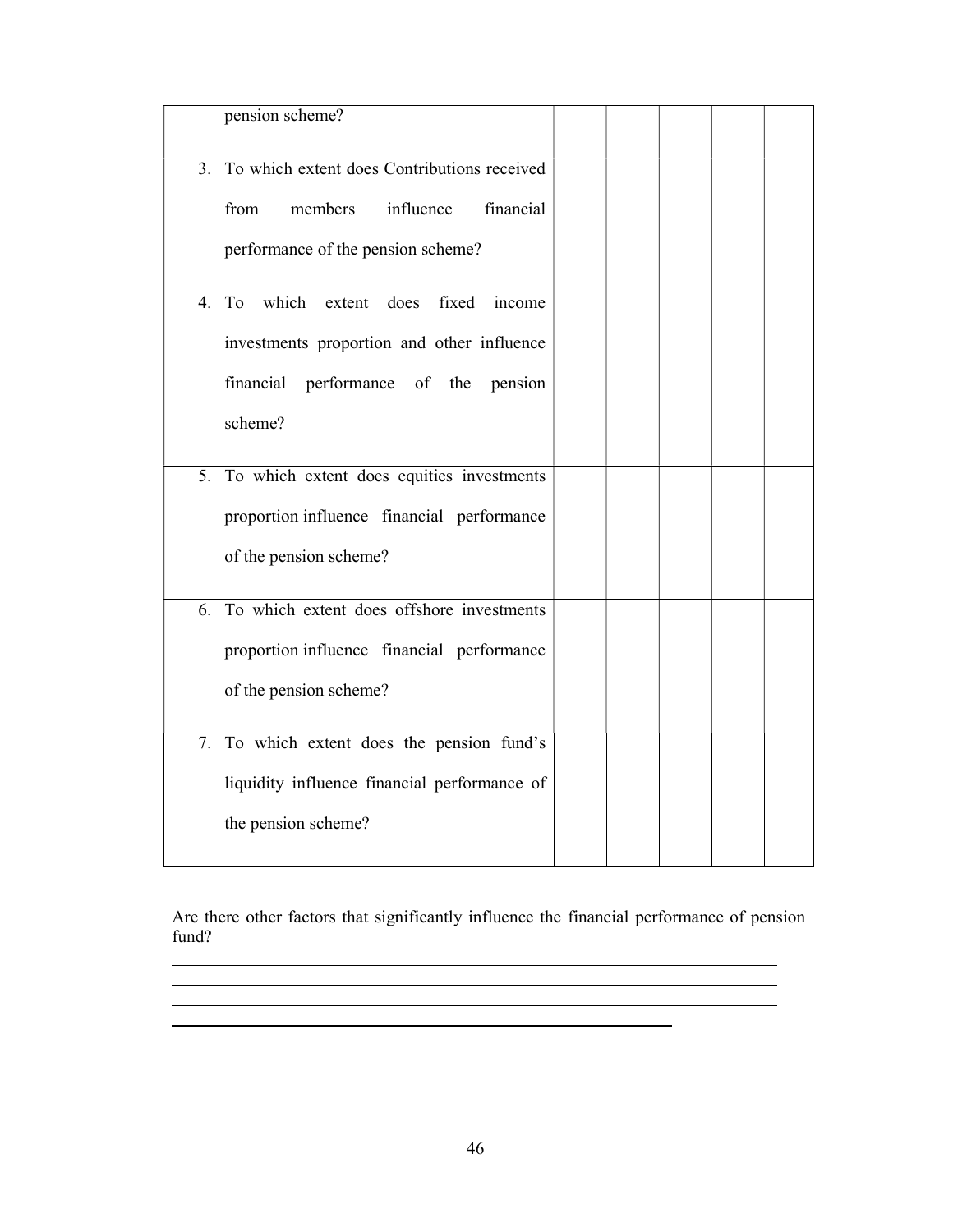| | | | | | |
|---|---|---|---|---|---|
| pension scheme? | | | | | |
| 3. To which extent does Contributions received from members influence financial performance of the pension scheme? | | | | | |
| 4. To which extent does fixed income investments proportion and other influence financial performance of the pension scheme? | | | | | |
| 5. To which extent does equities investments proportion influence financial performance of the pension scheme? | | | | | |
| 6. To which extent does offshore investments proportion influence financial performance of the pension scheme? | | | | | |
| 7. To which extent does the pension fund's liquidity influence financial performance of the pension scheme? | | | | | |

Are there other factors that significantly influence the financial performance of pension fund? \_\_\_\_\_\_\_\_\_\_\_\_\_\_\_\_\_\_\_\_\_\_\_\_\_\_\_\_\_\_\_\_\_\_\_\_\_\_\_\_\_\_\_\_\_\_\_\_\_\_\_\_\_\_\_\_\_\_\_\_

\_\_\_\_\_\_\_\_\_\_\_\_\_\_\_\_\_\_\_\_\_\_\_\_\_\_\_\_\_\_\_\_\_\_\_\_\_\_\_\_\_\_\_\_\_\_\_\_\_\_\_\_\_\_\_\_\_\_\_\_\_\_\_\_\_\_\_\_\_\_

\_\_\_\_\_\_\_\_\_\_\_\_\_\_\_\_\_\_\_\_\_\_\_\_\_\_\_\_\_\_\_\_\_\_\_\_\_\_\_\_\_\_\_\_\_\_\_\_\_\_\_\_\_\_\_\_\_\_\_\_\_\_\_\_\_\_\_\_\_\_

\_\_\_\_\_\_\_\_\_\_\_\_\_\_\_\_\_\_\_\_\_\_\_\_\_\_\_\_\_\_\_\_\_\_\_\_\_\_\_\_\_\_\_\_\_\_\_\_\_\_\_\_\_\_\_\_\_\_\_\_\_\_\_\_\_\_\_\_\_\_

\_\_\_\_\_\_\_\_\_\_\_\_\_\_\_\_\_\_\_\_\_\_\_\_\_\_\_\_\_\_\_\_\_\_\_\_\_\_\_\_\_\_\_\_\_\_\_\_\_\_\_\_\_\_\_\_\_\_